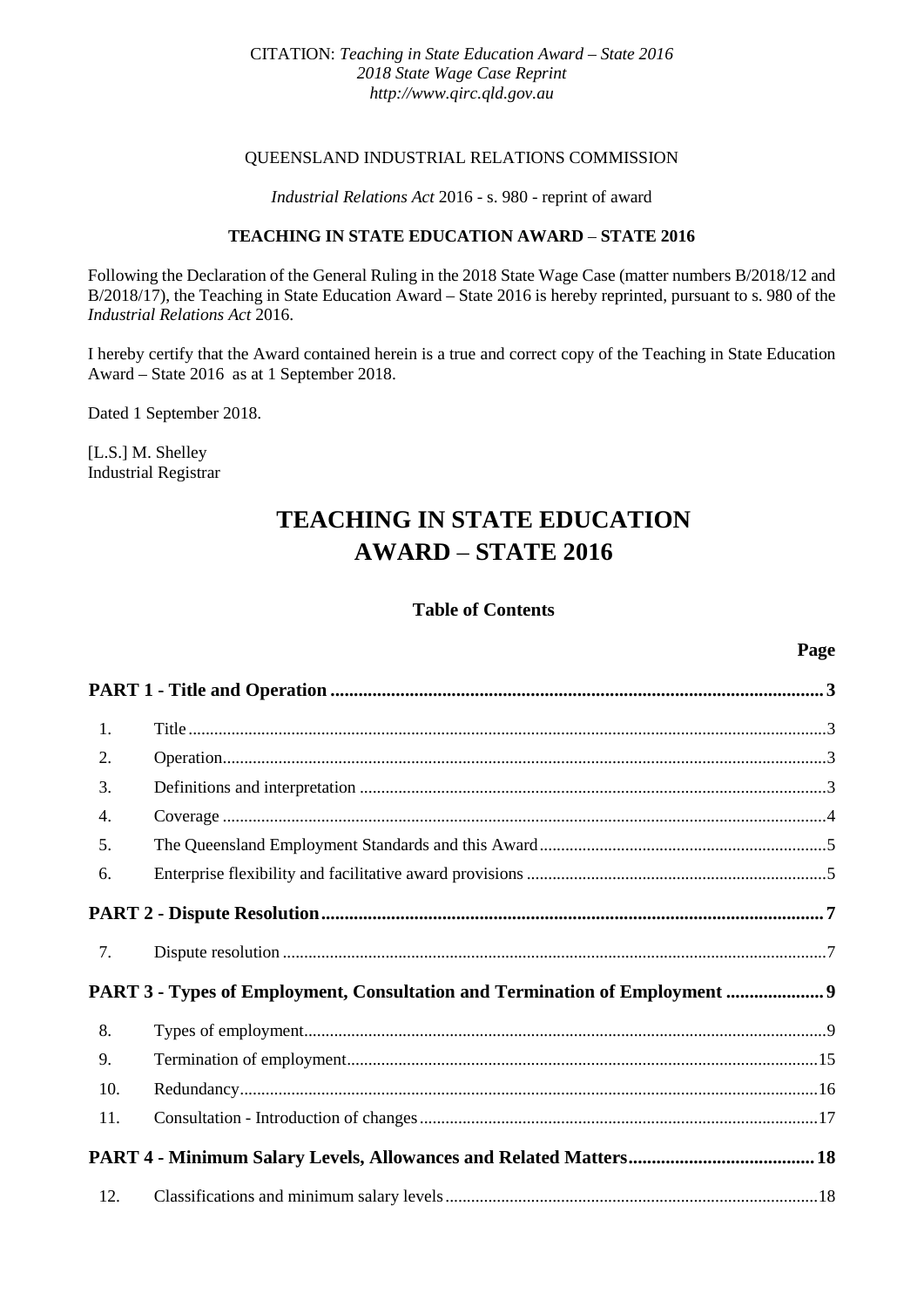CITATION: *Teaching in State Education Award – State 2016*
*2018 State Wage Case Reprint*
*http://www.qirc.qld.gov.au*

QUEENSLAND INDUSTRIAL RELATIONS COMMISSION

*Industrial Relations Act* 2016 - s. 980 - reprint of award

**TEACHING IN STATE EDUCATION AWARD – STATE 2016**

Following the Declaration of the General Ruling in the 2018 State Wage Case (matter numbers B/2018/12 and B/2018/17), the Teaching in State Education Award – State 2016 is hereby reprinted, pursuant to s. 980 of the *Industrial Relations Act* 2016.

I hereby certify that the Award contained herein is a true and correct copy of the Teaching in State Education Award – State 2016 as at 1 September 2018.

Dated 1 September 2018.

[L.S.] M. Shelley
Industrial Registrar

# TEACHING IN STATE EDUCATION AWARD – STATE 2016

## Table of Contents

| | | Page |
|---|---|---|
| **PART 1 - Title and Operation** | | **3** |
| 1. | Title | 3 |
| 2. | Operation | 3 |
| 3. | Definitions and interpretation | 3 |
| 4. | Coverage | 4 |
| 5. | The Queensland Employment Standards and this Award | 5 |
| 6. | Enterprise flexibility and facilitative award provisions | 5 |
| **PART 2 - Dispute Resolution** | | **7** |
| 7. | Dispute resolution | 7 |
| **PART 3 - Types of Employment, Consultation and Termination of Employment** | | **9** |
| 8. | Types of employment | 9 |
| 9. | Termination of employment | 15 |
| 10. | Redundancy | 16 |
| 11. | Consultation - Introduction of changes | 17 |
| **PART 4 - Minimum Salary Levels, Allowances and Related Matters** | | **18** |
| 12. | Classifications and minimum salary levels | 18 |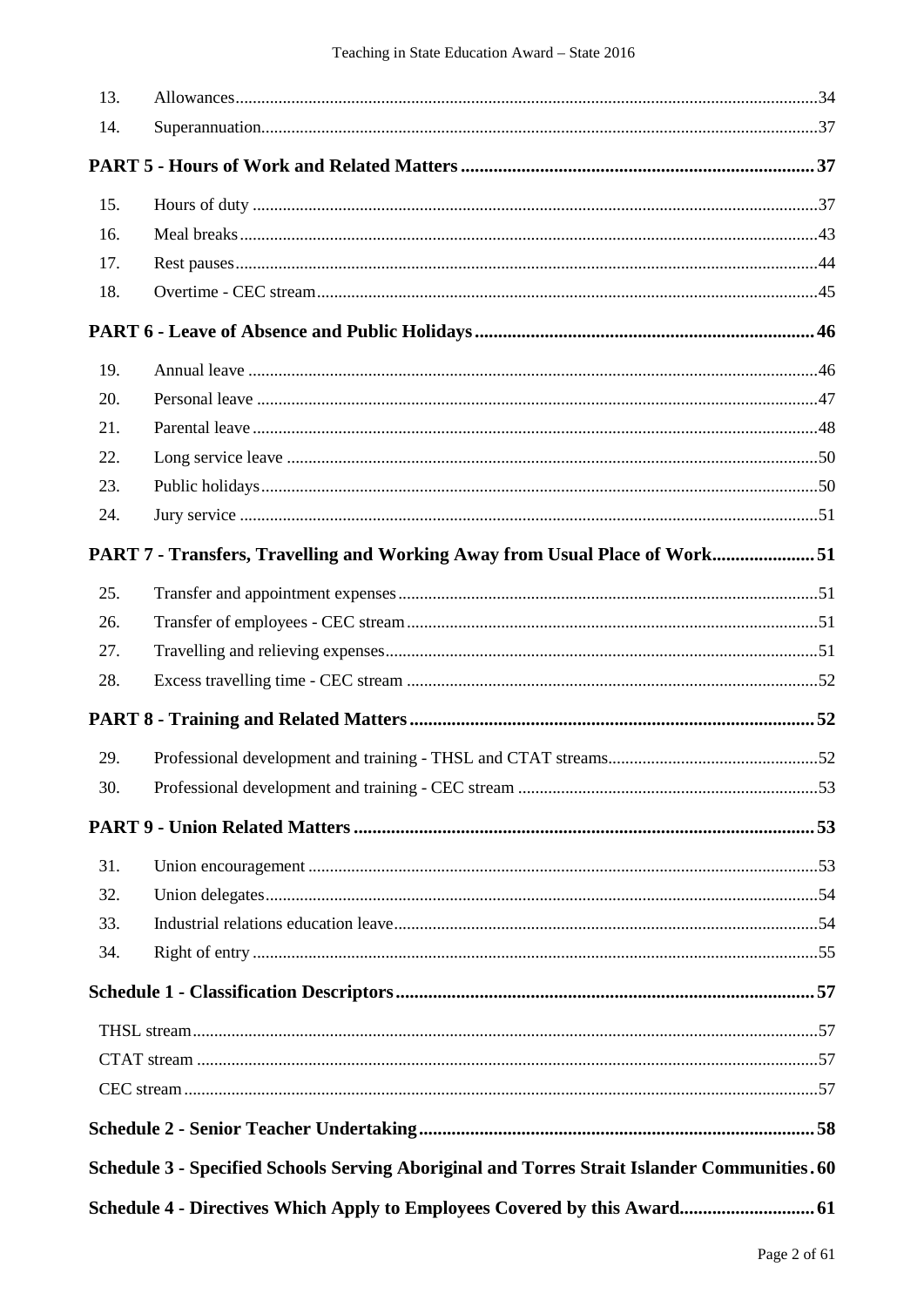| | | |
|---|---|---|
| 13. | Allowances | 34 |
| 14. | Superannuation | 37 |

**PART 5 - Hours of Work and Related Matters** 37

| | | |
|---|---|---|
| 15. | Hours of duty | 37 |
| 16. | Meal breaks | 43 |
| 17. | Rest pauses | 44 |
| 18. | Overtime - CEC stream | 45 |

**PART 6 - Leave of Absence and Public Holidays** 46

| | | |
|---|---|---|
| 19. | Annual leave | 46 |
| 20. | Personal leave | 47 |
| 21. | Parental leave | 48 |
| 22. | Long service leave | 50 |
| 23. | Public holidays | 50 |
| 24. | Jury service | 51 |

**PART 7 - Transfers, Travelling and Working Away from Usual Place of Work** 51

| | | |
|---|---|---|
| 25. | Transfer and appointment expenses | 51 |
| 26. | Transfer of employees - CEC stream | 51 |
| 27. | Travelling and relieving expenses | 51 |
| 28. | Excess travelling time - CEC stream | 52 |

**PART 8 - Training and Related Matters** 52

| | | |
|---|---|---|
| 29. | Professional development and training - THSL and CTAT streams | 52 |
| 30. | Professional development and training - CEC stream | 53 |

**PART 9 - Union Related Matters** 53

| | | |
|---|---|---|
| 31. | Union encouragement | 53 |
| 32. | Union delegates | 54 |
| 33. | Industrial relations education leave | 54 |
| 34. | Right of entry | 55 |

**Schedule 1 - Classification Descriptors** 57

| | |
|---|---|
| THSL stream | 57 |
| CTAT stream | 57 |
| CEC stream | 57 |

**Schedule 2 - Senior Teacher Undertaking** 58

**Schedule 3 - Specified Schools Serving Aboriginal and Torres Strait Islander Communities** 60

**Schedule 4 - Directives Which Apply to Employees Covered by this Award** 61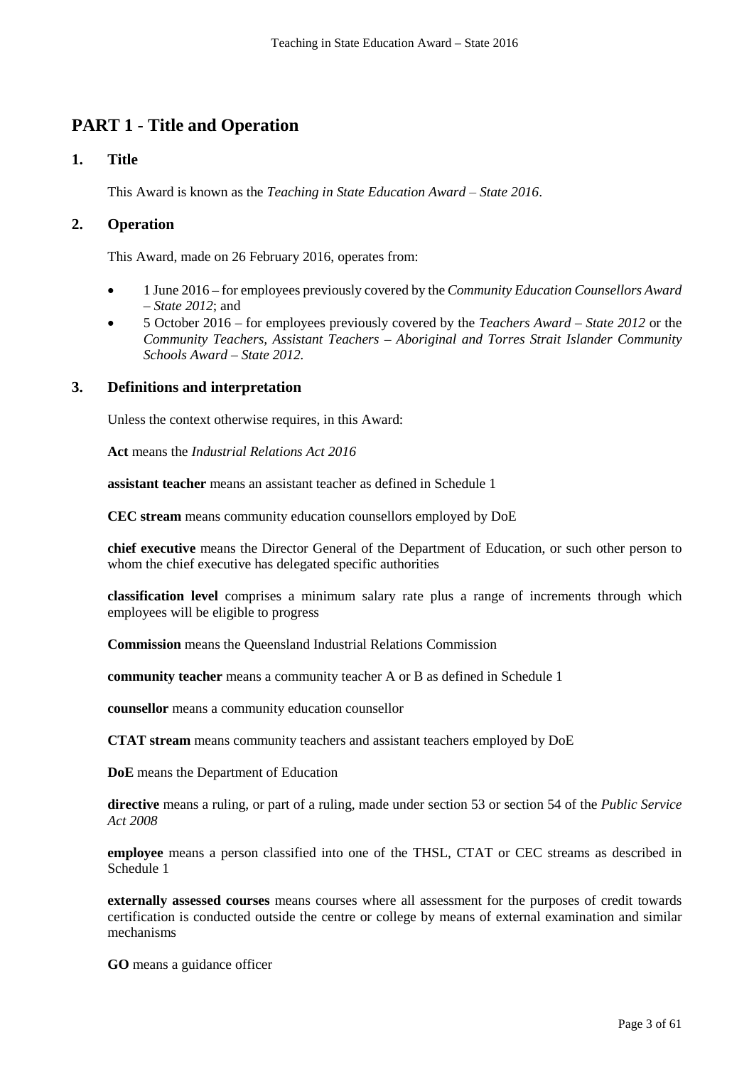# PART 1 - Title and Operation

## 1. Title

This Award is known as the *Teaching in State Education Award – State 2016*.

## 2. Operation

This Award, made on 26 February 2016, operates from:

- 1 June 2016 – for employees previously covered by the *Community Education Counsellors Award – State 2012*; and
- 5 October 2016 – for employees previously covered by the *Teachers Award – State 2012* or the *Community Teachers, Assistant Teachers – Aboriginal and Torres Strait Islander Community Schools Award – State 2012.*

## 3. Definitions and interpretation

Unless the context otherwise requires, in this Award:

**Act** means the *Industrial Relations Act 2016*

**assistant teacher** means an assistant teacher as defined in Schedule 1

**CEC stream** means community education counsellors employed by DoE

**chief executive** means the Director General of the Department of Education, or such other person to whom the chief executive has delegated specific authorities

**classification level** comprises a minimum salary rate plus a range of increments through which employees will be eligible to progress

**Commission** means the Queensland Industrial Relations Commission

**community teacher** means a community teacher A or B as defined in Schedule 1

**counsellor** means a community education counsellor

**CTAT stream** means community teachers and assistant teachers employed by DoE

**DoE** means the Department of Education

**directive** means a ruling, or part of a ruling, made under section 53 or section 54 of the *Public Service Act 2008*

**employee** means a person classified into one of the THSL, CTAT or CEC streams as described in Schedule 1

**externally assessed courses** means courses where all assessment for the purposes of credit towards certification is conducted outside the centre or college by means of external examination and similar mechanisms

**GO** means a guidance officer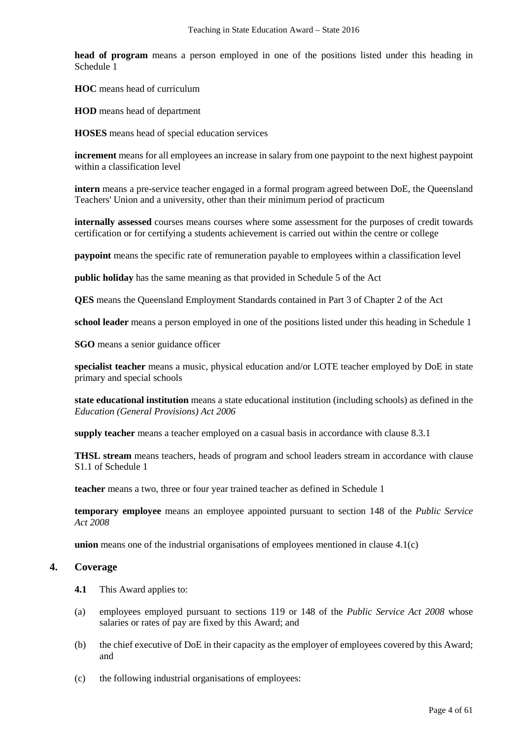**head of program** means a person employed in one of the positions listed under this heading in Schedule 1

**HOC** means head of curriculum

**HOD** means head of department

**HOSES** means head of special education services

**increment** means for all employees an increase in salary from one paypoint to the next highest paypoint within a classification level

**intern** means a pre-service teacher engaged in a formal program agreed between DoE, the Queensland Teachers' Union and a university, other than their minimum period of practicum

**internally assessed** courses means courses where some assessment for the purposes of credit towards certification or for certifying a students achievement is carried out within the centre or college

**paypoint** means the specific rate of remuneration payable to employees within a classification level

**public holiday** has the same meaning as that provided in Schedule 5 of the Act

**QES** means the Queensland Employment Standards contained in Part 3 of Chapter 2 of the Act

**school leader** means a person employed in one of the positions listed under this heading in Schedule 1

**SGO** means a senior guidance officer

**specialist teacher** means a music, physical education and/or LOTE teacher employed by DoE in state primary and special schools

**state educational institution** means a state educational institution (including schools) as defined in the *Education (General Provisions) Act 2006*

**supply teacher** means a teacher employed on a casual basis in accordance with clause 8.3.1

**THSL stream** means teachers, heads of program and school leaders stream in accordance with clause S1.1 of Schedule 1

**teacher** means a two, three or four year trained teacher as defined in Schedule 1

**temporary employee** means an employee appointed pursuant to section 148 of the *Public Service Act 2008*

**union** means one of the industrial organisations of employees mentioned in clause 4.1(c)

## 4. Coverage

**4.1** This Award applies to:

(a) employees employed pursuant to sections 119 or 148 of the *Public Service Act 2008* whose salaries or rates of pay are fixed by this Award; and

(b) the chief executive of DoE in their capacity as the employer of employees covered by this Award; and

(c) the following industrial organisations of employees: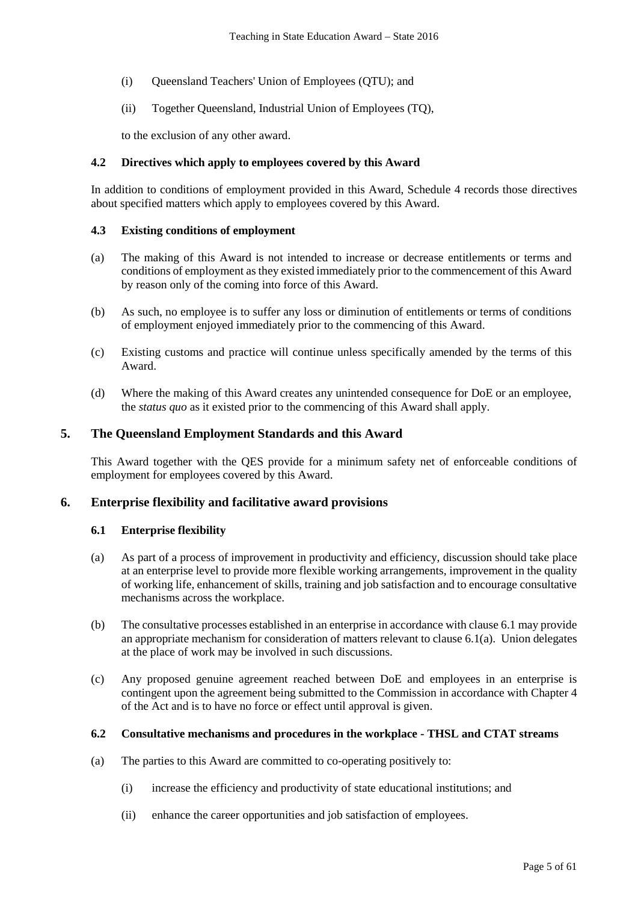(i) Queensland Teachers' Union of Employees (QTU); and

(ii) Together Queensland, Industrial Union of Employees (TQ),

to the exclusion of any other award.

### 4.2 Directives which apply to employees covered by this Award

In addition to conditions of employment provided in this Award, Schedule 4 records those directives about specified matters which apply to employees covered by this Award.

### 4.3 Existing conditions of employment

(a) The making of this Award is not intended to increase or decrease entitlements or terms and conditions of employment as they existed immediately prior to the commencement of this Award by reason only of the coming into force of this Award.

(b) As such, no employee is to suffer any loss or diminution of entitlements or terms of conditions of employment enjoyed immediately prior to the commencing of this Award.

(c) Existing customs and practice will continue unless specifically amended by the terms of this Award.

(d) Where the making of this Award creates any unintended consequence for DoE or an employee, the *status quo* as it existed prior to the commencing of this Award shall apply.

## 5. The Queensland Employment Standards and this Award

This Award together with the QES provide for a minimum safety net of enforceable conditions of employment for employees covered by this Award.

## 6. Enterprise flexibility and facilitative award provisions

### 6.1 Enterprise flexibility

(a) As part of a process of improvement in productivity and efficiency, discussion should take place at an enterprise level to provide more flexible working arrangements, improvement in the quality of working life, enhancement of skills, training and job satisfaction and to encourage consultative mechanisms across the workplace.

(b) The consultative processes established in an enterprise in accordance with clause 6.1 may provide an appropriate mechanism for consideration of matters relevant to clause 6.1(a). Union delegates at the place of work may be involved in such discussions.

(c) Any proposed genuine agreement reached between DoE and employees in an enterprise is contingent upon the agreement being submitted to the Commission in accordance with Chapter 4 of the Act and is to have no force or effect until approval is given.

### 6.2 Consultative mechanisms and procedures in the workplace - THSL and CTAT streams

(a) The parties to this Award are committed to co-operating positively to:

(i) increase the efficiency and productivity of state educational institutions; and

(ii) enhance the career opportunities and job satisfaction of employees.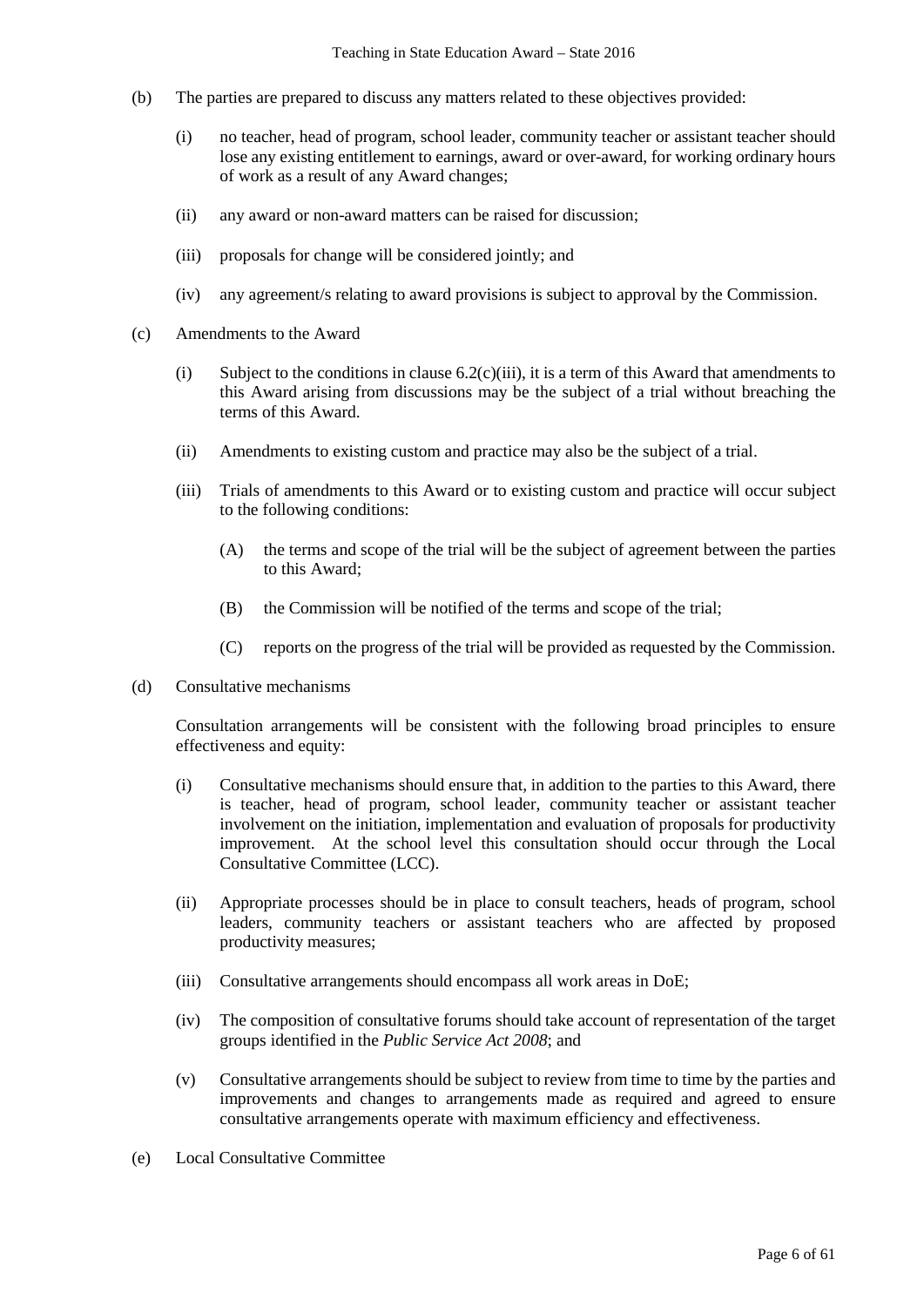(b) The parties are prepared to discuss any matters related to these objectives provided:

  (i) no teacher, head of program, school leader, community teacher or assistant teacher should lose any existing entitlement to earnings, award or over-award, for working ordinary hours of work as a result of any Award changes;

  (ii) any award or non-award matters can be raised for discussion;

  (iii) proposals for change will be considered jointly; and

  (iv) any agreement/s relating to award provisions is subject to approval by the Commission.

(c) Amendments to the Award

  (i) Subject to the conditions in clause 6.2(c)(iii), it is a term of this Award that amendments to this Award arising from discussions may be the subject of a trial without breaching the terms of this Award.

  (ii) Amendments to existing custom and practice may also be the subject of a trial.

  (iii) Trials of amendments to this Award or to existing custom and practice will occur subject to the following conditions:

    (A) the terms and scope of the trial will be the subject of agreement between the parties to this Award;

    (B) the Commission will be notified of the terms and scope of the trial;

    (C) reports on the progress of the trial will be provided as requested by the Commission.

(d) Consultative mechanisms

Consultation arrangements will be consistent with the following broad principles to ensure effectiveness and equity:

  (i) Consultative mechanisms should ensure that, in addition to the parties to this Award, there is teacher, head of program, school leader, community teacher or assistant teacher involvement on the initiation, implementation and evaluation of proposals for productivity improvement. At the school level this consultation should occur through the Local Consultative Committee (LCC).

  (ii) Appropriate processes should be in place to consult teachers, heads of program, school leaders, community teachers or assistant teachers who are affected by proposed productivity measures;

  (iii) Consultative arrangements should encompass all work areas in DoE;

  (iv) The composition of consultative forums should take account of representation of the target groups identified in the *Public Service Act 2008*; and

  (v) Consultative arrangements should be subject to review from time to time by the parties and improvements and changes to arrangements made as required and agreed to ensure consultative arrangements operate with maximum efficiency and effectiveness.

(e) Local Consultative Committee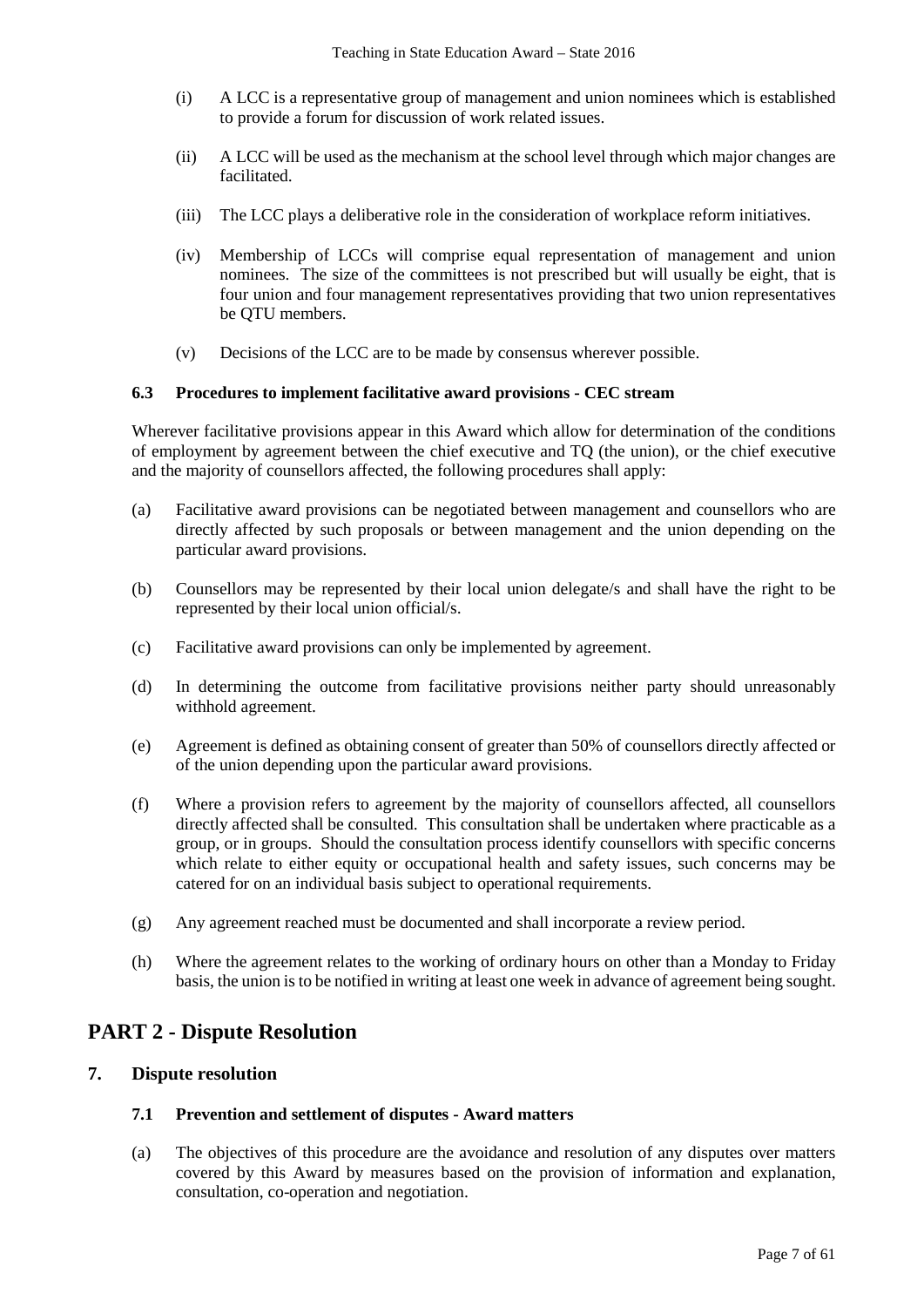(i) A LCC is a representative group of management and union nominees which is established to provide a forum for discussion of work related issues.

(ii) A LCC will be used as the mechanism at the school level through which major changes are facilitated.

(iii) The LCC plays a deliberative role in the consideration of workplace reform initiatives.

(iv) Membership of LCCs will comprise equal representation of management and union nominees. The size of the committees is not prescribed but will usually be eight, that is four union and four management representatives providing that two union representatives be QTU members.

(v) Decisions of the LCC are to be made by consensus wherever possible.

### 6.3 Procedures to implement facilitative award provisions - CEC stream

Wherever facilitative provisions appear in this Award which allow for determination of the conditions of employment by agreement between the chief executive and TQ (the union), or the chief executive and the majority of counsellors affected, the following procedures shall apply:

(a) Facilitative award provisions can be negotiated between management and counsellors who are directly affected by such proposals or between management and the union depending on the particular award provisions.

(b) Counsellors may be represented by their local union delegate/s and shall have the right to be represented by their local union official/s.

(c) Facilitative award provisions can only be implemented by agreement.

(d) In determining the outcome from facilitative provisions neither party should unreasonably withhold agreement.

(e) Agreement is defined as obtaining consent of greater than 50% of counsellors directly affected or of the union depending upon the particular award provisions.

(f) Where a provision refers to agreement by the majority of counsellors affected, all counsellors directly affected shall be consulted. This consultation shall be undertaken where practicable as a group, or in groups. Should the consultation process identify counsellors with specific concerns which relate to either equity or occupational health and safety issues, such concerns may be catered for on an individual basis subject to operational requirements.

(g) Any agreement reached must be documented and shall incorporate a review period.

(h) Where the agreement relates to the working of ordinary hours on other than a Monday to Friday basis, the union is to be notified in writing at least one week in advance of agreement being sought.

# PART 2 - Dispute Resolution

## 7. Dispute resolution

### 7.1 Prevention and settlement of disputes - Award matters

(a) The objectives of this procedure are the avoidance and resolution of any disputes over matters covered by this Award by measures based on the provision of information and explanation, consultation, co-operation and negotiation.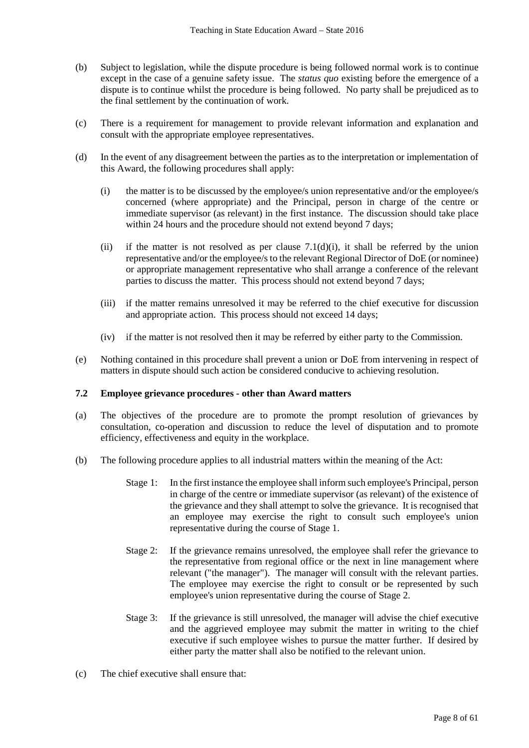(b) Subject to legislation, while the dispute procedure is being followed normal work is to continue except in the case of a genuine safety issue. The *status quo* existing before the emergence of a dispute is to continue whilst the procedure is being followed. No party shall be prejudiced as to the final settlement by the continuation of work.

(c) There is a requirement for management to provide relevant information and explanation and consult with the appropriate employee representatives.

(d) In the event of any disagreement between the parties as to the interpretation or implementation of this Award, the following procedures shall apply:

(i) the matter is to be discussed by the employee/s union representative and/or the employee/s concerned (where appropriate) and the Principal, person in charge of the centre or immediate supervisor (as relevant) in the first instance. The discussion should take place within 24 hours and the procedure should not extend beyond 7 days;

(ii) if the matter is not resolved as per clause 7.1(d)(i), it shall be referred by the union representative and/or the employee/s to the relevant Regional Director of DoE (or nominee) or appropriate management representative who shall arrange a conference of the relevant parties to discuss the matter. This process should not extend beyond 7 days;

(iii) if the matter remains unresolved it may be referred to the chief executive for discussion and appropriate action. This process should not exceed 14 days;

(iv) if the matter is not resolved then it may be referred by either party to the Commission.

(e) Nothing contained in this procedure shall prevent a union or DoE from intervening in respect of matters in dispute should such action be considered conducive to achieving resolution.

### 7.2 Employee grievance procedures - other than Award matters

(a) The objectives of the procedure are to promote the prompt resolution of grievances by consultation, co-operation and discussion to reduce the level of disputation and to promote efficiency, effectiveness and equity in the workplace.

(b) The following procedure applies to all industrial matters within the meaning of the Act:

Stage 1: In the first instance the employee shall inform such employee's Principal, person in charge of the centre or immediate supervisor (as relevant) of the existence of the grievance and they shall attempt to solve the grievance. It is recognised that an employee may exercise the right to consult such employee's union representative during the course of Stage 1.

Stage 2: If the grievance remains unresolved, the employee shall refer the grievance to the representative from regional office or the next in line management where relevant ("the manager"). The manager will consult with the relevant parties. The employee may exercise the right to consult or be represented by such employee's union representative during the course of Stage 2.

Stage 3: If the grievance is still unresolved, the manager will advise the chief executive and the aggrieved employee may submit the matter in writing to the chief executive if such employee wishes to pursue the matter further. If desired by either party the matter shall also be notified to the relevant union.

(c) The chief executive shall ensure that: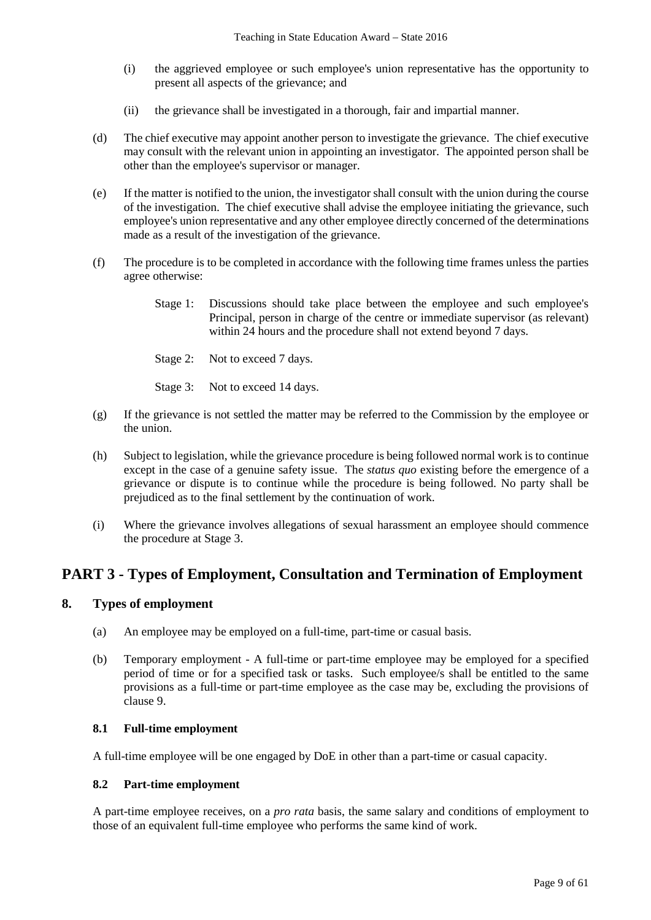(i) the aggrieved employee or such employee's union representative has the opportunity to present all aspects of the grievance; and

(ii) the grievance shall be investigated in a thorough, fair and impartial manner.

(d) The chief executive may appoint another person to investigate the grievance. The chief executive may consult with the relevant union in appointing an investigator. The appointed person shall be other than the employee's supervisor or manager.

(e) If the matter is notified to the union, the investigator shall consult with the union during the course of the investigation. The chief executive shall advise the employee initiating the grievance, such employee's union representative and any other employee directly concerned of the determinations made as a result of the investigation of the grievance.

(f) The procedure is to be completed in accordance with the following time frames unless the parties agree otherwise:

Stage 1: Discussions should take place between the employee and such employee's Principal, person in charge of the centre or immediate supervisor (as relevant) within 24 hours and the procedure shall not extend beyond 7 days.

Stage 2: Not to exceed 7 days.

Stage 3: Not to exceed 14 days.

(g) If the grievance is not settled the matter may be referred to the Commission by the employee or the union.

(h) Subject to legislation, while the grievance procedure is being followed normal work is to continue except in the case of a genuine safety issue. The *status quo* existing before the emergence of a grievance or dispute is to continue while the procedure is being followed. No party shall be prejudiced as to the final settlement by the continuation of work.

(i) Where the grievance involves allegations of sexual harassment an employee should commence the procedure at Stage 3.

# PART 3 - Types of Employment, Consultation and Termination of Employment

## 8. Types of employment

(a) An employee may be employed on a full-time, part-time or casual basis.

(b) Temporary employment - A full-time or part-time employee may be employed for a specified period of time or for a specified task or tasks. Such employee/s shall be entitled to the same provisions as a full-time or part-time employee as the case may be, excluding the provisions of clause 9.

### 8.1 Full-time employment

A full-time employee will be one engaged by DoE in other than a part-time or casual capacity.

### 8.2 Part-time employment

A part-time employee receives, on a *pro rata* basis, the same salary and conditions of employment to those of an equivalent full-time employee who performs the same kind of work.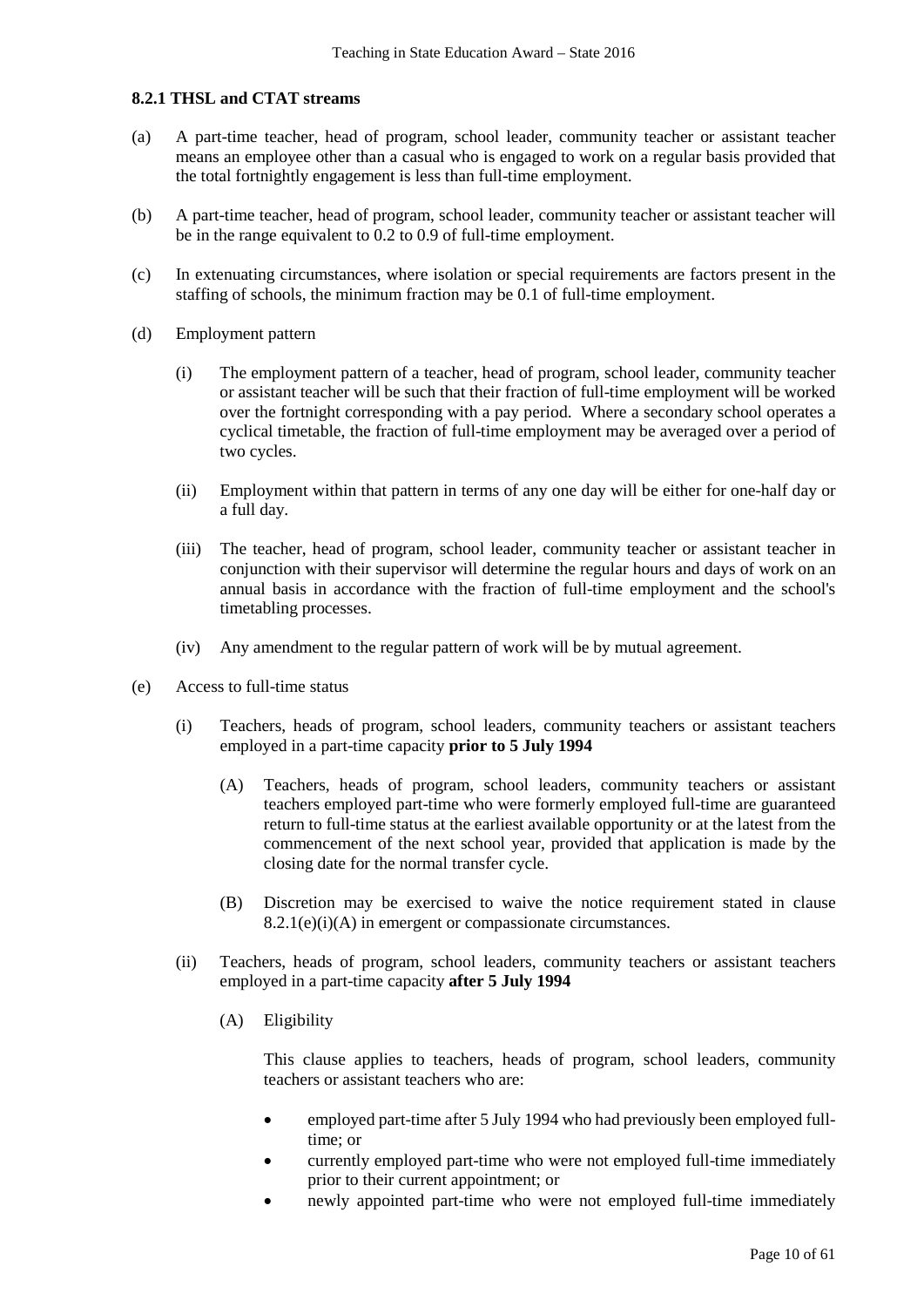### 8.2.1 THSL and CTAT streams

(a) A part-time teacher, head of program, school leader, community teacher or assistant teacher means an employee other than a casual who is engaged to work on a regular basis provided that the total fortnightly engagement is less than full-time employment.

(b) A part-time teacher, head of program, school leader, community teacher or assistant teacher will be in the range equivalent to 0.2 to 0.9 of full-time employment.

(c) In extenuating circumstances, where isolation or special requirements are factors present in the staffing of schools, the minimum fraction may be 0.1 of full-time employment.

(d) Employment pattern

  (i) The employment pattern of a teacher, head of program, school leader, community teacher or assistant teacher will be such that their fraction of full-time employment will be worked over the fortnight corresponding with a pay period. Where a secondary school operates a cyclical timetable, the fraction of full-time employment may be averaged over a period of two cycles.

  (ii) Employment within that pattern in terms of any one day will be either for one-half day or a full day.

  (iii) The teacher, head of program, school leader, community teacher or assistant teacher in conjunction with their supervisor will determine the regular hours and days of work on an annual basis in accordance with the fraction of full-time employment and the school's timetabling processes.

  (iv) Any amendment to the regular pattern of work will be by mutual agreement.

(e) Access to full-time status

  (i) Teachers, heads of program, school leaders, community teachers or assistant teachers employed in a part-time capacity **prior to 5 July 1994**

    (A) Teachers, heads of program, school leaders, community teachers or assistant teachers employed part-time who were formerly employed full-time are guaranteed return to full-time status at the earliest available opportunity or at the latest from the commencement of the next school year, provided that application is made by the closing date for the normal transfer cycle.

    (B) Discretion may be exercised to waive the notice requirement stated in clause 8.2.1(e)(i)(A) in emergent or compassionate circumstances.

  (ii) Teachers, heads of program, school leaders, community teachers or assistant teachers employed in a part-time capacity **after 5 July 1994**

    (A) Eligibility

    This clause applies to teachers, heads of program, school leaders, community teachers or assistant teachers who are:

    - employed part-time after 5 July 1994 who had previously been employed full-time; or
    - currently employed part-time who were not employed full-time immediately prior to their current appointment; or
    - newly appointed part-time who were not employed full-time immediately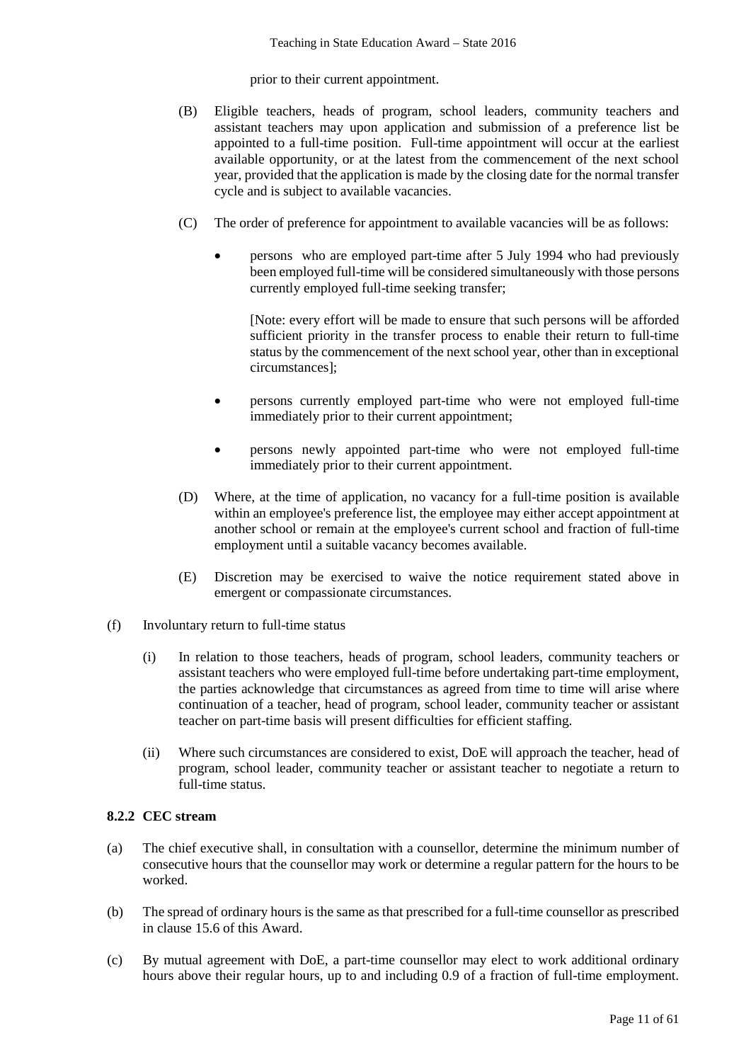prior to their current appointment.

(B) Eligible teachers, heads of program, school leaders, community teachers and assistant teachers may upon application and submission of a preference list be appointed to a full-time position. Full-time appointment will occur at the earliest available opportunity, or at the latest from the commencement of the next school year, provided that the application is made by the closing date for the normal transfer cycle and is subject to available vacancies.

(C) The order of preference for appointment to available vacancies will be as follows:

- persons who are employed part-time after 5 July 1994 who had previously been employed full-time will be considered simultaneously with those persons currently employed full-time seeking transfer;

  [Note: every effort will be made to ensure that such persons will be afforded sufficient priority in the transfer process to enable their return to full-time status by the commencement of the next school year, other than in exceptional circumstances];

- persons currently employed part-time who were not employed full-time immediately prior to their current appointment;

- persons newly appointed part-time who were not employed full-time immediately prior to their current appointment.

(D) Where, at the time of application, no vacancy for a full-time position is available within an employee's preference list, the employee may either accept appointment at another school or remain at the employee's current school and fraction of full-time employment until a suitable vacancy becomes available.

(E) Discretion may be exercised to waive the notice requirement stated above in emergent or compassionate circumstances.

(f) Involuntary return to full-time status

(i) In relation to those teachers, heads of program, school leaders, community teachers or assistant teachers who were employed full-time before undertaking part-time employment, the parties acknowledge that circumstances as agreed from time to time will arise where continuation of a teacher, head of program, school leader, community teacher or assistant teacher on part-time basis will present difficulties for efficient staffing.

(ii) Where such circumstances are considered to exist, DoE will approach the teacher, head of program, school leader, community teacher or assistant teacher to negotiate a return to full-time status.

### 8.2.2 CEC stream

(a) The chief executive shall, in consultation with a counsellor, determine the minimum number of consecutive hours that the counsellor may work or determine a regular pattern for the hours to be worked.

(b) The spread of ordinary hours is the same as that prescribed for a full-time counsellor as prescribed in clause 15.6 of this Award.

(c) By mutual agreement with DoE, a part-time counsellor may elect to work additional ordinary hours above their regular hours, up to and including 0.9 of a fraction of full-time employment.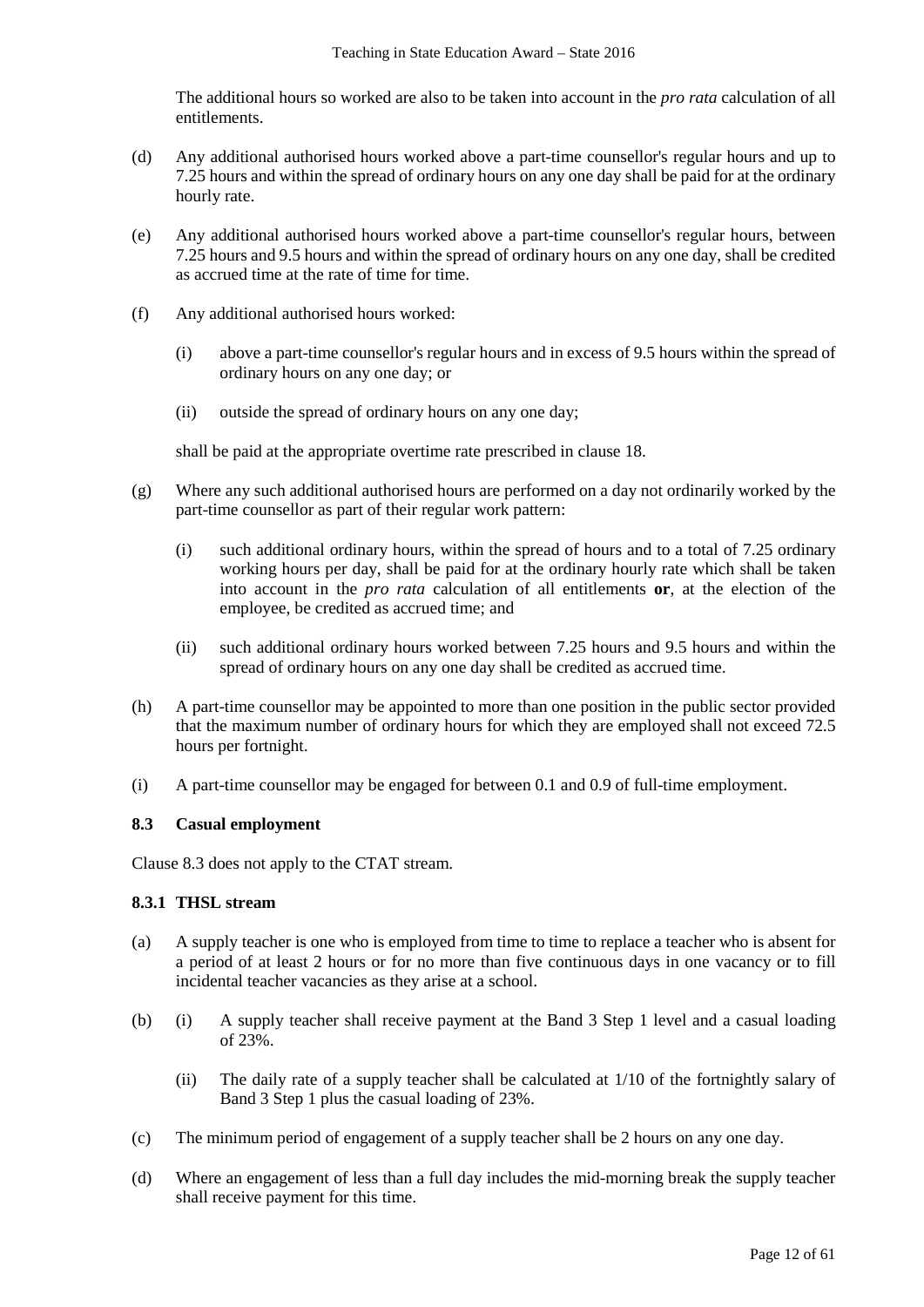The additional hours so worked are also to be taken into account in the *pro rata* calculation of all entitlements.

(d) Any additional authorised hours worked above a part-time counsellor's regular hours and up to 7.25 hours and within the spread of ordinary hours on any one day shall be paid for at the ordinary hourly rate.

(e) Any additional authorised hours worked above a part-time counsellor's regular hours, between 7.25 hours and 9.5 hours and within the spread of ordinary hours on any one day, shall be credited as accrued time at the rate of time for time.

(f) Any additional authorised hours worked:

(i) above a part-time counsellor's regular hours and in excess of 9.5 hours within the spread of ordinary hours on any one day; or

(ii) outside the spread of ordinary hours on any one day;

shall be paid at the appropriate overtime rate prescribed in clause 18.

(g) Where any such additional authorised hours are performed on a day not ordinarily worked by the part-time counsellor as part of their regular work pattern:

(i) such additional ordinary hours, within the spread of hours and to a total of 7.25 ordinary working hours per day, shall be paid for at the ordinary hourly rate which shall be taken into account in the *pro rata* calculation of all entitlements **or**, at the election of the employee, be credited as accrued time; and

(ii) such additional ordinary hours worked between 7.25 hours and 9.5 hours and within the spread of ordinary hours on any one day shall be credited as accrued time.

(h) A part-time counsellor may be appointed to more than one position in the public sector provided that the maximum number of ordinary hours for which they are employed shall not exceed 72.5 hours per fortnight.

(i) A part-time counsellor may be engaged for between 0.1 and 0.9 of full-time employment.

### 8.3 Casual employment

Clause 8.3 does not apply to the CTAT stream.

#### 8.3.1 THSL stream

(a) A supply teacher is one who is employed from time to time to replace a teacher who is absent for a period of at least 2 hours or for no more than five continuous days in one vacancy or to fill incidental teacher vacancies as they arise at a school.

(b) (i) A supply teacher shall receive payment at the Band 3 Step 1 level and a casual loading of 23%.

(ii) The daily rate of a supply teacher shall be calculated at 1/10 of the fortnightly salary of Band 3 Step 1 plus the casual loading of 23%.

(c) The minimum period of engagement of a supply teacher shall be 2 hours on any one day.

(d) Where an engagement of less than a full day includes the mid-morning break the supply teacher shall receive payment for this time.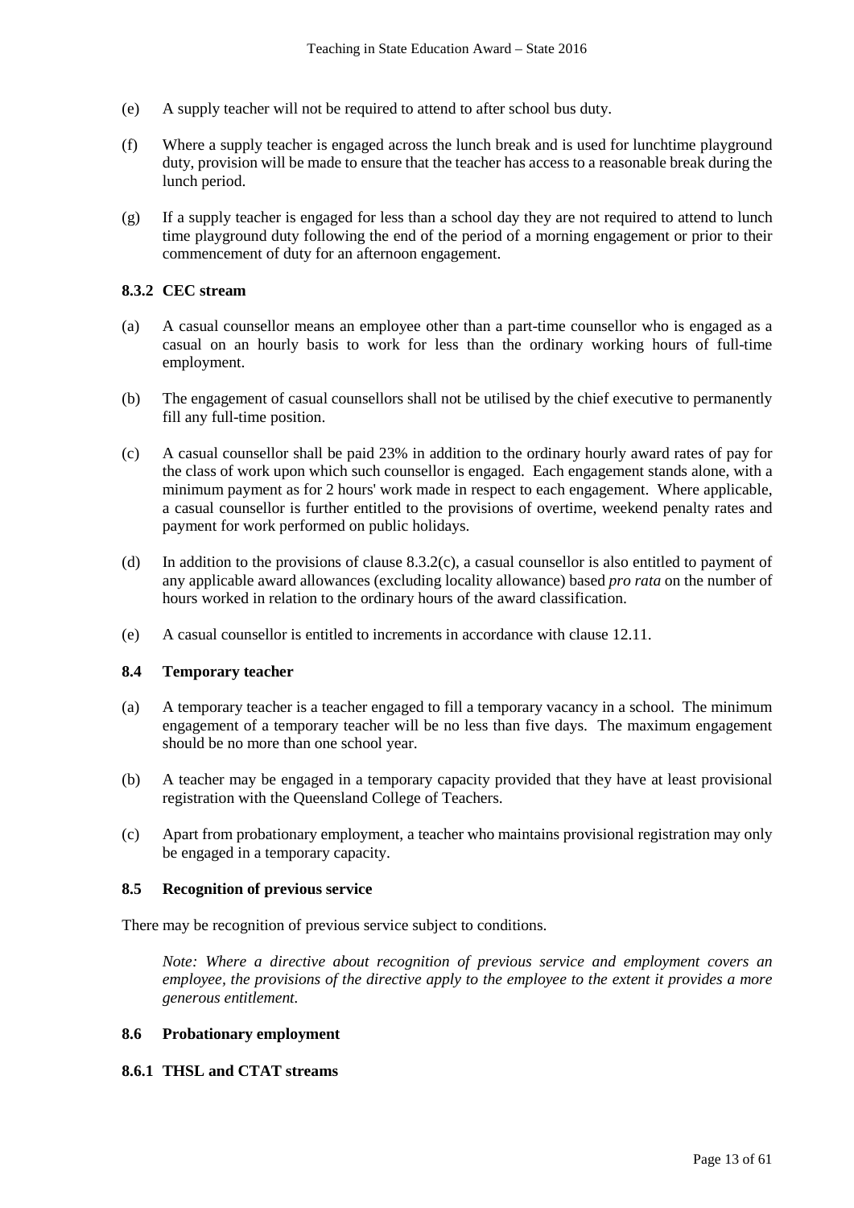(e) A supply teacher will not be required to attend to after school bus duty.

(f) Where a supply teacher is engaged across the lunch break and is used for lunchtime playground duty, provision will be made to ensure that the teacher has access to a reasonable break during the lunch period.

(g) If a supply teacher is engaged for less than a school day they are not required to attend to lunch time playground duty following the end of the period of a morning engagement or prior to their commencement of duty for an afternoon engagement.

### 8.3.2 CEC stream

(a) A casual counsellor means an employee other than a part-time counsellor who is engaged as a casual on an hourly basis to work for less than the ordinary working hours of full-time employment.

(b) The engagement of casual counsellors shall not be utilised by the chief executive to permanently fill any full-time position.

(c) A casual counsellor shall be paid 23% in addition to the ordinary hourly award rates of pay for the class of work upon which such counsellor is engaged. Each engagement stands alone, with a minimum payment as for 2 hours' work made in respect to each engagement. Where applicable, a casual counsellor is further entitled to the provisions of overtime, weekend penalty rates and payment for work performed on public holidays.

(d) In addition to the provisions of clause 8.3.2(c), a casual counsellor is also entitled to payment of any applicable award allowances (excluding locality allowance) based *pro rata* on the number of hours worked in relation to the ordinary hours of the award classification.

(e) A casual counsellor is entitled to increments in accordance with clause 12.11.

### 8.4 Temporary teacher

(a) A temporary teacher is a teacher engaged to fill a temporary vacancy in a school. The minimum engagement of a temporary teacher will be no less than five days. The maximum engagement should be no more than one school year.

(b) A teacher may be engaged in a temporary capacity provided that they have at least provisional registration with the Queensland College of Teachers.

(c) Apart from probationary employment, a teacher who maintains provisional registration may only be engaged in a temporary capacity.

### 8.5 Recognition of previous service

There may be recognition of previous service subject to conditions.

> *Note: Where a directive about recognition of previous service and employment covers an employee, the provisions of the directive apply to the employee to the extent it provides a more generous entitlement.*

### 8.6 Probationary employment

### 8.6.1 THSL and CTAT streams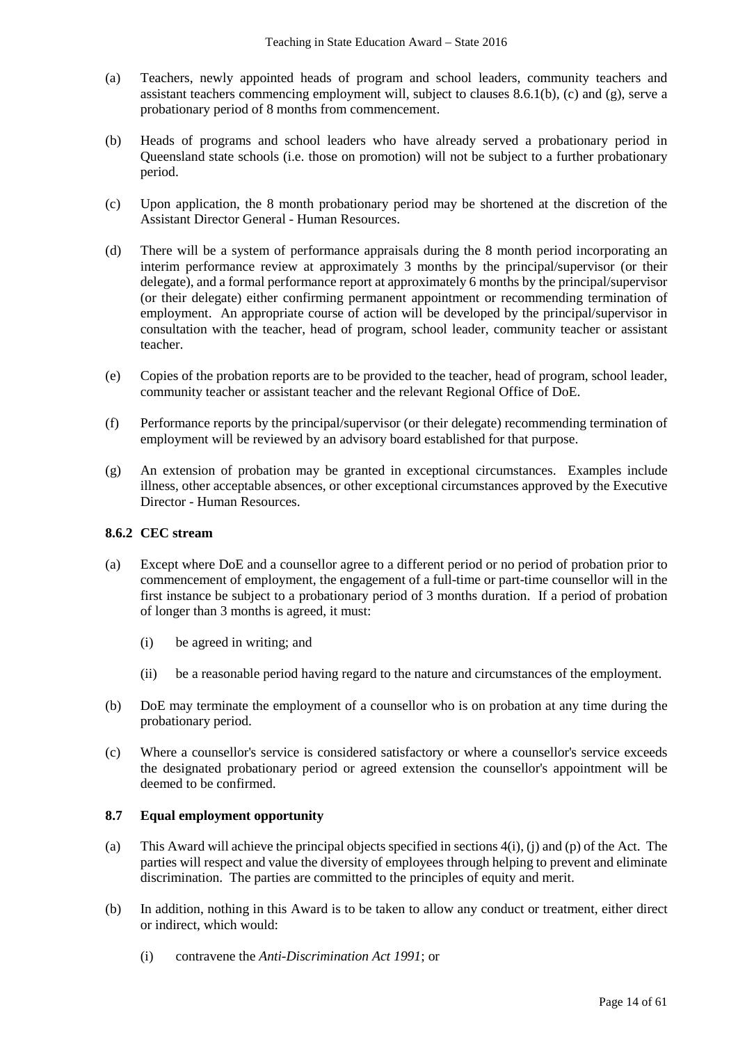(a) Teachers, newly appointed heads of program and school leaders, community teachers and assistant teachers commencing employment will, subject to clauses 8.6.1(b), (c) and (g), serve a probationary period of 8 months from commencement.

(b) Heads of programs and school leaders who have already served a probationary period in Queensland state schools (i.e. those on promotion) will not be subject to a further probationary period.

(c) Upon application, the 8 month probationary period may be shortened at the discretion of the Assistant Director General - Human Resources.

(d) There will be a system of performance appraisals during the 8 month period incorporating an interim performance review at approximately 3 months by the principal/supervisor (or their delegate), and a formal performance report at approximately 6 months by the principal/supervisor (or their delegate) either confirming permanent appointment or recommending termination of employment. An appropriate course of action will be developed by the principal/supervisor in consultation with the teacher, head of program, school leader, community teacher or assistant teacher.

(e) Copies of the probation reports are to be provided to the teacher, head of program, school leader, community teacher or assistant teacher and the relevant Regional Office of DoE.

(f) Performance reports by the principal/supervisor (or their delegate) recommending termination of employment will be reviewed by an advisory board established for that purpose.

(g) An extension of probation may be granted in exceptional circumstances. Examples include illness, other acceptable absences, or other exceptional circumstances approved by the Executive Director - Human Resources.

### 8.6.2 CEC stream

(a) Except where DoE and a counsellor agree to a different period or no period of probation prior to commencement of employment, the engagement of a full-time or part-time counsellor will in the first instance be subject to a probationary period of 3 months duration. If a period of probation of longer than 3 months is agreed, it must:

   (i) be agreed in writing; and

   (ii) be a reasonable period having regard to the nature and circumstances of the employment.

(b) DoE may terminate the employment of a counsellor who is on probation at any time during the probationary period.

(c) Where a counsellor's service is considered satisfactory or where a counsellor's service exceeds the designated probationary period or agreed extension the counsellor's appointment will be deemed to be confirmed.

### 8.7 Equal employment opportunity

(a) This Award will achieve the principal objects specified in sections 4(i), (j) and (p) of the Act. The parties will respect and value the diversity of employees through helping to prevent and eliminate discrimination. The parties are committed to the principles of equity and merit.

(b) In addition, nothing in this Award is to be taken to allow any conduct or treatment, either direct or indirect, which would:

   (i) contravene the *Anti-Discrimination Act 1991*; or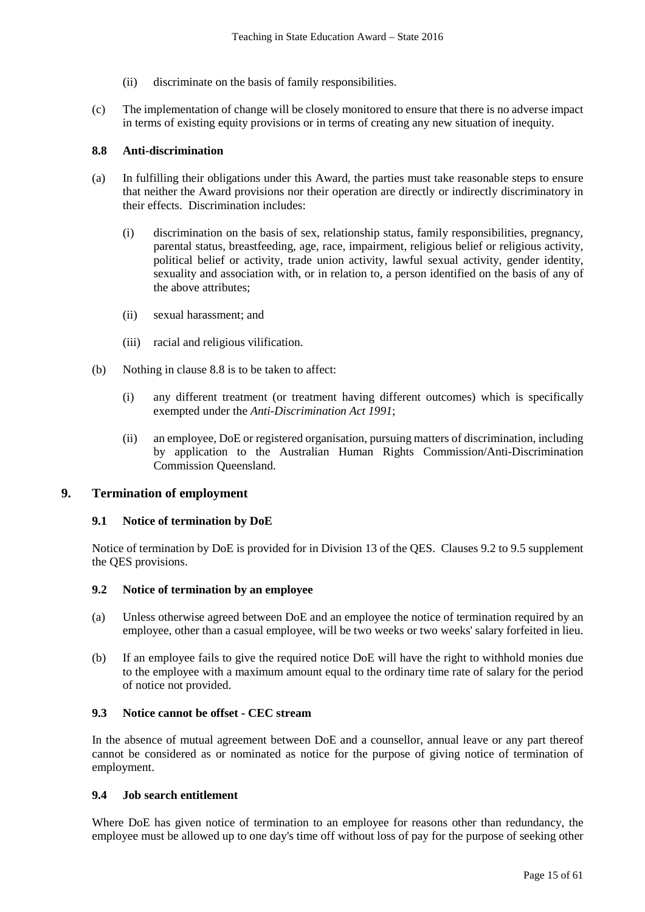(ii) discriminate on the basis of family responsibilities.

(c) The implementation of change will be closely monitored to ensure that there is no adverse impact in terms of existing equity provisions or in terms of creating any new situation of inequity.

### 8.8 Anti-discrimination

(a) In fulfilling their obligations under this Award, the parties must take reasonable steps to ensure that neither the Award provisions nor their operation are directly or indirectly discriminatory in their effects. Discrimination includes:

(i) discrimination on the basis of sex, relationship status, family responsibilities, pregnancy, parental status, breastfeeding, age, race, impairment, religious belief or religious activity, political belief or activity, trade union activity, lawful sexual activity, gender identity, sexuality and association with, or in relation to, a person identified on the basis of any of the above attributes;

(ii) sexual harassment; and

(iii) racial and religious vilification.

(b) Nothing in clause 8.8 is to be taken to affect:

(i) any different treatment (or treatment having different outcomes) which is specifically exempted under the *Anti-Discrimination Act 1991*;

(ii) an employee, DoE or registered organisation, pursuing matters of discrimination, including by application to the Australian Human Rights Commission/Anti-Discrimination Commission Queensland.

## 9. Termination of employment

### 9.1 Notice of termination by DoE

Notice of termination by DoE is provided for in Division 13 of the QES. Clauses 9.2 to 9.5 supplement the QES provisions.

### 9.2 Notice of termination by an employee

(a) Unless otherwise agreed between DoE and an employee the notice of termination required by an employee, other than a casual employee, will be two weeks or two weeks' salary forfeited in lieu.

(b) If an employee fails to give the required notice DoE will have the right to withhold monies due to the employee with a maximum amount equal to the ordinary time rate of salary for the period of notice not provided.

### 9.3 Notice cannot be offset - CEC stream

In the absence of mutual agreement between DoE and a counsellor, annual leave or any part thereof cannot be considered as or nominated as notice for the purpose of giving notice of termination of employment.

### 9.4 Job search entitlement

Where DoE has given notice of termination to an employee for reasons other than redundancy, the employee must be allowed up to one day's time off without loss of pay for the purpose of seeking other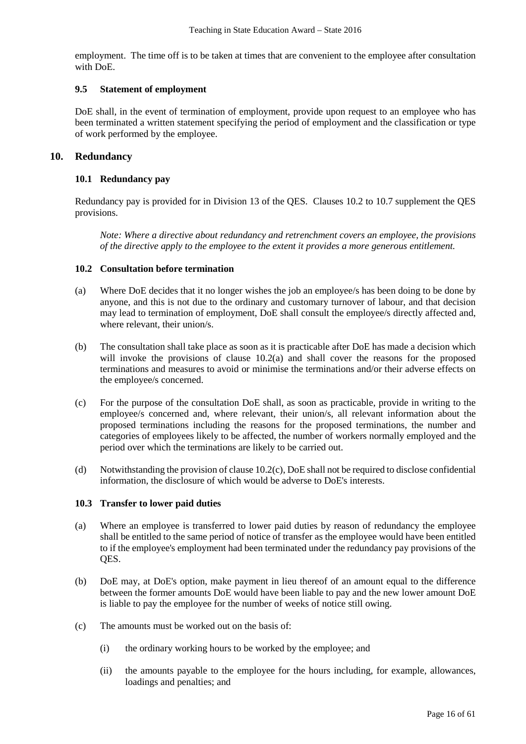employment. The time off is to be taken at times that are convenient to the employee after consultation with DoE.

### 9.5 Statement of employment

DoE shall, in the event of termination of employment, provide upon request to an employee who has been terminated a written statement specifying the period of employment and the classification or type of work performed by the employee.

## 10. Redundancy

### 10.1 Redundancy pay

Redundancy pay is provided for in Division 13 of the QES. Clauses 10.2 to 10.7 supplement the QES provisions.

*Note: Where a directive about redundancy and retrenchment covers an employee, the provisions of the directive apply to the employee to the extent it provides a more generous entitlement.*

### 10.2 Consultation before termination

(a) Where DoE decides that it no longer wishes the job an employee/s has been doing to be done by anyone, and this is not due to the ordinary and customary turnover of labour, and that decision may lead to termination of employment, DoE shall consult the employee/s directly affected and, where relevant, their union/s.

(b) The consultation shall take place as soon as it is practicable after DoE has made a decision which will invoke the provisions of clause 10.2(a) and shall cover the reasons for the proposed terminations and measures to avoid or minimise the terminations and/or their adverse effects on the employee/s concerned.

(c) For the purpose of the consultation DoE shall, as soon as practicable, provide in writing to the employee/s concerned and, where relevant, their union/s, all relevant information about the proposed terminations including the reasons for the proposed terminations, the number and categories of employees likely to be affected, the number of workers normally employed and the period over which the terminations are likely to be carried out.

(d) Notwithstanding the provision of clause 10.2(c), DoE shall not be required to disclose confidential information, the disclosure of which would be adverse to DoE's interests.

### 10.3 Transfer to lower paid duties

(a) Where an employee is transferred to lower paid duties by reason of redundancy the employee shall be entitled to the same period of notice of transfer as the employee would have been entitled to if the employee's employment had been terminated under the redundancy pay provisions of the QES.

(b) DoE may, at DoE's option, make payment in lieu thereof of an amount equal to the difference between the former amounts DoE would have been liable to pay and the new lower amount DoE is liable to pay the employee for the number of weeks of notice still owing.

(c) The amounts must be worked out on the basis of:

(i) the ordinary working hours to be worked by the employee; and

(ii) the amounts payable to the employee for the hours including, for example, allowances, loadings and penalties; and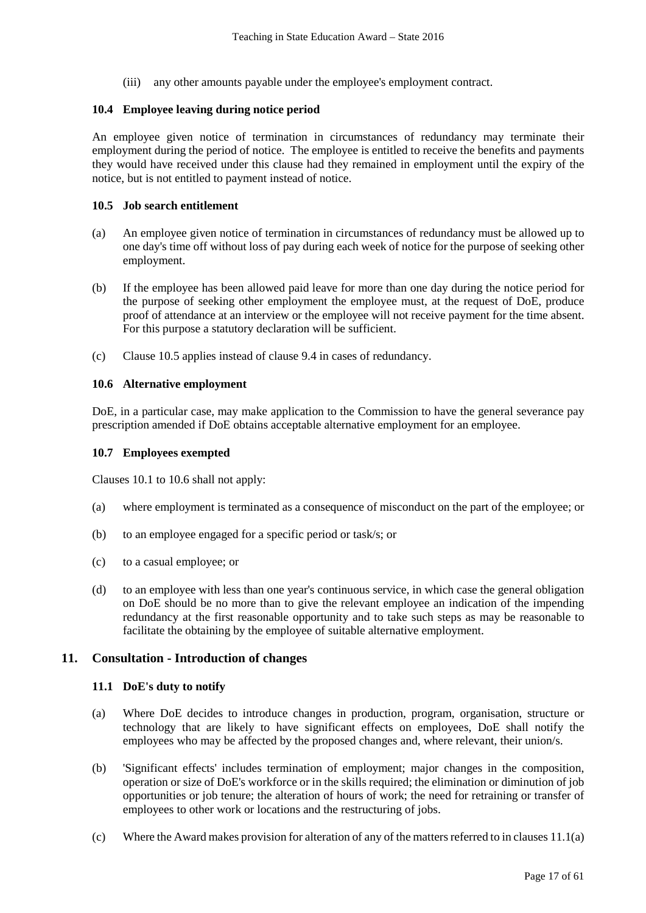(iii) any other amounts payable under the employee's employment contract.

### 10.4 Employee leaving during notice period

An employee given notice of termination in circumstances of redundancy may terminate their employment during the period of notice. The employee is entitled to receive the benefits and payments they would have received under this clause had they remained in employment until the expiry of the notice, but is not entitled to payment instead of notice.

### 10.5 Job search entitlement

(a) An employee given notice of termination in circumstances of redundancy must be allowed up to one day's time off without loss of pay during each week of notice for the purpose of seeking other employment.

(b) If the employee has been allowed paid leave for more than one day during the notice period for the purpose of seeking other employment the employee must, at the request of DoE, produce proof of attendance at an interview or the employee will not receive payment for the time absent. For this purpose a statutory declaration will be sufficient.

(c) Clause 10.5 applies instead of clause 9.4 in cases of redundancy.

### 10.6 Alternative employment

DoE, in a particular case, may make application to the Commission to have the general severance pay prescription amended if DoE obtains acceptable alternative employment for an employee.

### 10.7 Employees exempted

Clauses 10.1 to 10.6 shall not apply:

(a) where employment is terminated as a consequence of misconduct on the part of the employee; or

(b) to an employee engaged for a specific period or task/s; or

(c) to a casual employee; or

(d) to an employee with less than one year's continuous service, in which case the general obligation on DoE should be no more than to give the relevant employee an indication of the impending redundancy at the first reasonable opportunity and to take such steps as may be reasonable to facilitate the obtaining by the employee of suitable alternative employment.

## 11. Consultation - Introduction of changes

### 11.1 DoE's duty to notify

(a) Where DoE decides to introduce changes in production, program, organisation, structure or technology that are likely to have significant effects on employees, DoE shall notify the employees who may be affected by the proposed changes and, where relevant, their union/s.

(b) 'Significant effects' includes termination of employment; major changes in the composition, operation or size of DoE's workforce or in the skills required; the elimination or diminution of job opportunities or job tenure; the alteration of hours of work; the need for retraining or transfer of employees to other work or locations and the restructuring of jobs.

(c) Where the Award makes provision for alteration of any of the matters referred to in clauses 11.1(a)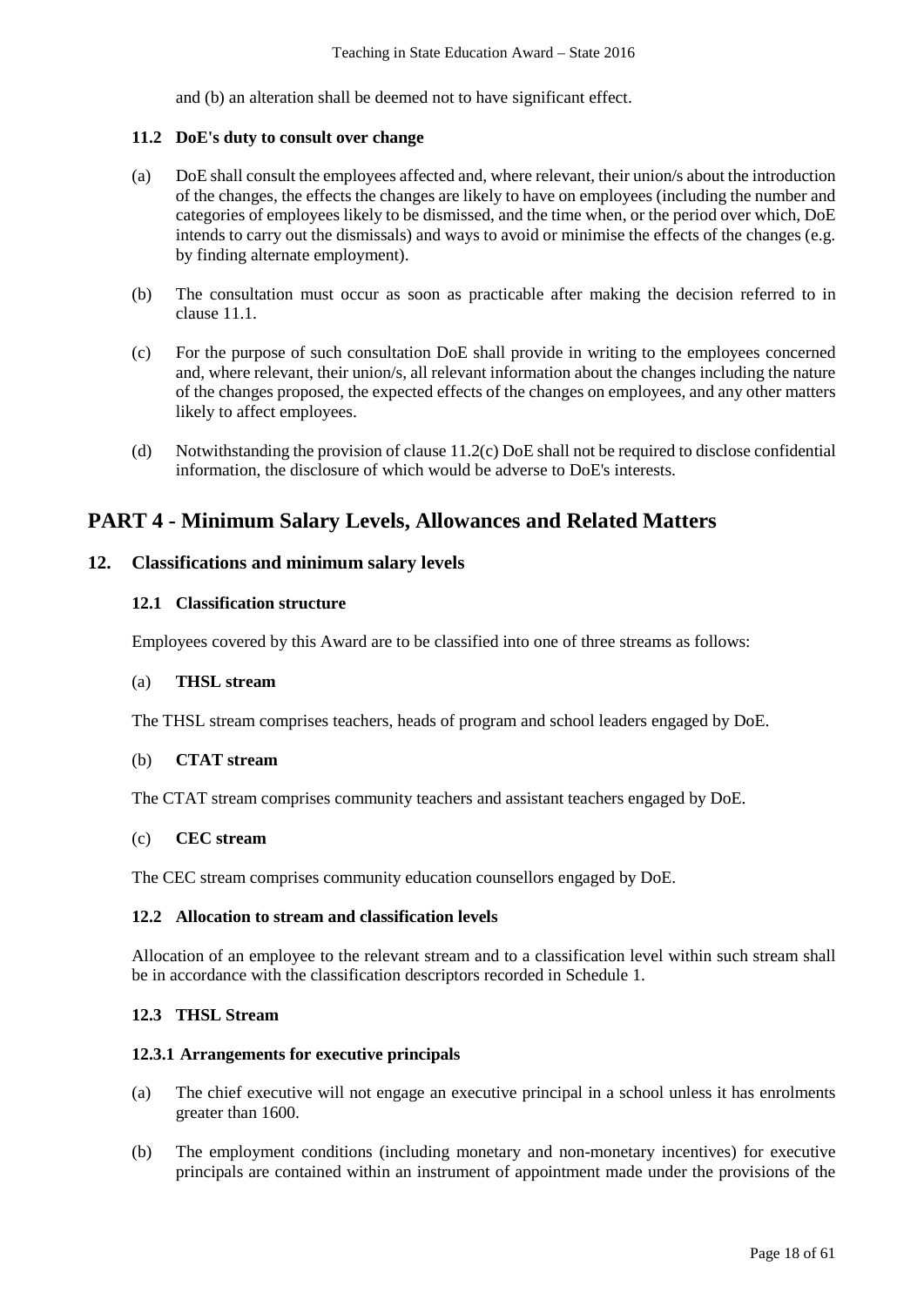and (b) an alteration shall be deemed not to have significant effect.

### 11.2 DoE's duty to consult over change

(a) DoE shall consult the employees affected and, where relevant, their union/s about the introduction of the changes, the effects the changes are likely to have on employees (including the number and categories of employees likely to be dismissed, and the time when, or the period over which, DoE intends to carry out the dismissals) and ways to avoid or minimise the effects of the changes (e.g. by finding alternate employment).

(b) The consultation must occur as soon as practicable after making the decision referred to in clause 11.1.

(c) For the purpose of such consultation DoE shall provide in writing to the employees concerned and, where relevant, their union/s, all relevant information about the changes including the nature of the changes proposed, the expected effects of the changes on employees, and any other matters likely to affect employees.

(d) Notwithstanding the provision of clause 11.2(c) DoE shall not be required to disclose confidential information, the disclosure of which would be adverse to DoE's interests.

# PART 4 - Minimum Salary Levels, Allowances and Related Matters

## 12. Classifications and minimum salary levels

### 12.1 Classification structure

Employees covered by this Award are to be classified into one of three streams as follows:

(a) **THSL stream**

The THSL stream comprises teachers, heads of program and school leaders engaged by DoE.

(b) **CTAT stream**

The CTAT stream comprises community teachers and assistant teachers engaged by DoE.

(c) **CEC stream**

The CEC stream comprises community education counsellors engaged by DoE.

### 12.2 Allocation to stream and classification levels

Allocation of an employee to the relevant stream and to a classification level within such stream shall be in accordance with the classification descriptors recorded in Schedule 1.

### 12.3 THSL Stream

#### 12.3.1 Arrangements for executive principals

(a) The chief executive will not engage an executive principal in a school unless it has enrolments greater than 1600.

(b) The employment conditions (including monetary and non-monetary incentives) for executive principals are contained within an instrument of appointment made under the provisions of the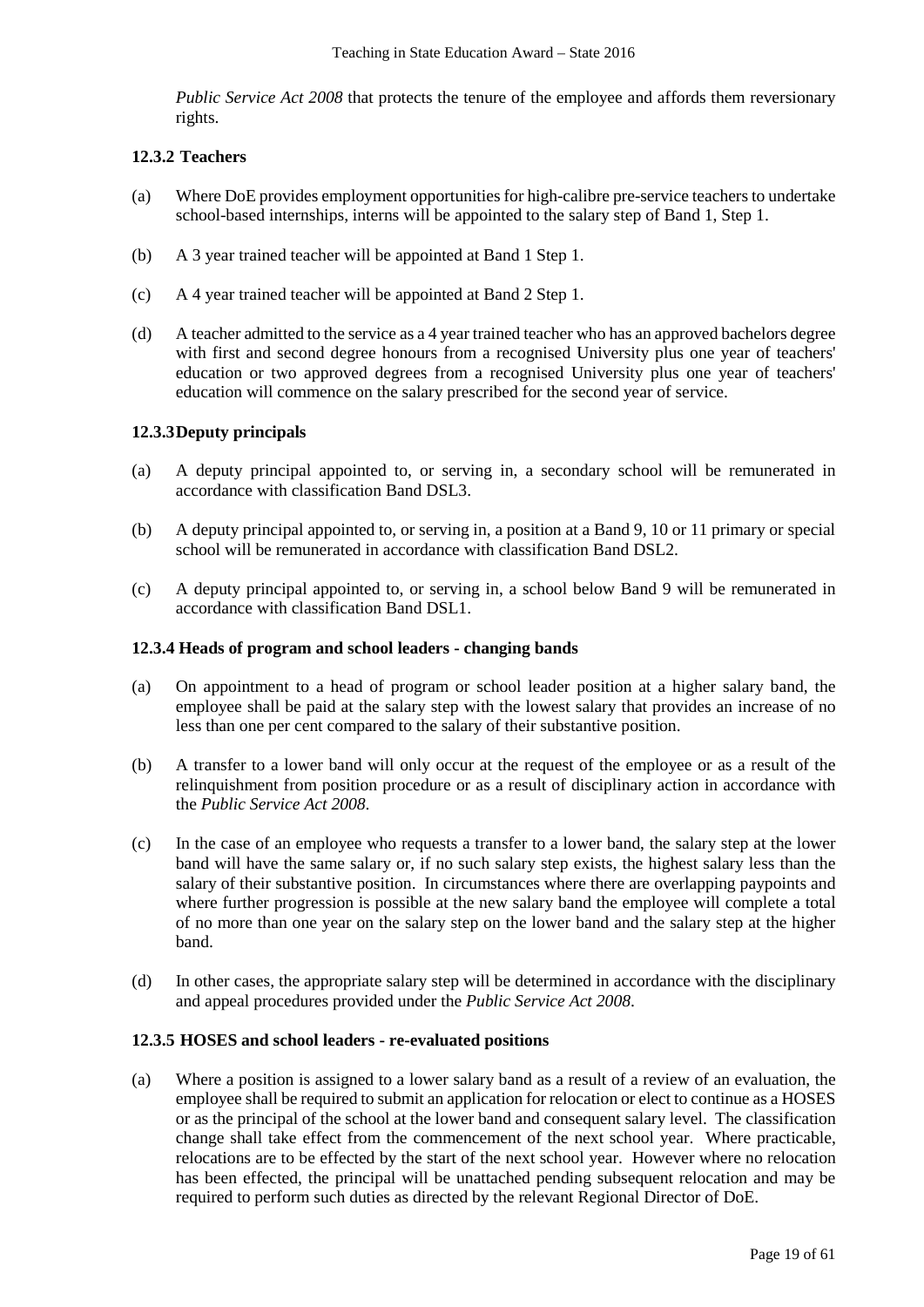*Public Service Act 2008* that protects the tenure of the employee and affords them reversionary rights.

#### 12.3.2 Teachers

(a) Where DoE provides employment opportunities for high-calibre pre-service teachers to undertake school-based internships, interns will be appointed to the salary step of Band 1, Step 1.

(b) A 3 year trained teacher will be appointed at Band 1 Step 1.

(c) A 4 year trained teacher will be appointed at Band 2 Step 1.

(d) A teacher admitted to the service as a 4 year trained teacher who has an approved bachelors degree with first and second degree honours from a recognised University plus one year of teachers' education or two approved degrees from a recognised University plus one year of teachers' education will commence on the salary prescribed for the second year of service.

#### 12.3.3 Deputy principals

(a) A deputy principal appointed to, or serving in, a secondary school will be remunerated in accordance with classification Band DSL3.

(b) A deputy principal appointed to, or serving in, a position at a Band 9, 10 or 11 primary or special school will be remunerated in accordance with classification Band DSL2.

(c) A deputy principal appointed to, or serving in, a school below Band 9 will be remunerated in accordance with classification Band DSL1.

#### 12.3.4 Heads of program and school leaders - changing bands

(a) On appointment to a head of program or school leader position at a higher salary band, the employee shall be paid at the salary step with the lowest salary that provides an increase of no less than one per cent compared to the salary of their substantive position.

(b) A transfer to a lower band will only occur at the request of the employee or as a result of the relinquishment from position procedure or as a result of disciplinary action in accordance with the *Public Service Act 2008*.

(c) In the case of an employee who requests a transfer to a lower band, the salary step at the lower band will have the same salary or, if no such salary step exists, the highest salary less than the salary of their substantive position. In circumstances where there are overlapping paypoints and where further progression is possible at the new salary band the employee will complete a total of no more than one year on the salary step on the lower band and the salary step at the higher band.

(d) In other cases, the appropriate salary step will be determined in accordance with the disciplinary and appeal procedures provided under the *Public Service Act 2008*.

#### 12.3.5 HOSES and school leaders - re-evaluated positions

(a) Where a position is assigned to a lower salary band as a result of a review of an evaluation, the employee shall be required to submit an application for relocation or elect to continue as a HOSES or as the principal of the school at the lower band and consequent salary level. The classification change shall take effect from the commencement of the next school year. Where practicable, relocations are to be effected by the start of the next school year. However where no relocation has been effected, the principal will be unattached pending subsequent relocation and may be required to perform such duties as directed by the relevant Regional Director of DoE.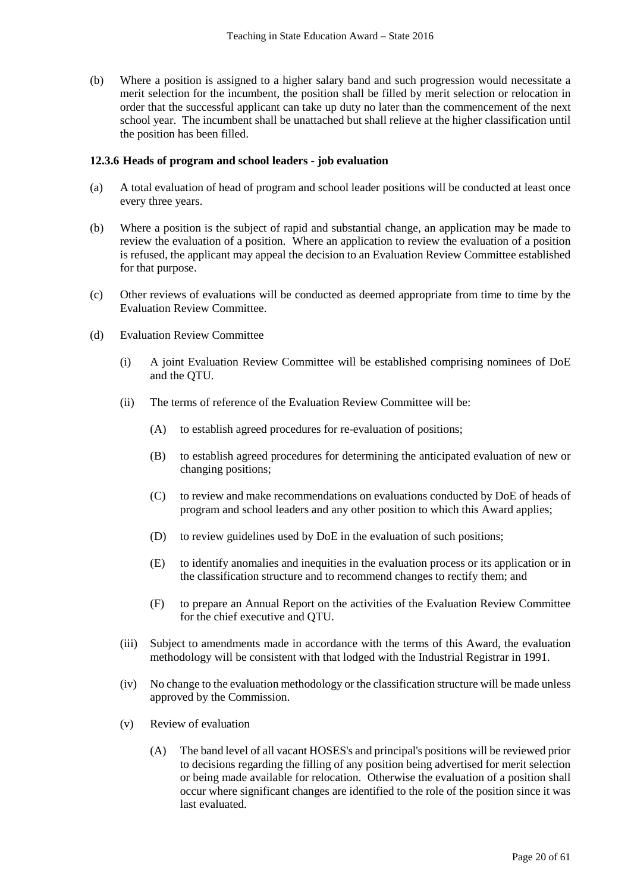(b) Where a position is assigned to a higher salary band and such progression would necessitate a merit selection for the incumbent, the position shall be filled by merit selection or relocation in order that the successful applicant can take up duty no later than the commencement of the next school year. The incumbent shall be unattached but shall relieve at the higher classification until the position has been filled.

#### 12.3.6 Heads of program and school leaders - job evaluation

(a) A total evaluation of head of program and school leader positions will be conducted at least once every three years.

(b) Where a position is the subject of rapid and substantial change, an application may be made to review the evaluation of a position. Where an application to review the evaluation of a position is refused, the applicant may appeal the decision to an Evaluation Review Committee established for that purpose.

(c) Other reviews of evaluations will be conducted as deemed appropriate from time to time by the Evaluation Review Committee.

(d) Evaluation Review Committee

- (i) A joint Evaluation Review Committee will be established comprising nominees of DoE and the QTU.

- (ii) The terms of reference of the Evaluation Review Committee will be:

  - (A) to establish agreed procedures for re-evaluation of positions;

  - (B) to establish agreed procedures for determining the anticipated evaluation of new or changing positions;

  - (C) to review and make recommendations on evaluations conducted by DoE of heads of program and school leaders and any other position to which this Award applies;

  - (D) to review guidelines used by DoE in the evaluation of such positions;

  - (E) to identify anomalies and inequities in the evaluation process or its application or in the classification structure and to recommend changes to rectify them; and

  - (F) to prepare an Annual Report on the activities of the Evaluation Review Committee for the chief executive and QTU.

- (iii) Subject to amendments made in accordance with the terms of this Award, the evaluation methodology will be consistent with that lodged with the Industrial Registrar in 1991.

- (iv) No change to the evaluation methodology or the classification structure will be made unless approved by the Commission.

- (v) Review of evaluation

  - (A) The band level of all vacant HOSES's and principal's positions will be reviewed prior to decisions regarding the filling of any position being advertised for merit selection or being made available for relocation. Otherwise the evaluation of a position shall occur where significant changes are identified to the role of the position since it was last evaluated.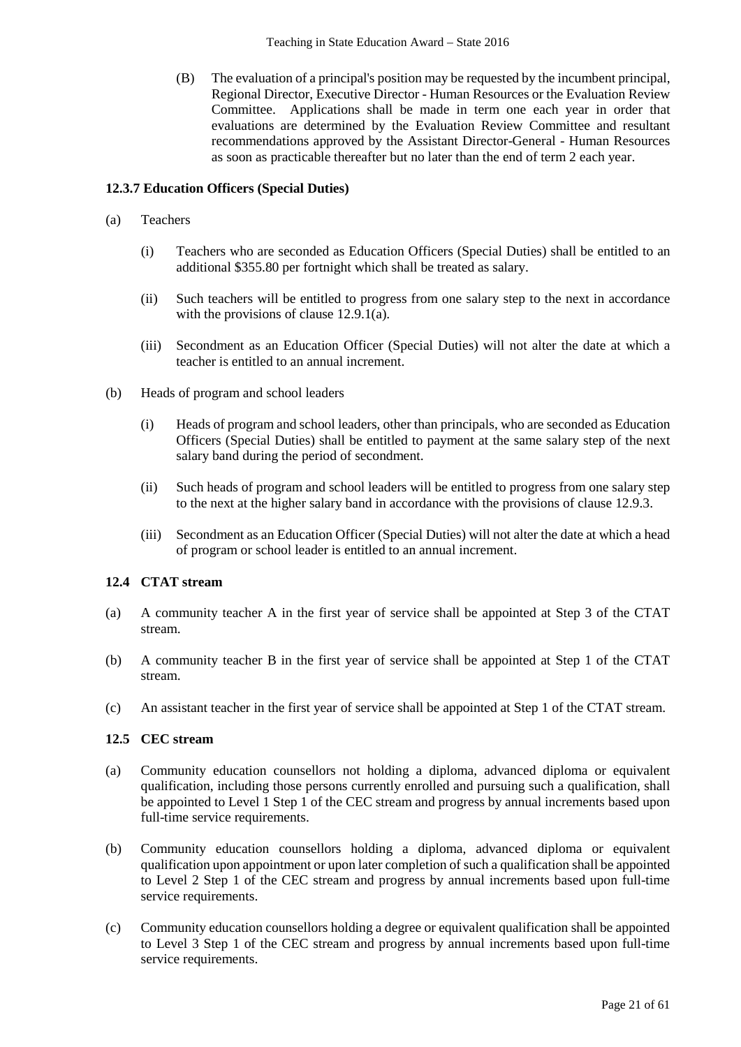(B) The evaluation of a principal's position may be requested by the incumbent principal, Regional Director, Executive Director - Human Resources or the Evaluation Review Committee. Applications shall be made in term one each year in order that evaluations are determined by the Evaluation Review Committee and resultant recommendations approved by the Assistant Director-General - Human Resources as soon as practicable thereafter but no later than the end of term 2 each year.

### 12.3.7 Education Officers (Special Duties)

(a) Teachers

(i) Teachers who are seconded as Education Officers (Special Duties) shall be entitled to an additional $355.80 per fortnight which shall be treated as salary.

(ii) Such teachers will be entitled to progress from one salary step to the next in accordance with the provisions of clause 12.9.1(a).

(iii) Secondment as an Education Officer (Special Duties) will not alter the date at which a teacher is entitled to an annual increment.

(b) Heads of program and school leaders

(i) Heads of program and school leaders, other than principals, who are seconded as Education Officers (Special Duties) shall be entitled to payment at the same salary step of the next salary band during the period of secondment.

(ii) Such heads of program and school leaders will be entitled to progress from one salary step to the next at the higher salary band in accordance with the provisions of clause 12.9.3.

(iii) Secondment as an Education Officer (Special Duties) will not alter the date at which a head of program or school leader is entitled to an annual increment.

## 12.4 CTAT stream

(a) A community teacher A in the first year of service shall be appointed at Step 3 of the CTAT stream.

(b) A community teacher B in the first year of service shall be appointed at Step 1 of the CTAT stream.

(c) An assistant teacher in the first year of service shall be appointed at Step 1 of the CTAT stream.

## 12.5 CEC stream

(a) Community education counsellors not holding a diploma, advanced diploma or equivalent qualification, including those persons currently enrolled and pursuing such a qualification, shall be appointed to Level 1 Step 1 of the CEC stream and progress by annual increments based upon full-time service requirements.

(b) Community education counsellors holding a diploma, advanced diploma or equivalent qualification upon appointment or upon later completion of such a qualification shall be appointed to Level 2 Step 1 of the CEC stream and progress by annual increments based upon full-time service requirements.

(c) Community education counsellors holding a degree or equivalent qualification shall be appointed to Level 3 Step 1 of the CEC stream and progress by annual increments based upon full-time service requirements.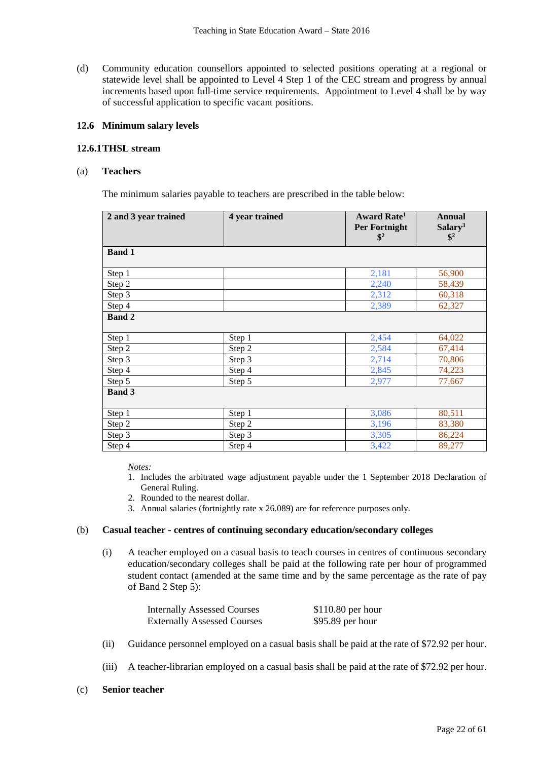(d) Community education counsellors appointed to selected positions operating at a regional or statewide level shall be appointed to Level 4 Step 1 of the CEC stream and progress by annual increments based upon full-time service requirements. Appointment to Level 4 shall be by way of successful application to specific vacant positions.

### 12.6 Minimum salary levels

#### 12.6.1 THSL stream

(a) **Teachers**

The minimum salaries payable to teachers are prescribed in the table below:

| 2 and 3 year trained | 4 year trained | Award Rate[1] Per Fortnight $[2] | Annual Salary[3] $[2] |
|---|---|---|---|
| **Band 1** | | | |
| Step 1 | | 2,181 | 56,900 |
| Step 2 | | 2,240 | 58,439 |
| Step 3 | | 2,312 | 60,318 |
| Step 4 | | 2,389 | 62,327 |
| **Band 2** | | | |
| Step 1 | Step 1 | 2,454 | 64,022 |
| Step 2 | Step 2 | 2,584 | 67,414 |
| Step 3 | Step 3 | 2,714 | 70,806 |
| Step 4 | Step 4 | 2,845 | 74,223 |
| Step 5 | Step 5 | 2,977 | 77,667 |
| **Band 3** | | | |
| Step 1 | Step 1 | 3,086 | 80,511 |
| Step 2 | Step 2 | 3,196 | 83,380 |
| Step 3 | Step 3 | 3,305 | 86,224 |
| Step 4 | Step 4 | 3,422 | 89,277 |

*Notes*:

1. Includes the arbitrated wage adjustment payable under the 1 September 2018 Declaration of General Ruling.
2. Rounded to the nearest dollar.
3. Annual salaries (fortnightly rate x 26.089) are for reference purposes only.

(b) **Casual teacher - centres of continuing secondary education/secondary colleges**

(i) A teacher employed on a casual basis to teach courses in centres of continuous secondary education/secondary colleges shall be paid at the following rate per hour of programmed student contact (amended at the same time and by the same percentage as the rate of pay of Band 2 Step 5):

| | |
|---|---|
| Internally Assessed Courses | $110.80 per hour |
| Externally Assessed Courses | $95.89 per hour |

(ii) Guidance personnel employed on a casual basis shall be paid at the rate of $72.92 per hour.

(iii) A teacher-librarian employed on a casual basis shall be paid at the rate of $72.92 per hour.

(c) **Senior teacher**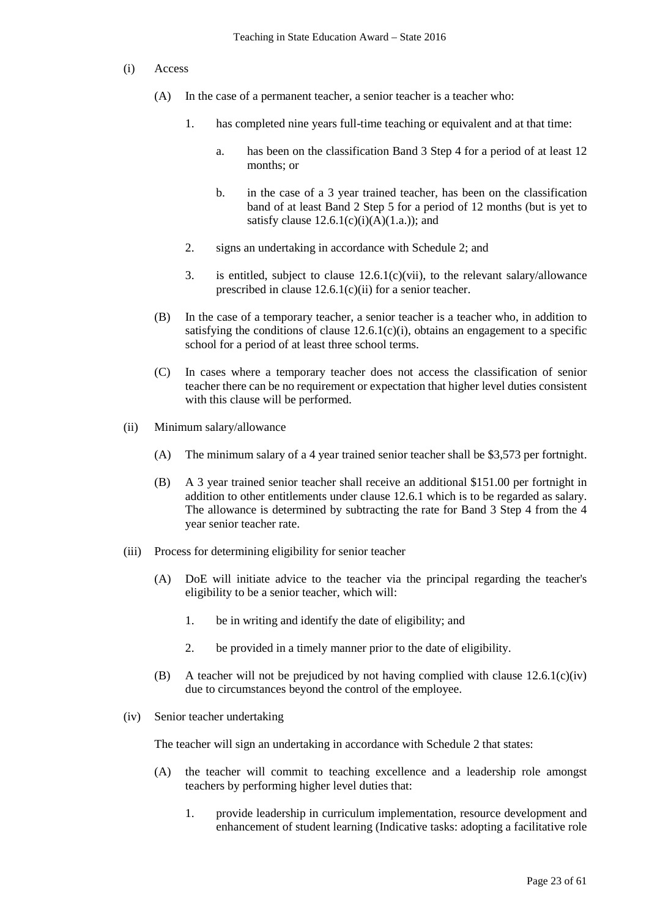(i) Access

(A) In the case of a permanent teacher, a senior teacher is a teacher who:

1. has completed nine years full-time teaching or equivalent and at that time:

   a. has been on the classification Band 3 Step 4 for a period of at least 12 months; or

   b. in the case of a 3 year trained teacher, has been on the classification band of at least Band 2 Step 5 for a period of 12 months (but is yet to satisfy clause 12.6.1(c)(i)(A)(1.a.)); and

2. signs an undertaking in accordance with Schedule 2; and

3. is entitled, subject to clause 12.6.1(c)(vii), to the relevant salary/allowance prescribed in clause 12.6.1(c)(ii) for a senior teacher.

(B) In the case of a temporary teacher, a senior teacher is a teacher who, in addition to satisfying the conditions of clause 12.6.1(c)(i), obtains an engagement to a specific school for a period of at least three school terms.

(C) In cases where a temporary teacher does not access the classification of senior teacher there can be no requirement or expectation that higher level duties consistent with this clause will be performed.

(ii) Minimum salary/allowance

(A) The minimum salary of a 4 year trained senior teacher shall be $3,573 per fortnight.

(B) A 3 year trained senior teacher shall receive an additional $151.00 per fortnight in addition to other entitlements under clause 12.6.1 which is to be regarded as salary. The allowance is determined by subtracting the rate for Band 3 Step 4 from the 4 year senior teacher rate.

(iii) Process for determining eligibility for senior teacher

(A) DoE will initiate advice to the teacher via the principal regarding the teacher's eligibility to be a senior teacher, which will:

1. be in writing and identify the date of eligibility; and

2. be provided in a timely manner prior to the date of eligibility.

(B) A teacher will not be prejudiced by not having complied with clause 12.6.1(c)(iv) due to circumstances beyond the control of the employee.

(iv) Senior teacher undertaking

The teacher will sign an undertaking in accordance with Schedule 2 that states:

(A) the teacher will commit to teaching excellence and a leadership role amongst teachers by performing higher level duties that:

1. provide leadership in curriculum implementation, resource development and enhancement of student learning (Indicative tasks: adopting a facilitative role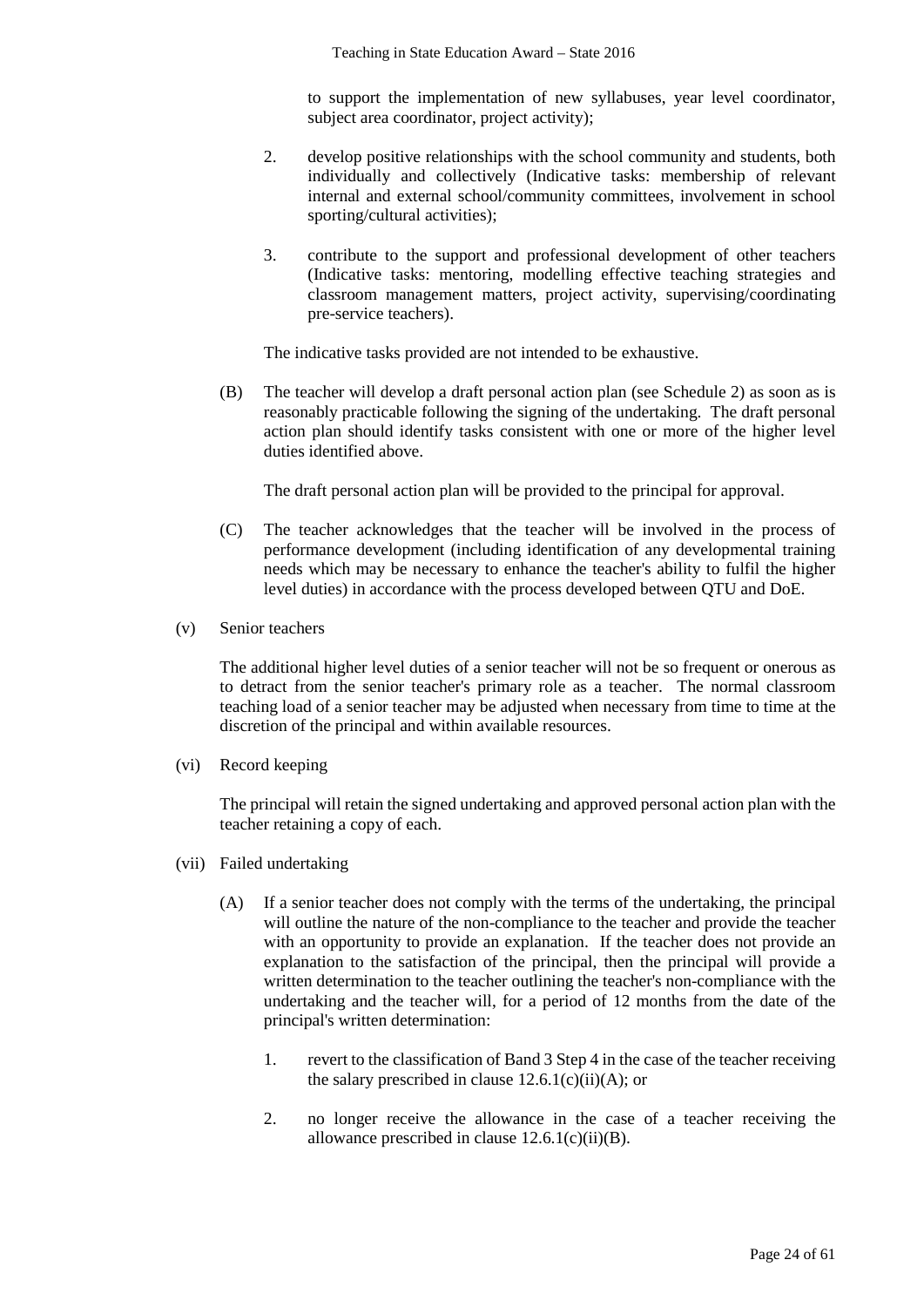to support the implementation of new syllabuses, year level coordinator, subject area coordinator, project activity);

2. develop positive relationships with the school community and students, both individually and collectively (Indicative tasks: membership of relevant internal and external school/community committees, involvement in school sporting/cultural activities);

3. contribute to the support and professional development of other teachers (Indicative tasks: mentoring, modelling effective teaching strategies and classroom management matters, project activity, supervising/coordinating pre-service teachers).

The indicative tasks provided are not intended to be exhaustive.

(B) The teacher will develop a draft personal action plan (see Schedule 2) as soon as is reasonably practicable following the signing of the undertaking. The draft personal action plan should identify tasks consistent with one or more of the higher level duties identified above.

The draft personal action plan will be provided to the principal for approval.

(C) The teacher acknowledges that the teacher will be involved in the process of performance development (including identification of any developmental training needs which may be necessary to enhance the teacher's ability to fulfil the higher level duties) in accordance with the process developed between QTU and DoE.

(v) Senior teachers

The additional higher level duties of a senior teacher will not be so frequent or onerous as to detract from the senior teacher's primary role as a teacher. The normal classroom teaching load of a senior teacher may be adjusted when necessary from time to time at the discretion of the principal and within available resources.

(vi) Record keeping

The principal will retain the signed undertaking and approved personal action plan with the teacher retaining a copy of each.

(vii) Failed undertaking

(A) If a senior teacher does not comply with the terms of the undertaking, the principal will outline the nature of the non-compliance to the teacher and provide the teacher with an opportunity to provide an explanation. If the teacher does not provide an explanation to the satisfaction of the principal, then the principal will provide a written determination to the teacher outlining the teacher's non-compliance with the undertaking and the teacher will, for a period of 12 months from the date of the principal's written determination:

1. revert to the classification of Band 3 Step 4 in the case of the teacher receiving the salary prescribed in clause 12.6.1(c)(ii)(A); or

2. no longer receive the allowance in the case of a teacher receiving the allowance prescribed in clause 12.6.1(c)(ii)(B).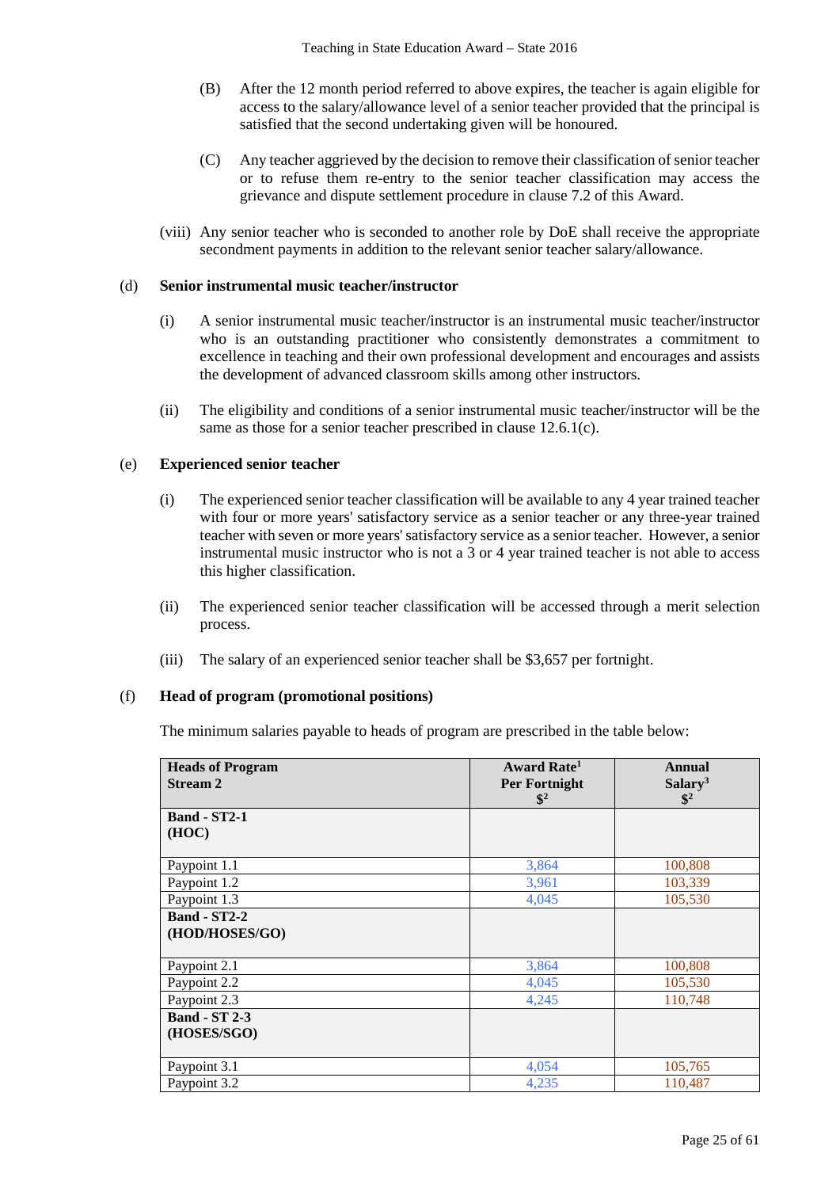(B) After the 12 month period referred to above expires, the teacher is again eligible for access to the salary/allowance level of a senior teacher provided that the principal is satisfied that the second undertaking given will be honoured.

(C) Any teacher aggrieved by the decision to remove their classification of senior teacher or to refuse them re-entry to the senior teacher classification may access the grievance and dispute settlement procedure in clause 7.2 of this Award.

(viii) Any senior teacher who is seconded to another role by DoE shall receive the appropriate secondment payments in addition to the relevant senior teacher salary/allowance.

(d) **Senior instrumental music teacher/instructor**

(i) A senior instrumental music teacher/instructor is an instrumental music teacher/instructor who is an outstanding practitioner who consistently demonstrates a commitment to excellence in teaching and their own professional development and encourages and assists the development of advanced classroom skills among other instructors.

(ii) The eligibility and conditions of a senior instrumental music teacher/instructor will be the same as those for a senior teacher prescribed in clause 12.6.1(c).

(e) **Experienced senior teacher**

(i) The experienced senior teacher classification will be available to any 4 year trained teacher with four or more years' satisfactory service as a senior teacher or any three-year trained teacher with seven or more years' satisfactory service as a senior teacher. However, a senior instrumental music instructor who is not a 3 or 4 year trained teacher is not able to access this higher classification.

(ii) The experienced senior teacher classification will be accessed through a merit selection process.

(iii) The salary of an experienced senior teacher shall be $3,657 per fortnight.

(f) **Head of program (promotional positions)**

The minimum salaries payable to heads of program are prescribed in the table below:

| **Heads of Program Stream 2** | **Award Rate[1] Per Fortnight $[2]** | **Annual Salary[3] $[2]** |
|---|---|---|
| **Band - ST2-1 (HOC)** | | |
| Paypoint 1.1 | 3,864 | 100,808 |
| Paypoint 1.2 | 3,961 | 103,339 |
| Paypoint 1.3 | 4,045 | 105,530 |
| **Band - ST2-2 (HOD/HOSES/GO)** | | |
| Paypoint 2.1 | 3,864 | 100,808 |
| Paypoint 2.2 | 4,045 | 105,530 |
| Paypoint 2.3 | 4,245 | 110,748 |
| **Band - ST 2-3 (HOSES/SGO)** | | |
| Paypoint 3.1 | 4,054 | 105,765 |
| Paypoint 3.2 | 4,235 | 110,487 |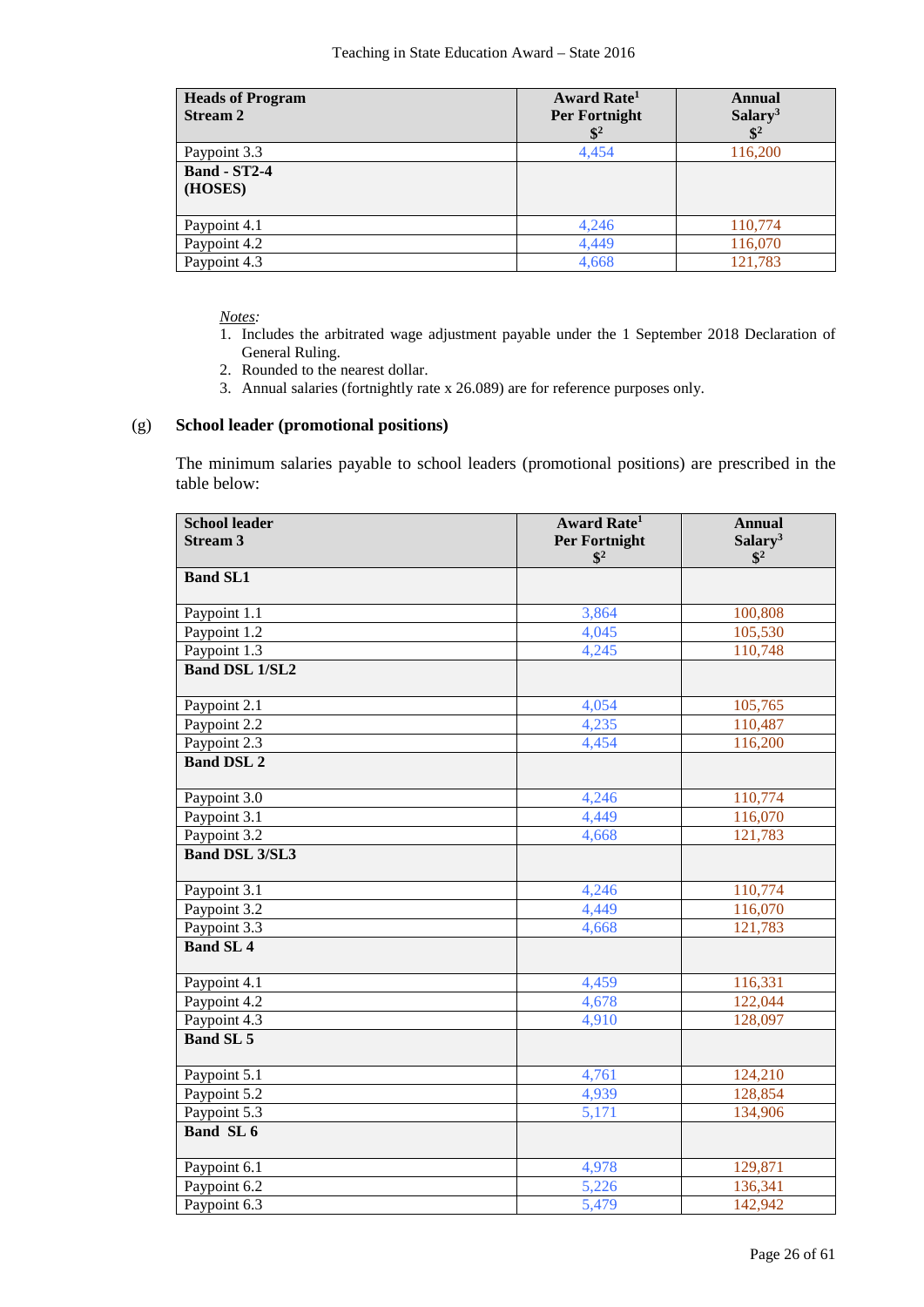| Heads of Program<br>Stream 2 | Award Rate[1]<br>Per Fortnight<br>$[2] | Annual Salary[3]<br>$[2] |
|---|---|---|
| Paypoint 3.3 | 4,454 | 116,200 |
| **Band - ST2-4 (HOSES)** | | |
| Paypoint 4.1 | 4,246 | 110,774 |
| Paypoint 4.2 | 4,449 | 116,070 |
| Paypoint 4.3 | 4,668 | 121,783 |

*Notes:*

1. Includes the arbitrated wage adjustment payable under the 1 September 2018 Declaration of General Ruling.
2. Rounded to the nearest dollar.
3. Annual salaries (fortnightly rate x 26.089) are for reference purposes only.

(g) **School leader (promotional positions)**

The minimum salaries payable to school leaders (promotional positions) are prescribed in the table below:

| School leader<br>Stream 3 | Award Rate[1]<br>Per Fortnight<br>$[2] | Annual Salary[3]<br>$[2] |
|---|---|---|
| **Band SL1** | | |
| Paypoint 1.1 | 3,864 | 100,808 |
| Paypoint 1.2 | 4,045 | 105,530 |
| Paypoint 1.3 | 4,245 | 110,748 |
| **Band DSL 1/SL2** | | |
| Paypoint 2.1 | 4,054 | 105,765 |
| Paypoint 2.2 | 4,235 | 110,487 |
| Paypoint 2.3 | 4,454 | 116,200 |
| **Band DSL 2** | | |
| Paypoint 3.0 | 4,246 | 110,774 |
| Paypoint 3.1 | 4,449 | 116,070 |
| Paypoint 3.2 | 4,668 | 121,783 |
| **Band DSL 3/SL3** | | |
| Paypoint 3.1 | 4,246 | 110,774 |
| Paypoint 3.2 | 4,449 | 116,070 |
| Paypoint 3.3 | 4,668 | 121,783 |
| **Band SL 4** | | |
| Paypoint 4.1 | 4,459 | 116,331 |
| Paypoint 4.2 | 4,678 | 122,044 |
| Paypoint 4.3 | 4,910 | 128,097 |
| **Band SL 5** | | |
| Paypoint 5.1 | 4,761 | 124,210 |
| Paypoint 5.2 | 4,939 | 128,854 |
| Paypoint 5.3 | 5,171 | 134,906 |
| **Band SL 6** | | |
| Paypoint 6.1 | 4,978 | 129,871 |
| Paypoint 6.2 | 5,226 | 136,341 |
| Paypoint 6.3 | 5,479 | 142,942 |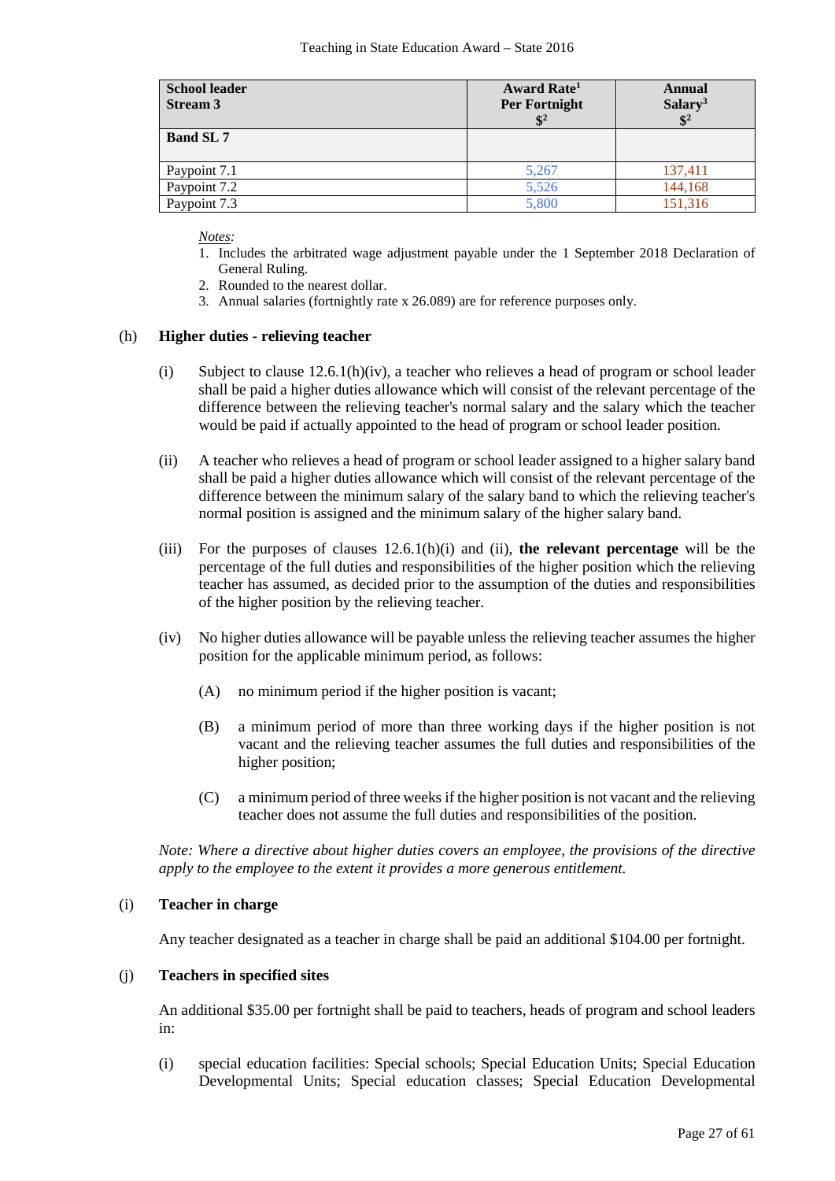| School leader Stream 3 | Award Rate[1] Per Fortnight $[2] | Annual Salary[3] $[2] |
|---|---|---|
| **Band SL 7** | | |
| Paypoint 7.1 | 5,267 | 137,411 |
| Paypoint 7.2 | 5,526 | 144,168 |
| Paypoint 7.3 | 5,800 | 151,316 |

*Notes:*

1. Includes the arbitrated wage adjustment payable under the 1 September 2018 Declaration of General Ruling.
2. Rounded to the nearest dollar.
3. Annual salaries (fortnightly rate x 26.089) are for reference purposes only.

(h) **Higher duties - relieving teacher**

(i) Subject to clause 12.6.1(h)(iv), a teacher who relieves a head of program or school leader shall be paid a higher duties allowance which will consist of the relevant percentage of the difference between the relieving teacher's normal salary and the salary which the teacher would be paid if actually appointed to the head of program or school leader position.

(ii) A teacher who relieves a head of program or school leader assigned to a higher salary band shall be paid a higher duties allowance which will consist of the relevant percentage of the difference between the minimum salary of the salary band to which the relieving teacher's normal position is assigned and the minimum salary of the higher salary band.

(iii) For the purposes of clauses 12.6.1(h)(i) and (ii), **the relevant percentage** will be the percentage of the full duties and responsibilities of the higher position which the relieving teacher has assumed, as decided prior to the assumption of the duties and responsibilities of the higher position by the relieving teacher.

(iv) No higher duties allowance will be payable unless the relieving teacher assumes the higher position for the applicable minimum period, as follows:

(A) no minimum period if the higher position is vacant;

(B) a minimum period of more than three working days if the higher position is not vacant and the relieving teacher assumes the full duties and responsibilities of the higher position;

(C) a minimum period of three weeks if the higher position is not vacant and the relieving teacher does not assume the full duties and responsibilities of the position.

*Note: Where a directive about higher duties covers an employee, the provisions of the directive apply to the employee to the extent it provides a more generous entitlement.*

(i) **Teacher in charge**

Any teacher designated as a teacher in charge shall be paid an additional $104.00 per fortnight.

(j) **Teachers in specified sites**

An additional $35.00 per fortnight shall be paid to teachers, heads of program and school leaders in:

(i) special education facilities: Special schools; Special Education Units; Special Education Developmental Units; Special education classes; Special Education Developmental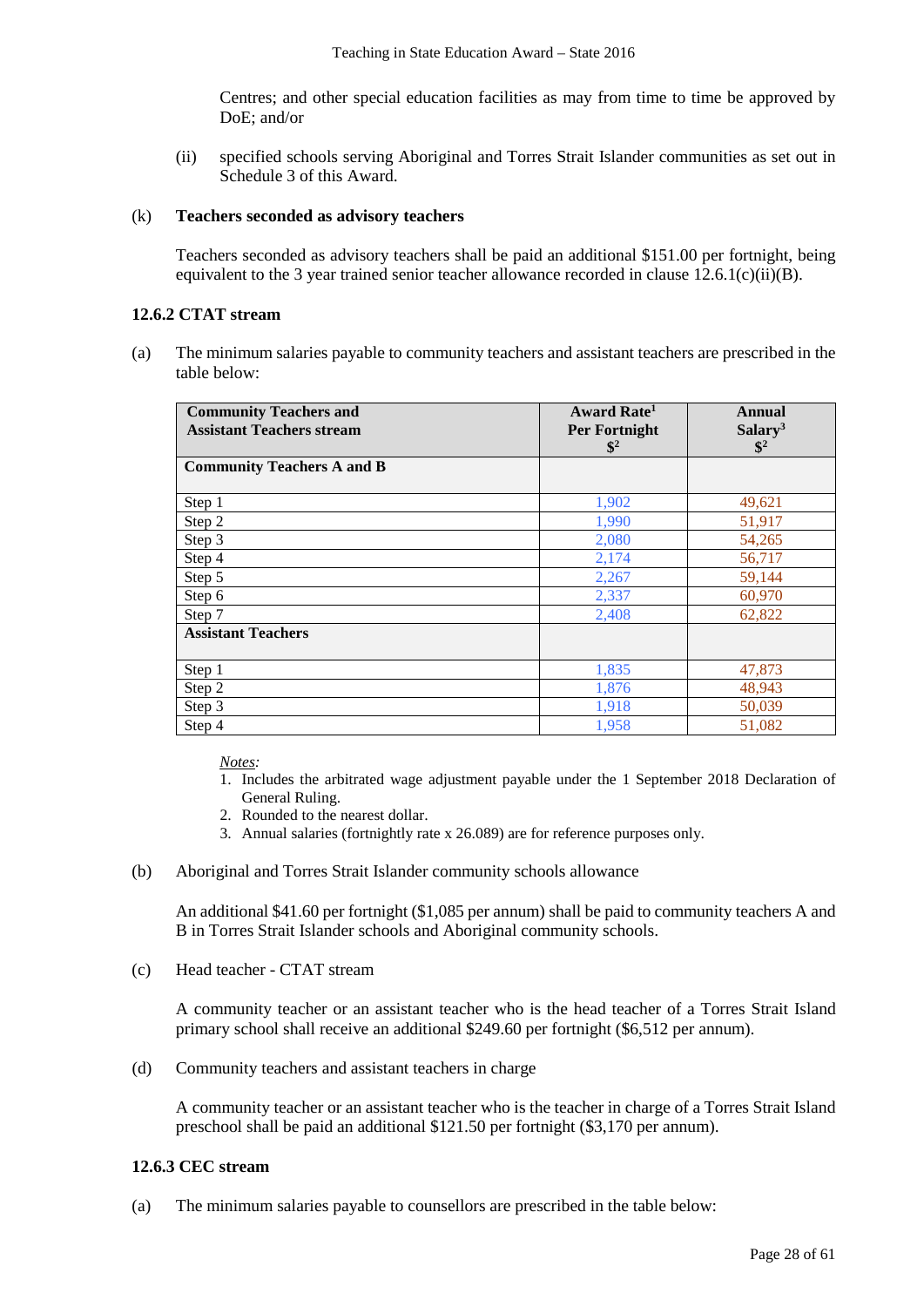Centres; and other special education facilities as may from time to time be approved by DoE; and/or

(ii) specified schools serving Aboriginal and Torres Strait Islander communities as set out in Schedule 3 of this Award.

(k) **Teachers seconded as advisory teachers**

Teachers seconded as advisory teachers shall be paid an additional $151.00 per fortnight, being equivalent to the 3 year trained senior teacher allowance recorded in clause 12.6.1(c)(ii)(B).

### 12.6.2 CTAT stream

(a) The minimum salaries payable to community teachers and assistant teachers are prescribed in the table below:

| Community Teachers and Assistant Teachers stream | Award Rate[1] Per Fortnight $[2] | Annual Salary[3] $[2] |
|---|---|---|
| **Community Teachers A and B** | | |
| Step 1 | 1,902 | 49,621 |
| Step 2 | 1,990 | 51,917 |
| Step 3 | 2,080 | 54,265 |
| Step 4 | 2,174 | 56,717 |
| Step 5 | 2,267 | 59,144 |
| Step 6 | 2,337 | 60,970 |
| Step 7 | 2,408 | 62,822 |
| **Assistant Teachers** | | |
| Step 1 | 1,835 | 47,873 |
| Step 2 | 1,876 | 48,943 |
| Step 3 | 1,918 | 50,039 |
| Step 4 | 1,958 | 51,082 |

*Notes:*

1. Includes the arbitrated wage adjustment payable under the 1 September 2018 Declaration of General Ruling.
2. Rounded to the nearest dollar.
3. Annual salaries (fortnightly rate x 26.089) are for reference purposes only.

(b) Aboriginal and Torres Strait Islander community schools allowance

An additional $41.60 per fortnight ($1,085 per annum) shall be paid to community teachers A and B in Torres Strait Islander schools and Aboriginal community schools.

(c) Head teacher - CTAT stream

A community teacher or an assistant teacher who is the head teacher of a Torres Strait Island primary school shall receive an additional $249.60 per fortnight ($6,512 per annum).

(d) Community teachers and assistant teachers in charge

A community teacher or an assistant teacher who is the teacher in charge of a Torres Strait Island preschool shall be paid an additional $121.50 per fortnight ($3,170 per annum).

### 12.6.3 CEC stream

(a) The minimum salaries payable to counsellors are prescribed in the table below: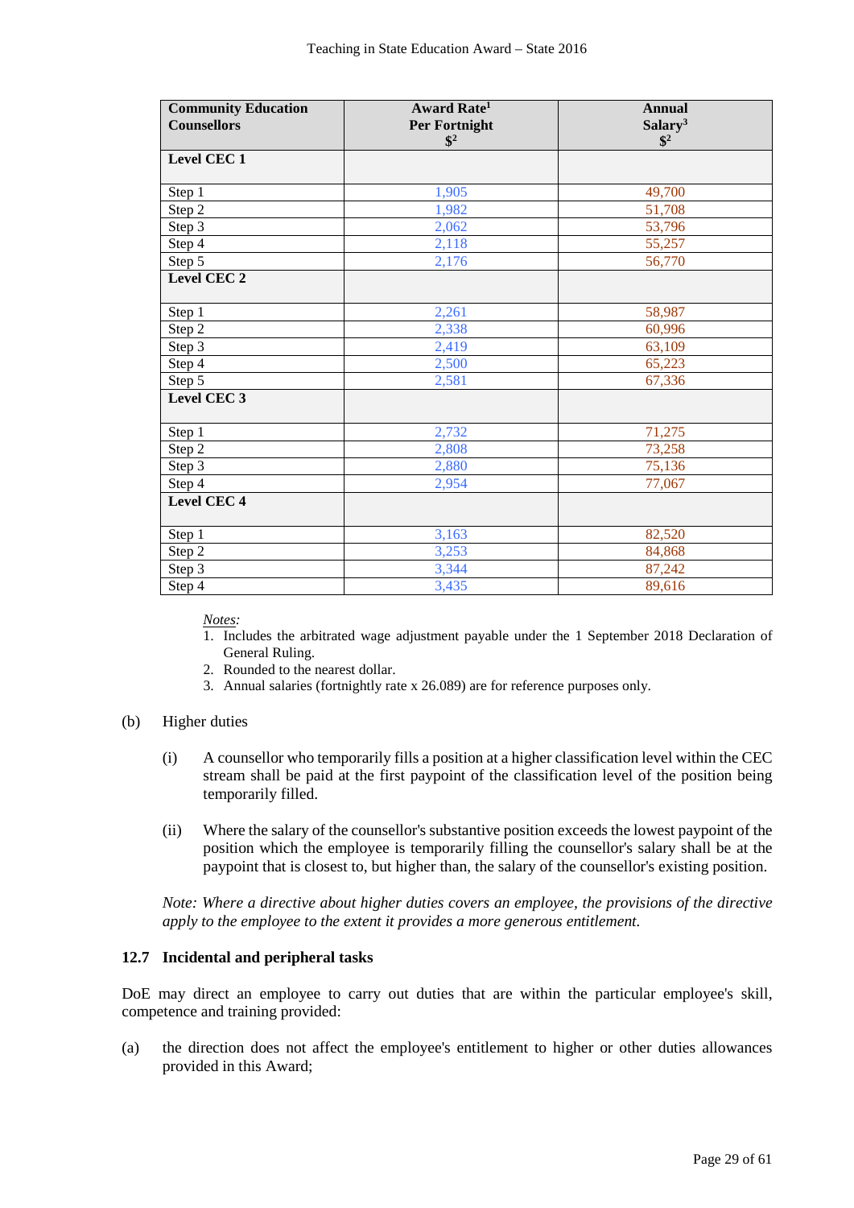| Community Education Counsellors | Award Rate[1] Per Fortnight $[2] | Annual Salary[3] $[2] |
|---|---|---|
| **Level CEC 1** | | |
| Step 1 | 1,905 | 49,700 |
| Step 2 | 1,982 | 51,708 |
| Step 3 | 2,062 | 53,796 |
| Step 4 | 2,118 | 55,257 |
| Step 5 | 2,176 | 56,770 |
| **Level CEC 2** | | |
| Step 1 | 2,261 | 58,987 |
| Step 2 | 2,338 | 60,996 |
| Step 3 | 2,419 | 63,109 |
| Step 4 | 2,500 | 65,223 |
| Step 5 | 2,581 | 67,336 |
| **Level CEC 3** | | |
| Step 1 | 2,732 | 71,275 |
| Step 2 | 2,808 | 73,258 |
| Step 3 | 2,880 | 75,136 |
| Step 4 | 2,954 | 77,067 |
| **Level CEC 4** | | |
| Step 1 | 3,163 | 82,520 |
| Step 2 | 3,253 | 84,868 |
| Step 3 | 3,344 | 87,242 |
| Step 4 | 3,435 | 89,616 |

*Notes:*

1. Includes the arbitrated wage adjustment payable under the 1 September 2018 Declaration of General Ruling.
2. Rounded to the nearest dollar.
3. Annual salaries (fortnightly rate x 26.089) are for reference purposes only.

(b) Higher duties

(i) A counsellor who temporarily fills a position at a higher classification level within the CEC stream shall be paid at the first paypoint of the classification level of the position being temporarily filled.

(ii) Where the salary of the counsellor's substantive position exceeds the lowest paypoint of the position which the employee is temporarily filling the counsellor's salary shall be at the paypoint that is closest to, but higher than, the salary of the counsellor's existing position.

*Note: Where a directive about higher duties covers an employee, the provisions of the directive apply to the employee to the extent it provides a more generous entitlement.*

### 12.7 Incidental and peripheral tasks

DoE may direct an employee to carry out duties that are within the particular employee's skill, competence and training provided:

(a) the direction does not affect the employee's entitlement to higher or other duties allowances provided in this Award;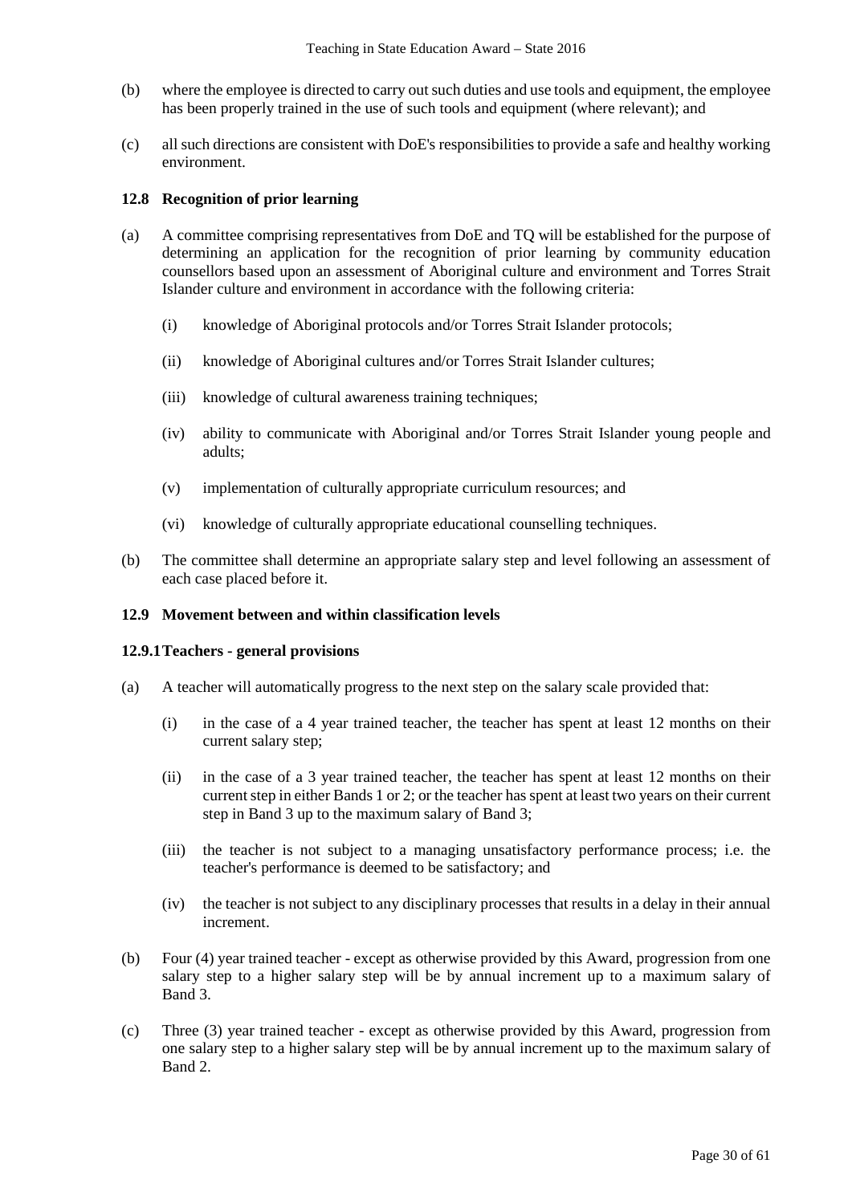(b) where the employee is directed to carry out such duties and use tools and equipment, the employee has been properly trained in the use of such tools and equipment (where relevant); and

(c) all such directions are consistent with DoE's responsibilities to provide a safe and healthy working environment.

### 12.8 Recognition of prior learning

(a) A committee comprising representatives from DoE and TQ will be established for the purpose of determining an application for the recognition of prior learning by community education counsellors based upon an assessment of Aboriginal culture and environment and Torres Strait Islander culture and environment in accordance with the following criteria:

   (i) knowledge of Aboriginal protocols and/or Torres Strait Islander protocols;

   (ii) knowledge of Aboriginal cultures and/or Torres Strait Islander cultures;

   (iii) knowledge of cultural awareness training techniques;

   (iv) ability to communicate with Aboriginal and/or Torres Strait Islander young people and adults;

   (v) implementation of culturally appropriate curriculum resources; and

   (vi) knowledge of culturally appropriate educational counselling techniques.

(b) The committee shall determine an appropriate salary step and level following an assessment of each case placed before it.

### 12.9 Movement between and within classification levels

#### 12.9.1 Teachers - general provisions

(a) A teacher will automatically progress to the next step on the salary scale provided that:

   (i) in the case of a 4 year trained teacher, the teacher has spent at least 12 months on their current salary step;

   (ii) in the case of a 3 year trained teacher, the teacher has spent at least 12 months on their current step in either Bands 1 or 2; or the teacher has spent at least two years on their current step in Band 3 up to the maximum salary of Band 3;

   (iii) the teacher is not subject to a managing unsatisfactory performance process; i.e. the teacher's performance is deemed to be satisfactory; and

   (iv) the teacher is not subject to any disciplinary processes that results in a delay in their annual increment.

(b) Four (4) year trained teacher - except as otherwise provided by this Award, progression from one salary step to a higher salary step will be by annual increment up to a maximum salary of Band 3.

(c) Three (3) year trained teacher - except as otherwise provided by this Award, progression from one salary step to a higher salary step will be by annual increment up to the maximum salary of Band 2.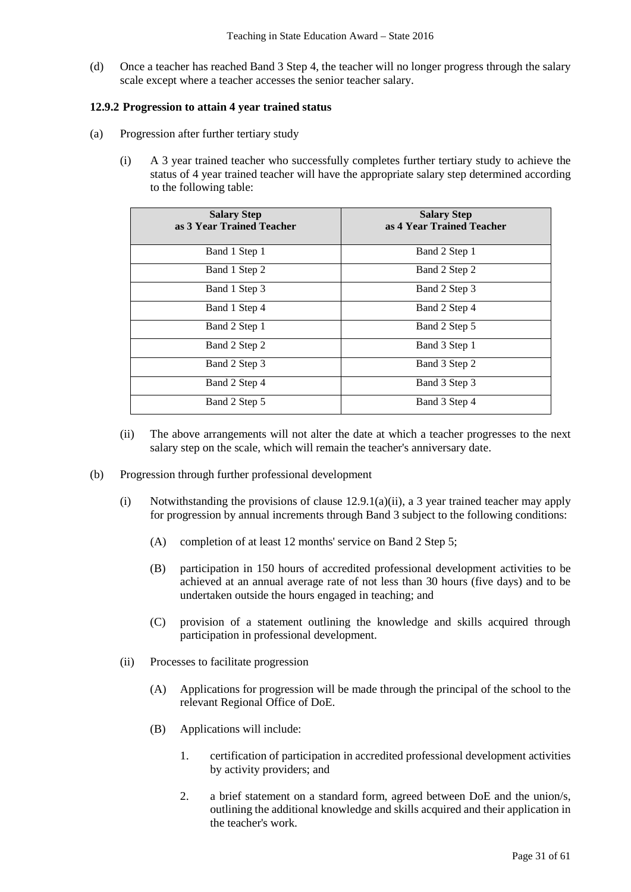(d) Once a teacher has reached Band 3 Step 4, the teacher will no longer progress through the salary scale except where a teacher accesses the senior teacher salary.

**12.9.2 Progression to attain 4 year trained status**

(a) Progression after further tertiary study

(i) A 3 year trained teacher who successfully completes further tertiary study to achieve the status of 4 year trained teacher will have the appropriate salary step determined according to the following table:

| Salary Step as 3 Year Trained Teacher | Salary Step as 4 Year Trained Teacher |
|---|---|
| Band 1 Step 1 | Band 2 Step 1 |
| Band 1 Step 2 | Band 2 Step 2 |
| Band 1 Step 3 | Band 2 Step 3 |
| Band 1 Step 4 | Band 2 Step 4 |
| Band 2 Step 1 | Band 2 Step 5 |
| Band 2 Step 2 | Band 3 Step 1 |
| Band 2 Step 3 | Band 3 Step 2 |
| Band 2 Step 4 | Band 3 Step 3 |
| Band 2 Step 5 | Band 3 Step 4 |

(ii) The above arrangements will not alter the date at which a teacher progresses to the next salary step on the scale, which will remain the teacher's anniversary date.

(b) Progression through further professional development

(i) Notwithstanding the provisions of clause 12.9.1(a)(ii), a 3 year trained teacher may apply for progression by annual increments through Band 3 subject to the following conditions:

(A) completion of at least 12 months' service on Band 2 Step 5;

(B) participation in 150 hours of accredited professional development activities to be achieved at an annual average rate of not less than 30 hours (five days) and to be undertaken outside the hours engaged in teaching; and

(C) provision of a statement outlining the knowledge and skills acquired through participation in professional development.

(ii) Processes to facilitate progression

(A) Applications for progression will be made through the principal of the school to the relevant Regional Office of DoE.

(B) Applications will include:

1. certification of participation in accredited professional development activities by activity providers; and

2. a brief statement on a standard form, agreed between DoE and the union/s, outlining the additional knowledge and skills acquired and their application in the teacher's work.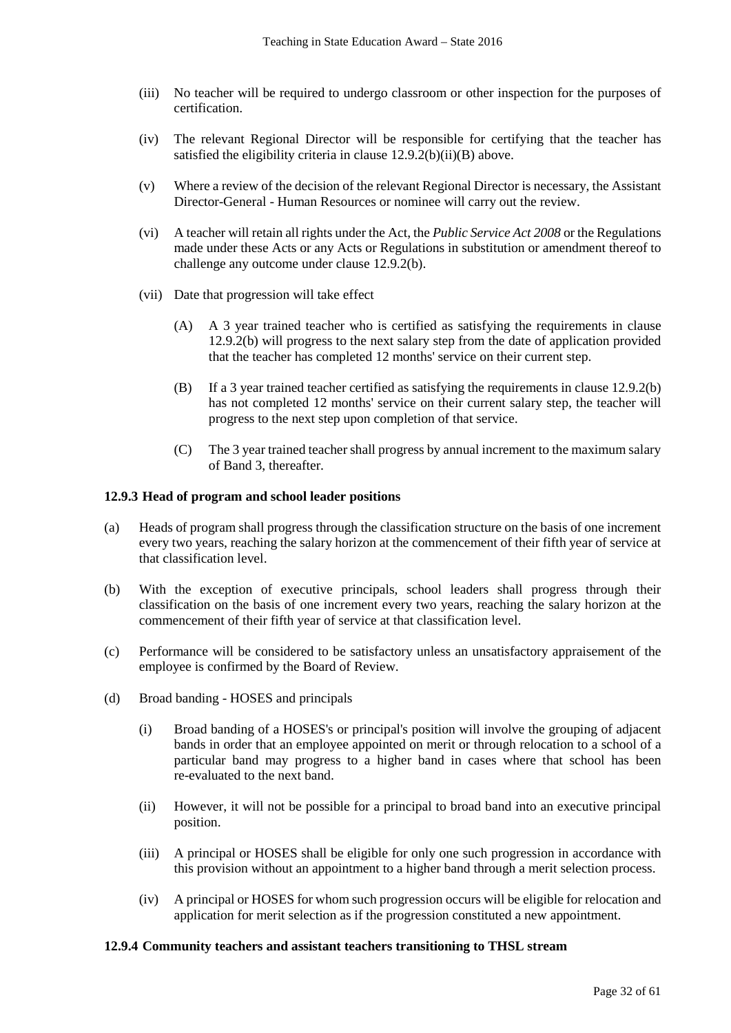(iii) No teacher will be required to undergo classroom or other inspection for the purposes of certification.

(iv) The relevant Regional Director will be responsible for certifying that the teacher has satisfied the eligibility criteria in clause 12.9.2(b)(ii)(B) above.

(v) Where a review of the decision of the relevant Regional Director is necessary, the Assistant Director-General - Human Resources or nominee will carry out the review.

(vi) A teacher will retain all rights under the Act, the *Public Service Act 2008* or the Regulations made under these Acts or any Acts or Regulations in substitution or amendment thereof to challenge any outcome under clause 12.9.2(b).

(vii) Date that progression will take effect

(A) A 3 year trained teacher who is certified as satisfying the requirements in clause 12.9.2(b) will progress to the next salary step from the date of application provided that the teacher has completed 12 months' service on their current step.

(B) If a 3 year trained teacher certified as satisfying the requirements in clause 12.9.2(b) has not completed 12 months' service on their current salary step, the teacher will progress to the next step upon completion of that service.

(C) The 3 year trained teacher shall progress by annual increment to the maximum salary of Band 3, thereafter.

**12.9.3 Head of program and school leader positions**

(a) Heads of program shall progress through the classification structure on the basis of one increment every two years, reaching the salary horizon at the commencement of their fifth year of service at that classification level.

(b) With the exception of executive principals, school leaders shall progress through their classification on the basis of one increment every two years, reaching the salary horizon at the commencement of their fifth year of service at that classification level.

(c) Performance will be considered to be satisfactory unless an unsatisfactory appraisement of the employee is confirmed by the Board of Review.

(d) Broad banding - HOSES and principals

(i) Broad banding of a HOSES's or principal's position will involve the grouping of adjacent bands in order that an employee appointed on merit or through relocation to a school of a particular band may progress to a higher band in cases where that school has been re-evaluated to the next band.

(ii) However, it will not be possible for a principal to broad band into an executive principal position.

(iii) A principal or HOSES shall be eligible for only one such progression in accordance with this provision without an appointment to a higher band through a merit selection process.

(iv) A principal or HOSES for whom such progression occurs will be eligible for relocation and application for merit selection as if the progression constituted a new appointment.

**12.9.4 Community teachers and assistant teachers transitioning to THSL stream**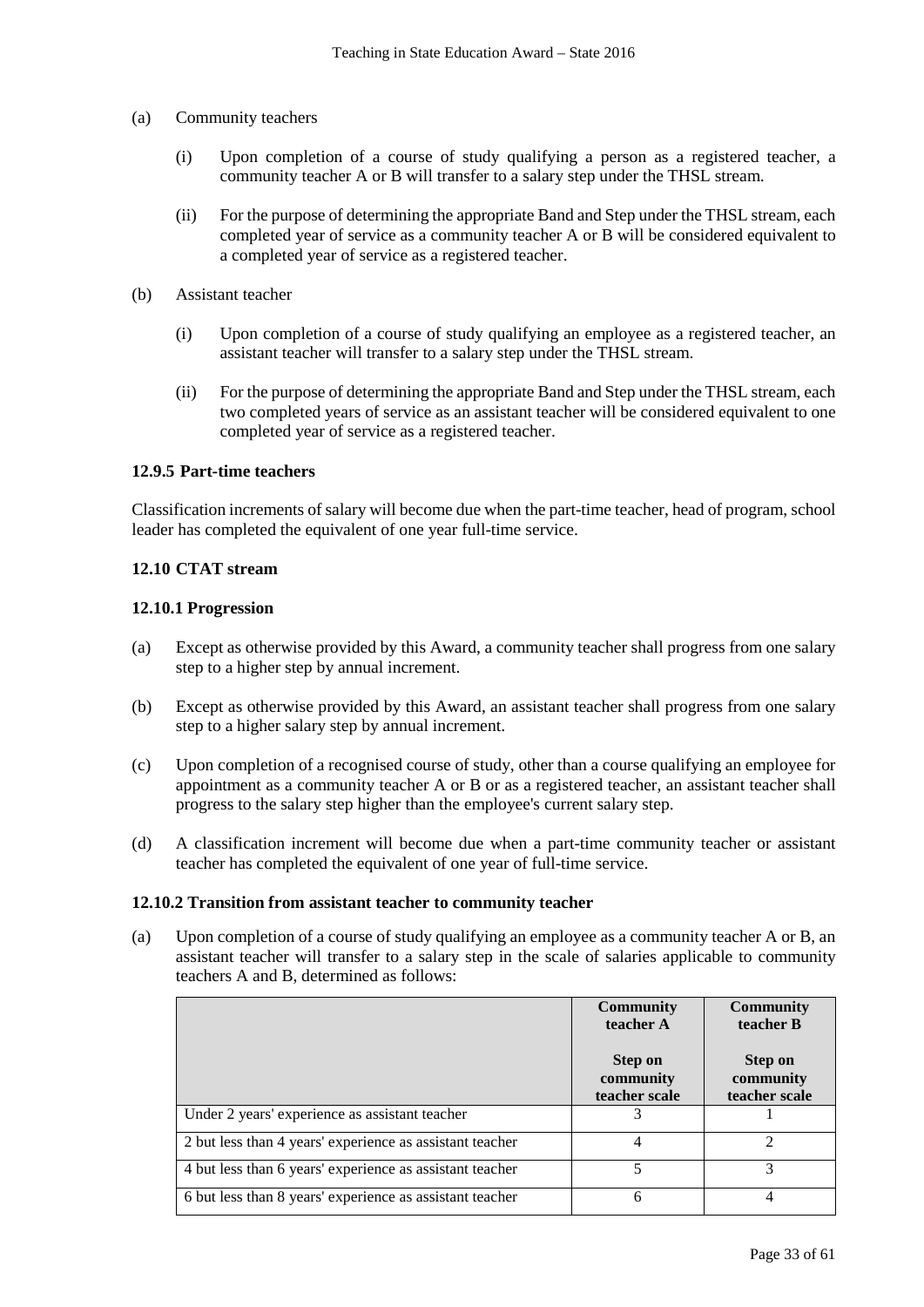(a) Community teachers

(i) Upon completion of a course of study qualifying a person as a registered teacher, a community teacher A or B will transfer to a salary step under the THSL stream.

(ii) For the purpose of determining the appropriate Band and Step under the THSL stream, each completed year of service as a community teacher A or B will be considered equivalent to a completed year of service as a registered teacher.

(b) Assistant teacher

(i) Upon completion of a course of study qualifying an employee as a registered teacher, an assistant teacher will transfer to a salary step under the THSL stream.

(ii) For the purpose of determining the appropriate Band and Step under the THSL stream, each two completed years of service as an assistant teacher will be considered equivalent to one completed year of service as a registered teacher.

#### 12.9.5 Part-time teachers

Classification increments of salary will become due when the part-time teacher, head of program, school leader has completed the equivalent of one year full-time service.

### 12.10 CTAT stream

#### 12.10.1 Progression

(a) Except as otherwise provided by this Award, a community teacher shall progress from one salary step to a higher step by annual increment.

(b) Except as otherwise provided by this Award, an assistant teacher shall progress from one salary step to a higher salary step by annual increment.

(c) Upon completion of a recognised course of study, other than a course qualifying an employee for appointment as a community teacher A or B or as a registered teacher, an assistant teacher shall progress to the salary step higher than the employee's current salary step.

(d) A classification increment will become due when a part-time community teacher or assistant teacher has completed the equivalent of one year of full-time service.

#### 12.10.2 Transition from assistant teacher to community teacher

(a) Upon completion of a course of study qualifying an employee as a community teacher A or B, an assistant teacher will transfer to a salary step in the scale of salaries applicable to community teachers A and B, determined as follows:

| | **Community teacher A**<br><br>**Step on community teacher scale** | **Community teacher B**<br><br>**Step on community teacher scale** |
|---|---|---|
| Under 2 years' experience as assistant teacher | 3 | 1 |
| 2 but less than 4 years' experience as assistant teacher | 4 | 2 |
| 4 but less than 6 years' experience as assistant teacher | 5 | 3 |
| 6 but less than 8 years' experience as assistant teacher | 6 | 4 |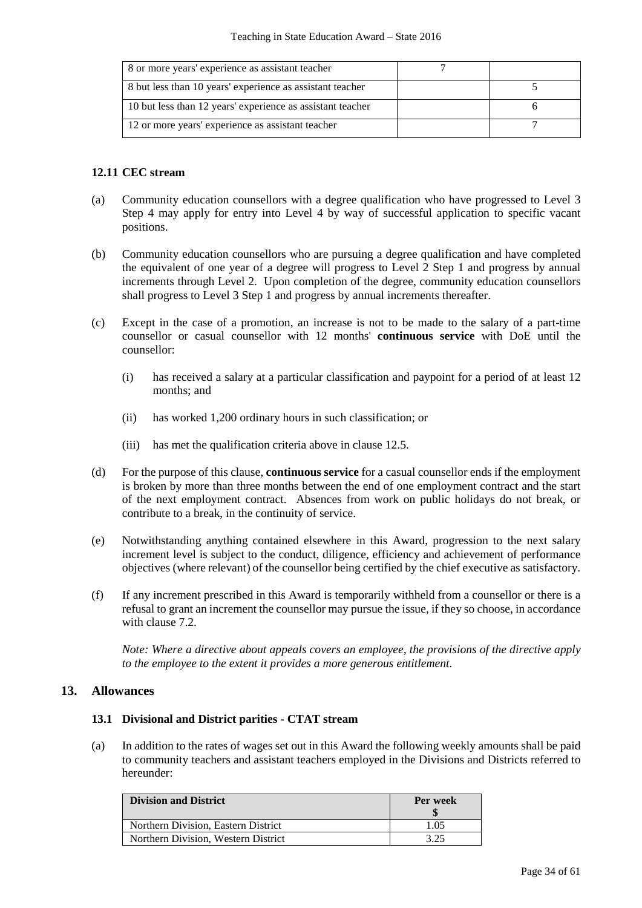| | | |
|---|---|---|
| 8 or more years' experience as assistant teacher | 7 | |
| 8 but less than 10 years' experience as assistant teacher | | 5 |
| 10 but less than 12 years' experience as assistant teacher | | 6 |
| 12 or more years' experience as assistant teacher | | 7 |

### 12.11 CEC stream

(a) Community education counsellors with a degree qualification who have progressed to Level 3 Step 4 may apply for entry into Level 4 by way of successful application to specific vacant positions.

(b) Community education counsellors who are pursuing a degree qualification and have completed the equivalent of one year of a degree will progress to Level 2 Step 1 and progress by annual increments through Level 2. Upon completion of the degree, community education counsellors shall progress to Level 3 Step 1 and progress by annual increments thereafter.

(c) Except in the case of a promotion, an increase is not to be made to the salary of a part-time counsellor or casual counsellor with 12 months' **continuous service** with DoE until the counsellor:

   (i) has received a salary at a particular classification and paypoint for a period of at least 12 months; and

   (ii) has worked 1,200 ordinary hours in such classification; or

   (iii) has met the qualification criteria above in clause 12.5.

(d) For the purpose of this clause, **continuous service** for a casual counsellor ends if the employment is broken by more than three months between the end of one employment contract and the start of the next employment contract. Absences from work on public holidays do not break, or contribute to a break, in the continuity of service.

(e) Notwithstanding anything contained elsewhere in this Award, progression to the next salary increment level is subject to the conduct, diligence, efficiency and achievement of performance objectives (where relevant) of the counsellor being certified by the chief executive as satisfactory.

(f) If any increment prescribed in this Award is temporarily withheld from a counsellor or there is a refusal to grant an increment the counsellor may pursue the issue, if they so choose, in accordance with clause 7.2.

   *Note: Where a directive about appeals covers an employee, the provisions of the directive apply to the employee to the extent it provides a more generous entitlement.*

## 13. Allowances

### 13.1 Divisional and District parities - CTAT stream

(a) In addition to the rates of wages set out in this Award the following weekly amounts shall be paid to community teachers and assistant teachers employed in the Divisions and Districts referred to hereunder:

| Division and District | Per week $ |
|---|---|
| Northern Division, Eastern District | 1.05 |
| Northern Division, Western District | 3.25 |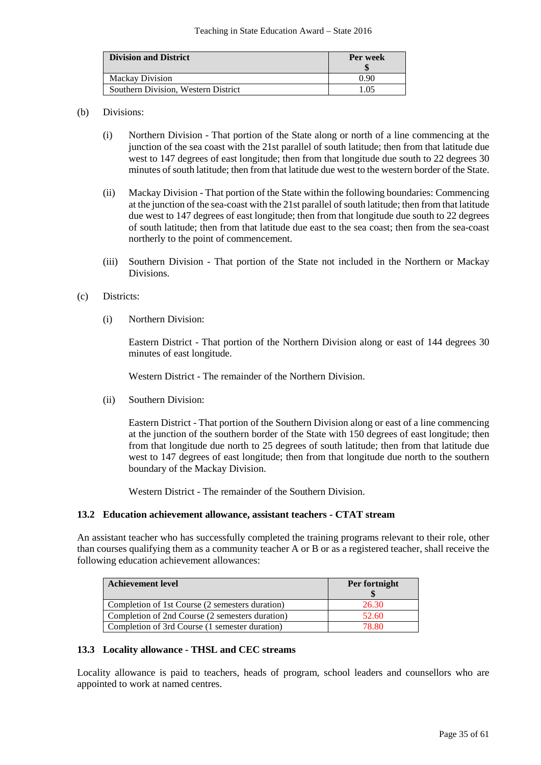| Division and District | Per week $ |
|---|---|
| Mackay Division | 0.90 |
| Southern Division, Western District | 1.05 |

(b) Divisions:

(i) Northern Division - That portion of the State along or north of a line commencing at the junction of the sea coast with the 21st parallel of south latitude; then from that latitude due west to 147 degrees of east longitude; then from that longitude due south to 22 degrees 30 minutes of south latitude; then from that latitude due west to the western border of the State.

(ii) Mackay Division - That portion of the State within the following boundaries: Commencing at the junction of the sea-coast with the 21st parallel of south latitude; then from that latitude due west to 147 degrees of east longitude; then from that longitude due south to 22 degrees of south latitude; then from that latitude due east to the sea coast; then from the sea-coast northerly to the point of commencement.

(iii) Southern Division - That portion of the State not included in the Northern or Mackay Divisions.

(c) Districts:

(i) Northern Division:

Eastern District - That portion of the Northern Division along or east of 144 degrees 30 minutes of east longitude.

Western District - The remainder of the Northern Division.

(ii) Southern Division:

Eastern District - That portion of the Southern Division along or east of a line commencing at the junction of the southern border of the State with 150 degrees of east longitude; then from that longitude due north to 25 degrees of south latitude; then from that latitude due west to 147 degrees of east longitude; then from that longitude due north to the southern boundary of the Mackay Division.

Western District - The remainder of the Southern Division.

### 13.2 Education achievement allowance, assistant teachers - CTAT stream

An assistant teacher who has successfully completed the training programs relevant to their role, other than courses qualifying them as a community teacher A or B or as a registered teacher, shall receive the following education achievement allowances:

| Achievement level | Per fortnight $ |
|---|---|
| Completion of 1st Course (2 semesters duration) | 26.30 |
| Completion of 2nd Course (2 semesters duration) | 52.60 |
| Completion of 3rd Course (1 semester duration) | 78.80 |

### 13.3 Locality allowance - THSL and CEC streams

Locality allowance is paid to teachers, heads of program, school leaders and counsellors who are appointed to work at named centres.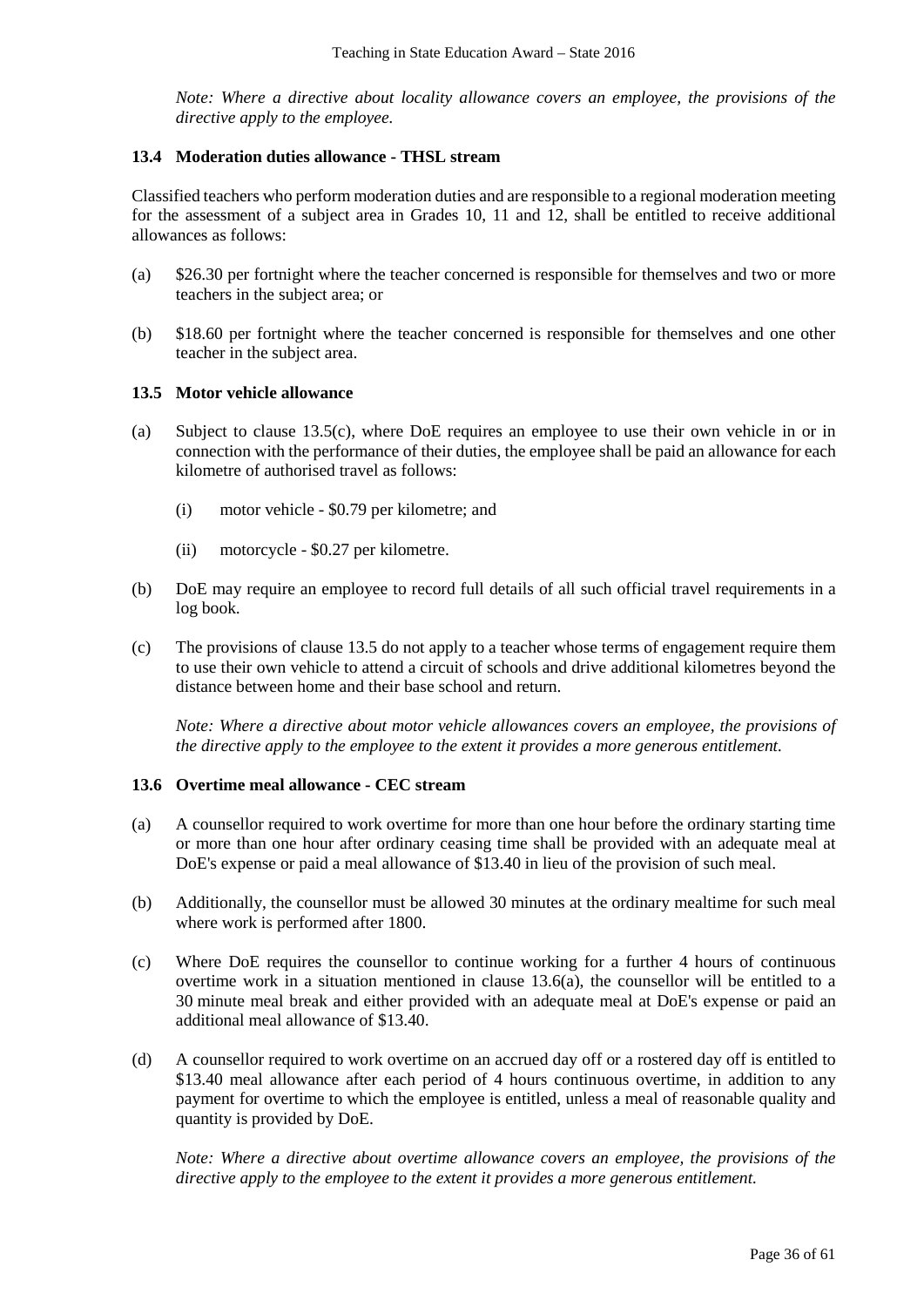*Note: Where a directive about locality allowance covers an employee, the provisions of the directive apply to the employee.*

### 13.4 Moderation duties allowance - THSL stream

Classified teachers who perform moderation duties and are responsible to a regional moderation meeting for the assessment of a subject area in Grades 10, 11 and 12, shall be entitled to receive additional allowances as follows:

(a) $26.30 per fortnight where the teacher concerned is responsible for themselves and two or more teachers in the subject area; or

(b) $18.60 per fortnight where the teacher concerned is responsible for themselves and one other teacher in the subject area.

### 13.5 Motor vehicle allowance

(a) Subject to clause 13.5(c), where DoE requires an employee to use their own vehicle in or in connection with the performance of their duties, the employee shall be paid an allowance for each kilometre of authorised travel as follows:

   (i) motor vehicle - $0.79 per kilometre; and

   (ii) motorcycle - $0.27 per kilometre.

(b) DoE may require an employee to record full details of all such official travel requirements in a log book.

(c) The provisions of clause 13.5 do not apply to a teacher whose terms of engagement require them to use their own vehicle to attend a circuit of schools and drive additional kilometres beyond the distance between home and their base school and return.

*Note: Where a directive about motor vehicle allowances covers an employee, the provisions of the directive apply to the employee to the extent it provides a more generous entitlement.*

### 13.6 Overtime meal allowance - CEC stream

(a) A counsellor required to work overtime for more than one hour before the ordinary starting time or more than one hour after ordinary ceasing time shall be provided with an adequate meal at DoE's expense or paid a meal allowance of $13.40 in lieu of the provision of such meal.

(b) Additionally, the counsellor must be allowed 30 minutes at the ordinary mealtime for such meal where work is performed after 1800.

(c) Where DoE requires the counsellor to continue working for a further 4 hours of continuous overtime work in a situation mentioned in clause 13.6(a), the counsellor will be entitled to a 30 minute meal break and either provided with an adequate meal at DoE's expense or paid an additional meal allowance of $13.40.

(d) A counsellor required to work overtime on an accrued day off or a rostered day off is entitled to $13.40 meal allowance after each period of 4 hours continuous overtime, in addition to any payment for overtime to which the employee is entitled, unless a meal of reasonable quality and quantity is provided by DoE.

*Note: Where a directive about overtime allowance covers an employee, the provisions of the directive apply to the employee to the extent it provides a more generous entitlement.*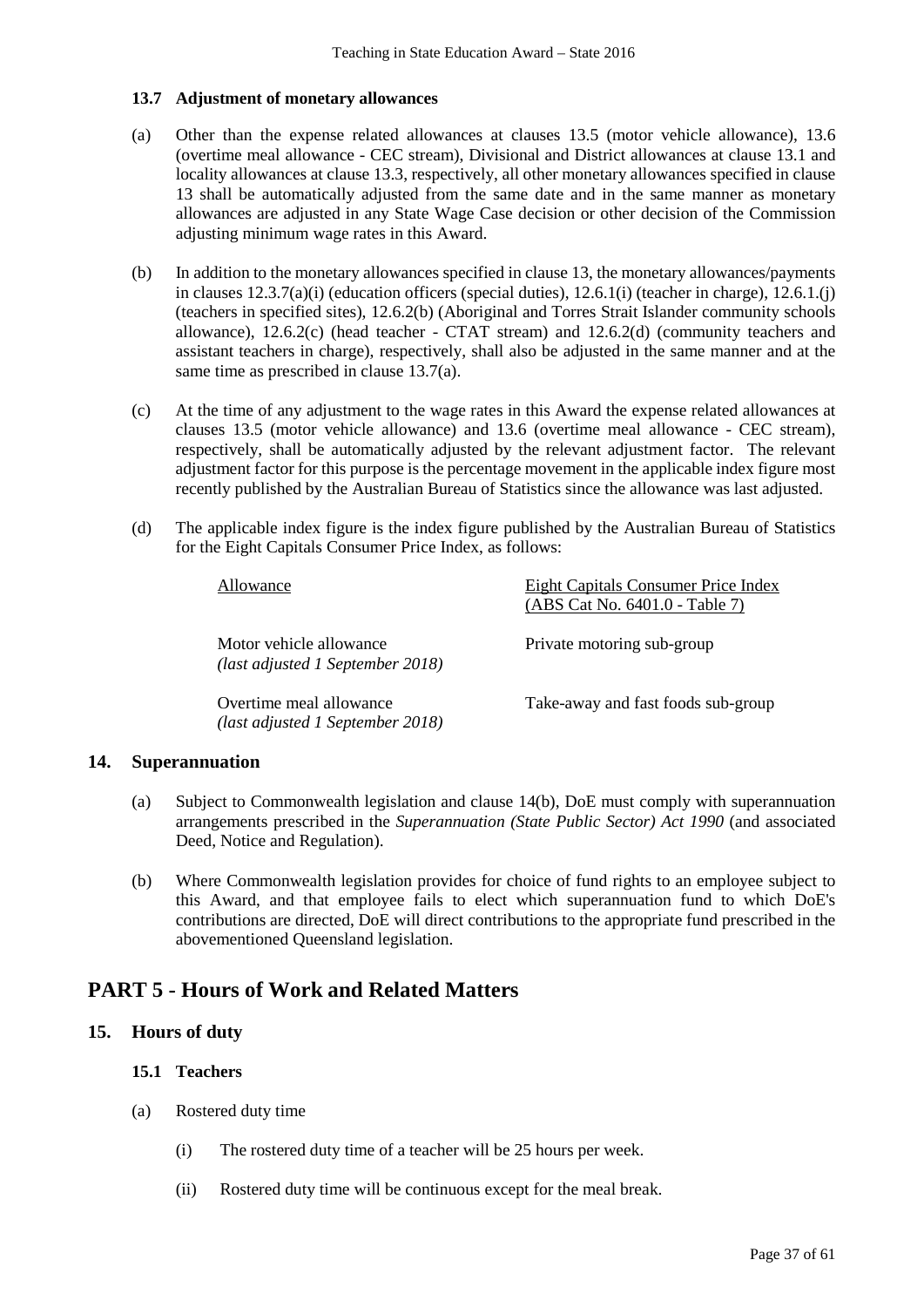### 13.7 Adjustment of monetary allowances

(a) Other than the expense related allowances at clauses 13.5 (motor vehicle allowance), 13.6 (overtime meal allowance - CEC stream), Divisional and District allowances at clause 13.1 and locality allowances at clause 13.3, respectively, all other monetary allowances specified in clause 13 shall be automatically adjusted from the same date and in the same manner as monetary allowances are adjusted in any State Wage Case decision or other decision of the Commission adjusting minimum wage rates in this Award.

(b) In addition to the monetary allowances specified in clause 13, the monetary allowances/payments in clauses 12.3.7(a)(i) (education officers (special duties), 12.6.1(i) (teacher in charge), 12.6.1.(j) (teachers in specified sites), 12.6.2(b) (Aboriginal and Torres Strait Islander community schools allowance), 12.6.2(c) (head teacher - CTAT stream) and 12.6.2(d) (community teachers and assistant teachers in charge), respectively, shall also be adjusted in the same manner and at the same time as prescribed in clause 13.7(a).

(c) At the time of any adjustment to the wage rates in this Award the expense related allowances at clauses 13.5 (motor vehicle allowance) and 13.6 (overtime meal allowance - CEC stream), respectively, shall be automatically adjusted by the relevant adjustment factor. The relevant adjustment factor for this purpose is the percentage movement in the applicable index figure most recently published by the Australian Bureau of Statistics since the allowance was last adjusted.

(d) The applicable index figure is the index figure published by the Australian Bureau of Statistics for the Eight Capitals Consumer Price Index, as follows:

| Allowance | Eight Capitals Consumer Price Index (ABS Cat No. 6401.0 - Table 7) |
|---|---|
| Motor vehicle allowance *(last adjusted 1 September 2018)* | Private motoring sub-group |
| Overtime meal allowance *(last adjusted 1 September 2018)* | Take-away and fast foods sub-group |

## 14. Superannuation

(a) Subject to Commonwealth legislation and clause 14(b), DoE must comply with superannuation arrangements prescribed in the *Superannuation (State Public Sector) Act 1990* (and associated Deed, Notice and Regulation).

(b) Where Commonwealth legislation provides for choice of fund rights to an employee subject to this Award, and that employee fails to elect which superannuation fund to which DoE's contributions are directed, DoE will direct contributions to the appropriate fund prescribed in the abovementioned Queensland legislation.

# PART 5 - Hours of Work and Related Matters

## 15. Hours of duty

### 15.1 Teachers

(a) Rostered duty time

(i) The rostered duty time of a teacher will be 25 hours per week.

(ii) Rostered duty time will be continuous except for the meal break.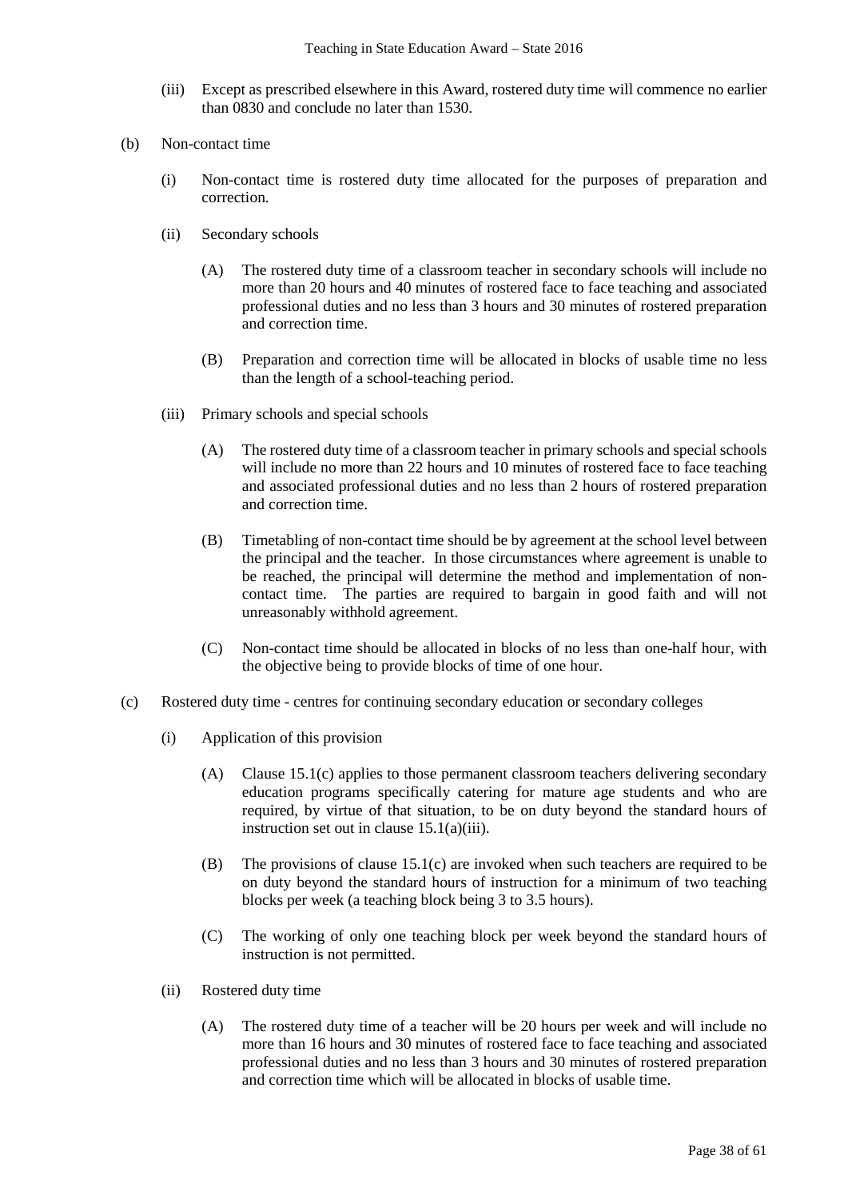(iii) Except as prescribed elsewhere in this Award, rostered duty time will commence no earlier than 0830 and conclude no later than 1530.

(b) Non-contact time

(i) Non-contact time is rostered duty time allocated for the purposes of preparation and correction.

(ii) Secondary schools

(A) The rostered duty time of a classroom teacher in secondary schools will include no more than 20 hours and 40 minutes of rostered face to face teaching and associated professional duties and no less than 3 hours and 30 minutes of rostered preparation and correction time.

(B) Preparation and correction time will be allocated in blocks of usable time no less than the length of a school-teaching period.

(iii) Primary schools and special schools

(A) The rostered duty time of a classroom teacher in primary schools and special schools will include no more than 22 hours and 10 minutes of rostered face to face teaching and associated professional duties and no less than 2 hours of rostered preparation and correction time.

(B) Timetabling of non-contact time should be by agreement at the school level between the principal and the teacher. In those circumstances where agreement is unable to be reached, the principal will determine the method and implementation of non-contact time. The parties are required to bargain in good faith and will not unreasonably withhold agreement.

(C) Non-contact time should be allocated in blocks of no less than one-half hour, with the objective being to provide blocks of time of one hour.

(c) Rostered duty time - centres for continuing secondary education or secondary colleges

(i) Application of this provision

(A) Clause 15.1(c) applies to those permanent classroom teachers delivering secondary education programs specifically catering for mature age students and who are required, by virtue of that situation, to be on duty beyond the standard hours of instruction set out in clause 15.1(a)(iii).

(B) The provisions of clause 15.1(c) are invoked when such teachers are required to be on duty beyond the standard hours of instruction for a minimum of two teaching blocks per week (a teaching block being 3 to 3.5 hours).

(C) The working of only one teaching block per week beyond the standard hours of instruction is not permitted.

(ii) Rostered duty time

(A) The rostered duty time of a teacher will be 20 hours per week and will include no more than 16 hours and 30 minutes of rostered face to face teaching and associated professional duties and no less than 3 hours and 30 minutes of rostered preparation and correction time which will be allocated in blocks of usable time.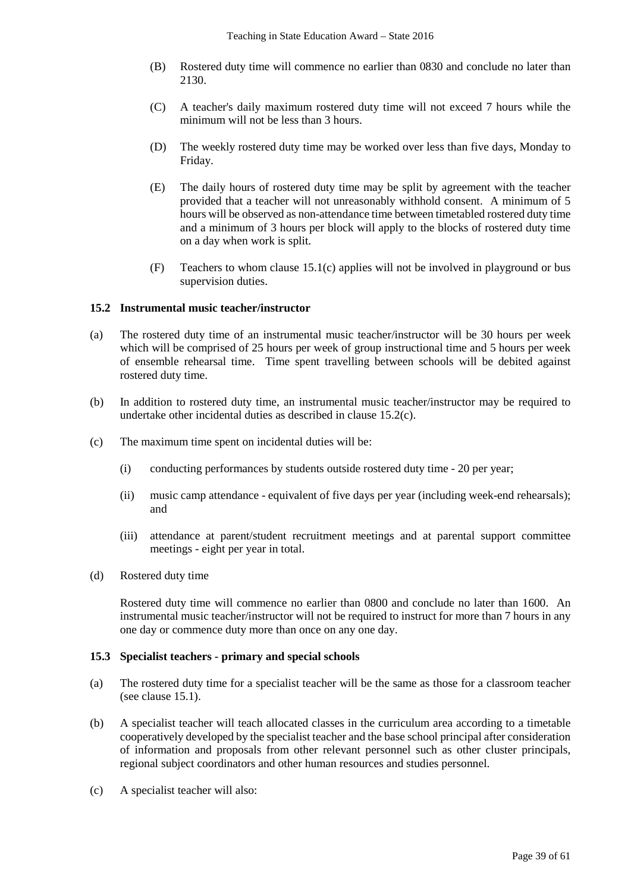(B) Rostered duty time will commence no earlier than 0830 and conclude no later than 2130.

(C) A teacher's daily maximum rostered duty time will not exceed 7 hours while the minimum will not be less than 3 hours.

(D) The weekly rostered duty time may be worked over less than five days, Monday to Friday.

(E) The daily hours of rostered duty time may be split by agreement with the teacher provided that a teacher will not unreasonably withhold consent. A minimum of 5 hours will be observed as non-attendance time between timetabled rostered duty time and a minimum of 3 hours per block will apply to the blocks of rostered duty time on a day when work is split.

(F) Teachers to whom clause 15.1(c) applies will not be involved in playground or bus supervision duties.

### 15.2 Instrumental music teacher/instructor

(a) The rostered duty time of an instrumental music teacher/instructor will be 30 hours per week which will be comprised of 25 hours per week of group instructional time and 5 hours per week of ensemble rehearsal time. Time spent travelling between schools will be debited against rostered duty time.

(b) In addition to rostered duty time, an instrumental music teacher/instructor may be required to undertake other incidental duties as described in clause 15.2(c).

(c) The maximum time spent on incidental duties will be:

(i) conducting performances by students outside rostered duty time - 20 per year;

(ii) music camp attendance - equivalent of five days per year (including week-end rehearsals); and

(iii) attendance at parent/student recruitment meetings and at parental support committee meetings - eight per year in total.

(d) Rostered duty time

Rostered duty time will commence no earlier than 0800 and conclude no later than 1600. An instrumental music teacher/instructor will not be required to instruct for more than 7 hours in any one day or commence duty more than once on any one day.

### 15.3 Specialist teachers - primary and special schools

(a) The rostered duty time for a specialist teacher will be the same as those for a classroom teacher (see clause 15.1).

(b) A specialist teacher will teach allocated classes in the curriculum area according to a timetable cooperatively developed by the specialist teacher and the base school principal after consideration of information and proposals from other relevant personnel such as other cluster principals, regional subject coordinators and other human resources and studies personnel.

(c) A specialist teacher will also: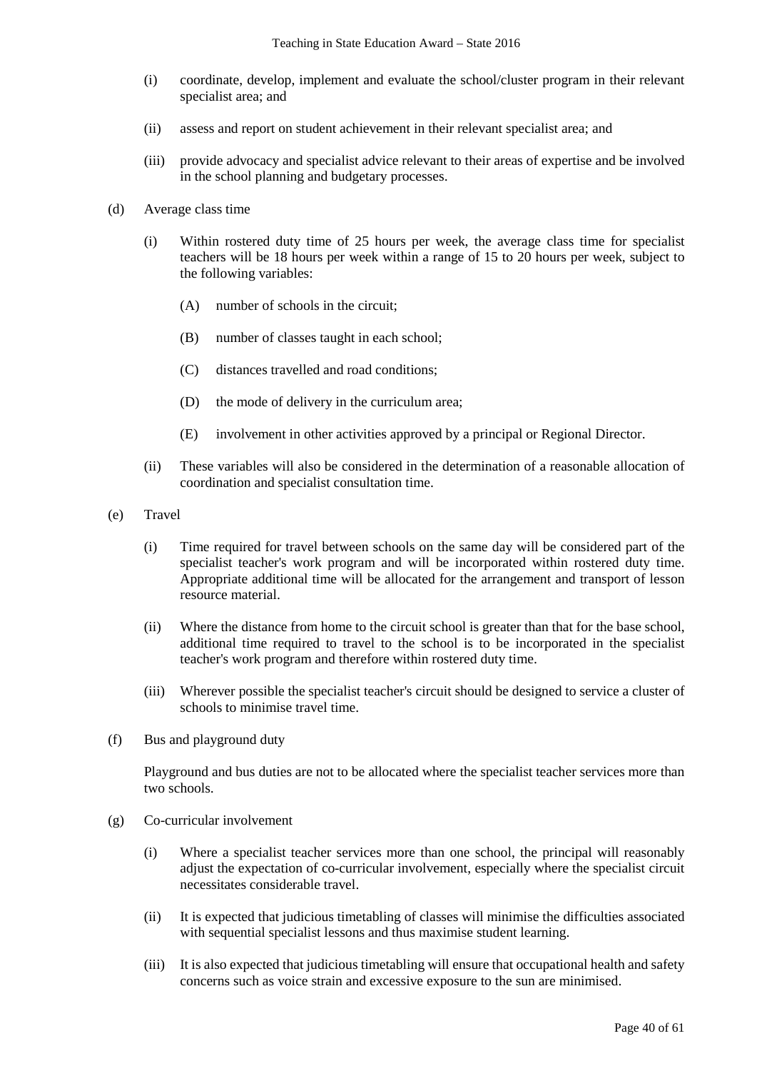(i) coordinate, develop, implement and evaluate the school/cluster program in their relevant specialist area; and

(ii) assess and report on student achievement in their relevant specialist area; and

(iii) provide advocacy and specialist advice relevant to their areas of expertise and be involved in the school planning and budgetary processes.

(d) Average class time

(i) Within rostered duty time of 25 hours per week, the average class time for specialist teachers will be 18 hours per week within a range of 15 to 20 hours per week, subject to the following variables:

(A) number of schools in the circuit;

(B) number of classes taught in each school;

(C) distances travelled and road conditions;

(D) the mode of delivery in the curriculum area;

(E) involvement in other activities approved by a principal or Regional Director.

(ii) These variables will also be considered in the determination of a reasonable allocation of coordination and specialist consultation time.

(e) Travel

(i) Time required for travel between schools on the same day will be considered part of the specialist teacher's work program and will be incorporated within rostered duty time. Appropriate additional time will be allocated for the arrangement and transport of lesson resource material.

(ii) Where the distance from home to the circuit school is greater than that for the base school, additional time required to travel to the school is to be incorporated in the specialist teacher's work program and therefore within rostered duty time.

(iii) Wherever possible the specialist teacher's circuit should be designed to service a cluster of schools to minimise travel time.

(f) Bus and playground duty

Playground and bus duties are not to be allocated where the specialist teacher services more than two schools.

(g) Co-curricular involvement

(i) Where a specialist teacher services more than one school, the principal will reasonably adjust the expectation of co-curricular involvement, especially where the specialist circuit necessitates considerable travel.

(ii) It is expected that judicious timetabling of classes will minimise the difficulties associated with sequential specialist lessons and thus maximise student learning.

(iii) It is also expected that judicious timetabling will ensure that occupational health and safety concerns such as voice strain and excessive exposure to the sun are minimised.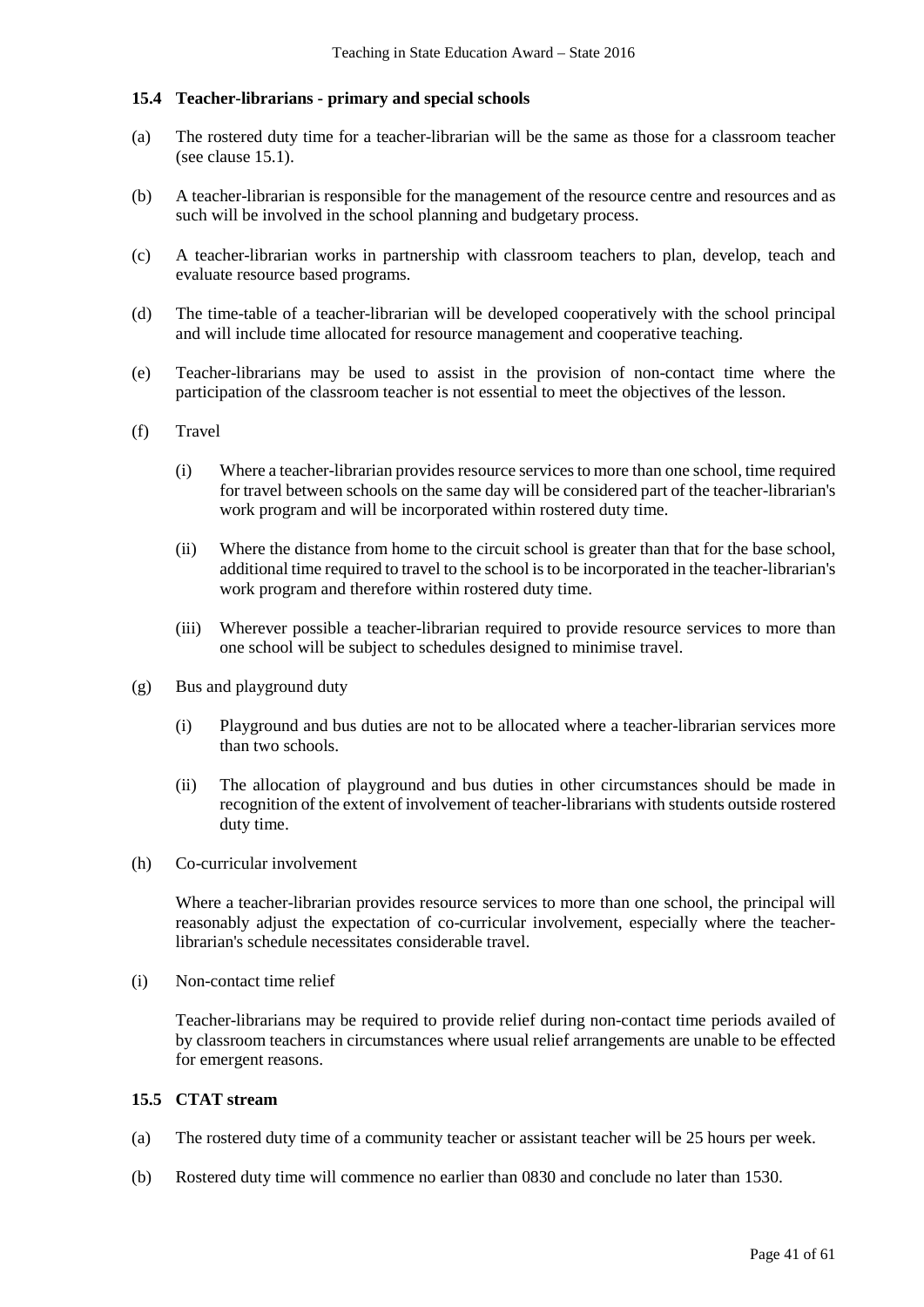### 15.4 Teacher-librarians - primary and special schools

(a) The rostered duty time for a teacher-librarian will be the same as those for a classroom teacher (see clause 15.1).

(b) A teacher-librarian is responsible for the management of the resource centre and resources and as such will be involved in the school planning and budgetary process.

(c) A teacher-librarian works in partnership with classroom teachers to plan, develop, teach and evaluate resource based programs.

(d) The time-table of a teacher-librarian will be developed cooperatively with the school principal and will include time allocated for resource management and cooperative teaching.

(e) Teacher-librarians may be used to assist in the provision of non-contact time where the participation of the classroom teacher is not essential to meet the objectives of the lesson.

(f) Travel

(i) Where a teacher-librarian provides resource services to more than one school, time required for travel between schools on the same day will be considered part of the teacher-librarian's work program and will be incorporated within rostered duty time.

(ii) Where the distance from home to the circuit school is greater than that for the base school, additional time required to travel to the school is to be incorporated in the teacher-librarian's work program and therefore within rostered duty time.

(iii) Wherever possible a teacher-librarian required to provide resource services to more than one school will be subject to schedules designed to minimise travel.

(g) Bus and playground duty

(i) Playground and bus duties are not to be allocated where a teacher-librarian services more than two schools.

(ii) The allocation of playground and bus duties in other circumstances should be made in recognition of the extent of involvement of teacher-librarians with students outside rostered duty time.

(h) Co-curricular involvement

Where a teacher-librarian provides resource services to more than one school, the principal will reasonably adjust the expectation of co-curricular involvement, especially where the teacher-librarian's schedule necessitates considerable travel.

(i) Non-contact time relief

Teacher-librarians may be required to provide relief during non-contact time periods availed of by classroom teachers in circumstances where usual relief arrangements are unable to be effected for emergent reasons.

### 15.5 CTAT stream

(a) The rostered duty time of a community teacher or assistant teacher will be 25 hours per week.

(b) Rostered duty time will commence no earlier than 0830 and conclude no later than 1530.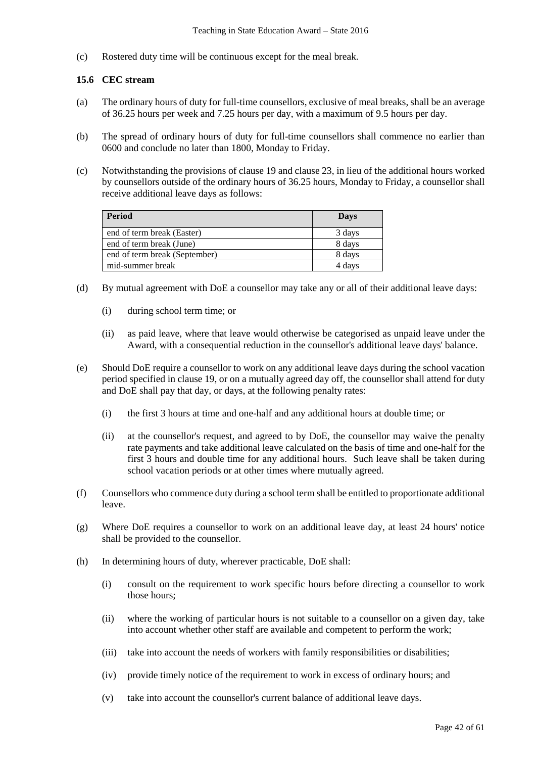(c) Rostered duty time will be continuous except for the meal break.

### 15.6 CEC stream

(a) The ordinary hours of duty for full-time counsellors, exclusive of meal breaks, shall be an average of 36.25 hours per week and 7.25 hours per day, with a maximum of 9.5 hours per day.

(b) The spread of ordinary hours of duty for full-time counsellors shall commence no earlier than 0600 and conclude no later than 1800, Monday to Friday.

(c) Notwithstanding the provisions of clause 19 and clause 23, in lieu of the additional hours worked by counsellors outside of the ordinary hours of 36.25 hours, Monday to Friday, a counsellor shall receive additional leave days as follows:

| Period | Days |
|---|---|
| end of term break (Easter) | 3 days |
| end of term break (June) | 8 days |
| end of term break (September) | 8 days |
| mid-summer break | 4 days |

(d) By mutual agreement with DoE a counsellor may take any or all of their additional leave days:

(i) during school term time; or

(ii) as paid leave, where that leave would otherwise be categorised as unpaid leave under the Award, with a consequential reduction in the counsellor's additional leave days' balance.

(e) Should DoE require a counsellor to work on any additional leave days during the school vacation period specified in clause 19, or on a mutually agreed day off, the counsellor shall attend for duty and DoE shall pay that day, or days, at the following penalty rates:

(i) the first 3 hours at time and one-half and any additional hours at double time; or

(ii) at the counsellor's request, and agreed to by DoE, the counsellor may waive the penalty rate payments and take additional leave calculated on the basis of time and one-half for the first 3 hours and double time for any additional hours. Such leave shall be taken during school vacation periods or at other times where mutually agreed.

(f) Counsellors who commence duty during a school term shall be entitled to proportionate additional leave.

(g) Where DoE requires a counsellor to work on an additional leave day, at least 24 hours' notice shall be provided to the counsellor.

(h) In determining hours of duty, wherever practicable, DoE shall:

(i) consult on the requirement to work specific hours before directing a counsellor to work those hours;

(ii) where the working of particular hours is not suitable to a counsellor on a given day, take into account whether other staff are available and competent to perform the work;

(iii) take into account the needs of workers with family responsibilities or disabilities;

(iv) provide timely notice of the requirement to work in excess of ordinary hours; and

(v) take into account the counsellor's current balance of additional leave days.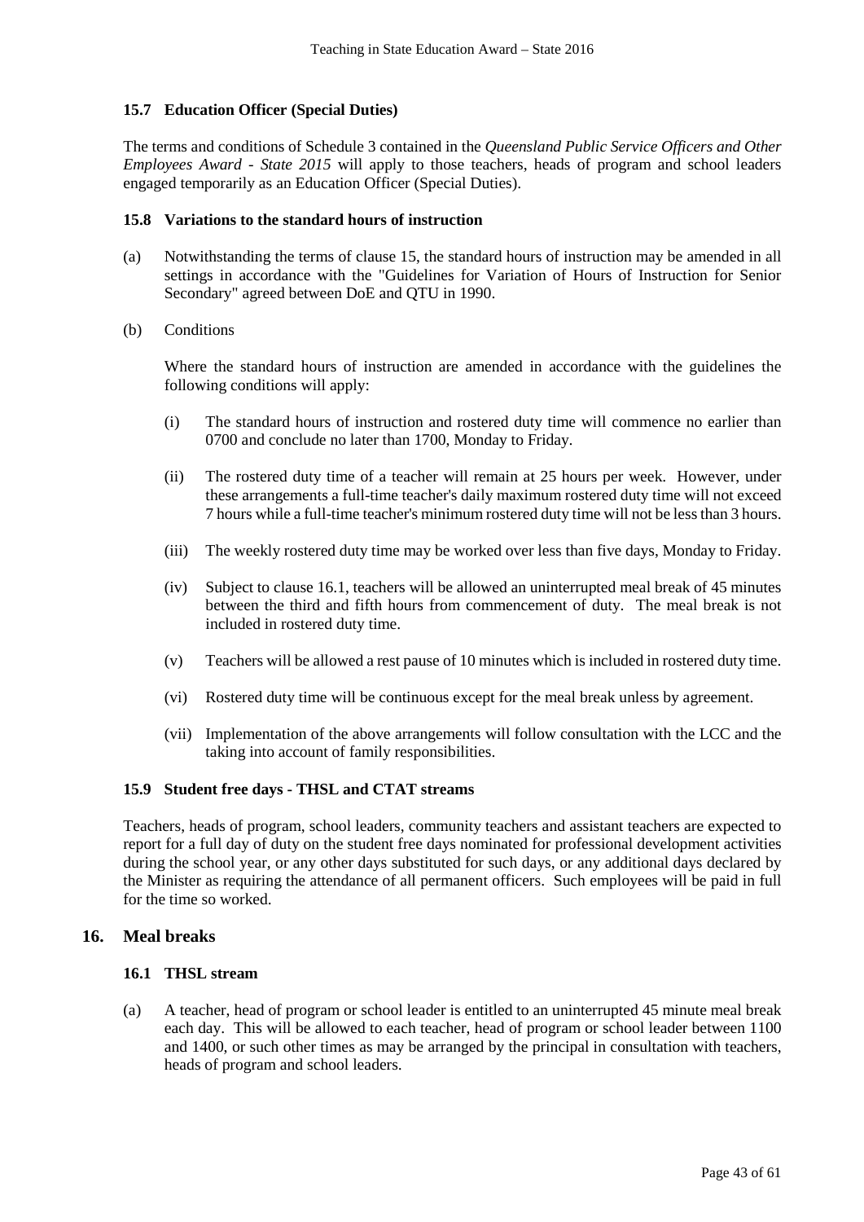### 15.7 Education Officer (Special Duties)

The terms and conditions of Schedule 3 contained in the *Queensland Public Service Officers and Other Employees Award - State 2015* will apply to those teachers, heads of program and school leaders engaged temporarily as an Education Officer (Special Duties).

### 15.8 Variations to the standard hours of instruction

(a) Notwithstanding the terms of clause 15, the standard hours of instruction may be amended in all settings in accordance with the "Guidelines for Variation of Hours of Instruction for Senior Secondary" agreed between DoE and QTU in 1990.

(b) Conditions

Where the standard hours of instruction are amended in accordance with the guidelines the following conditions will apply:

(i) The standard hours of instruction and rostered duty time will commence no earlier than 0700 and conclude no later than 1700, Monday to Friday.

(ii) The rostered duty time of a teacher will remain at 25 hours per week. However, under these arrangements a full-time teacher's daily maximum rostered duty time will not exceed 7 hours while a full-time teacher's minimum rostered duty time will not be less than 3 hours.

(iii) The weekly rostered duty time may be worked over less than five days, Monday to Friday.

(iv) Subject to clause 16.1, teachers will be allowed an uninterrupted meal break of 45 minutes between the third and fifth hours from commencement of duty. The meal break is not included in rostered duty time.

(v) Teachers will be allowed a rest pause of 10 minutes which is included in rostered duty time.

(vi) Rostered duty time will be continuous except for the meal break unless by agreement.

(vii) Implementation of the above arrangements will follow consultation with the LCC and the taking into account of family responsibilities.

### 15.9 Student free days - THSL and CTAT streams

Teachers, heads of program, school leaders, community teachers and assistant teachers are expected to report for a full day of duty on the student free days nominated for professional development activities during the school year, or any other days substituted for such days, or any additional days declared by the Minister as requiring the attendance of all permanent officers. Such employees will be paid in full for the time so worked.

## 16. Meal breaks

### 16.1 THSL stream

(a) A teacher, head of program or school leader is entitled to an uninterrupted 45 minute meal break each day. This will be allowed to each teacher, head of program or school leader between 1100 and 1400, or such other times as may be arranged by the principal in consultation with teachers, heads of program and school leaders.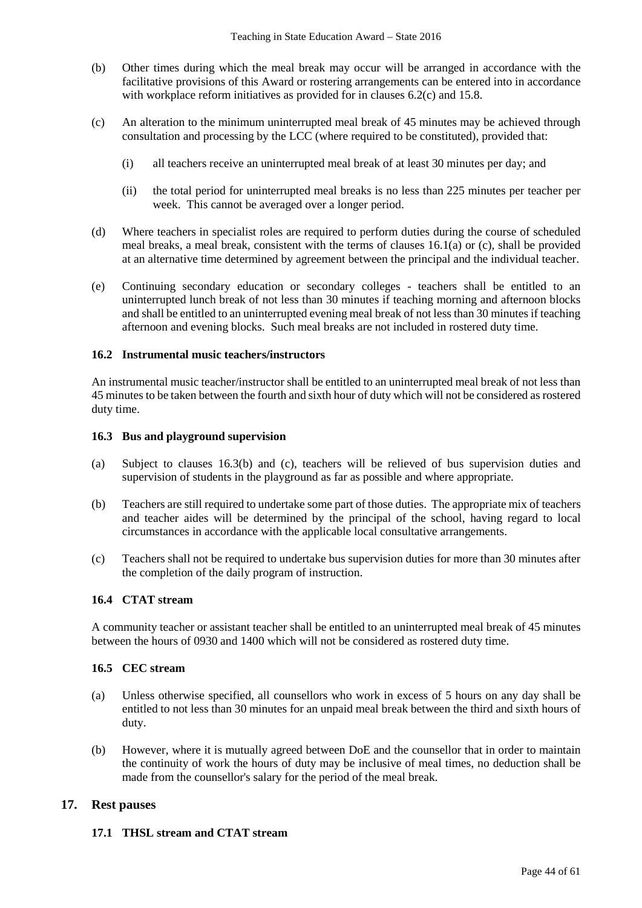(b) Other times during which the meal break may occur will be arranged in accordance with the facilitative provisions of this Award or rostering arrangements can be entered into in accordance with workplace reform initiatives as provided for in clauses 6.2(c) and 15.8.

(c) An alteration to the minimum uninterrupted meal break of 45 minutes may be achieved through consultation and processing by the LCC (where required to be constituted), provided that:

(i) all teachers receive an uninterrupted meal break of at least 30 minutes per day; and

(ii) the total period for uninterrupted meal breaks is no less than 225 minutes per teacher per week. This cannot be averaged over a longer period.

(d) Where teachers in specialist roles are required to perform duties during the course of scheduled meal breaks, a meal break, consistent with the terms of clauses 16.1(a) or (c), shall be provided at an alternative time determined by agreement between the principal and the individual teacher.

(e) Continuing secondary education or secondary colleges - teachers shall be entitled to an uninterrupted lunch break of not less than 30 minutes if teaching morning and afternoon blocks and shall be entitled to an uninterrupted evening meal break of not less than 30 minutes if teaching afternoon and evening blocks. Such meal breaks are not included in rostered duty time.

### 16.2 Instrumental music teachers/instructors

An instrumental music teacher/instructor shall be entitled to an uninterrupted meal break of not less than 45 minutes to be taken between the fourth and sixth hour of duty which will not be considered as rostered duty time.

### 16.3 Bus and playground supervision

(a) Subject to clauses 16.3(b) and (c), teachers will be relieved of bus supervision duties and supervision of students in the playground as far as possible and where appropriate.

(b) Teachers are still required to undertake some part of those duties. The appropriate mix of teachers and teacher aides will be determined by the principal of the school, having regard to local circumstances in accordance with the applicable local consultative arrangements.

(c) Teachers shall not be required to undertake bus supervision duties for more than 30 minutes after the completion of the daily program of instruction.

### 16.4 CTAT stream

A community teacher or assistant teacher shall be entitled to an uninterrupted meal break of 45 minutes between the hours of 0930 and 1400 which will not be considered as rostered duty time.

### 16.5 CEC stream

(a) Unless otherwise specified, all counsellors who work in excess of 5 hours on any day shall be entitled to not less than 30 minutes for an unpaid meal break between the third and sixth hours of duty.

(b) However, where it is mutually agreed between DoE and the counsellor that in order to maintain the continuity of work the hours of duty may be inclusive of meal times, no deduction shall be made from the counsellor's salary for the period of the meal break.

## 17. Rest pauses

### 17.1 THSL stream and CTAT stream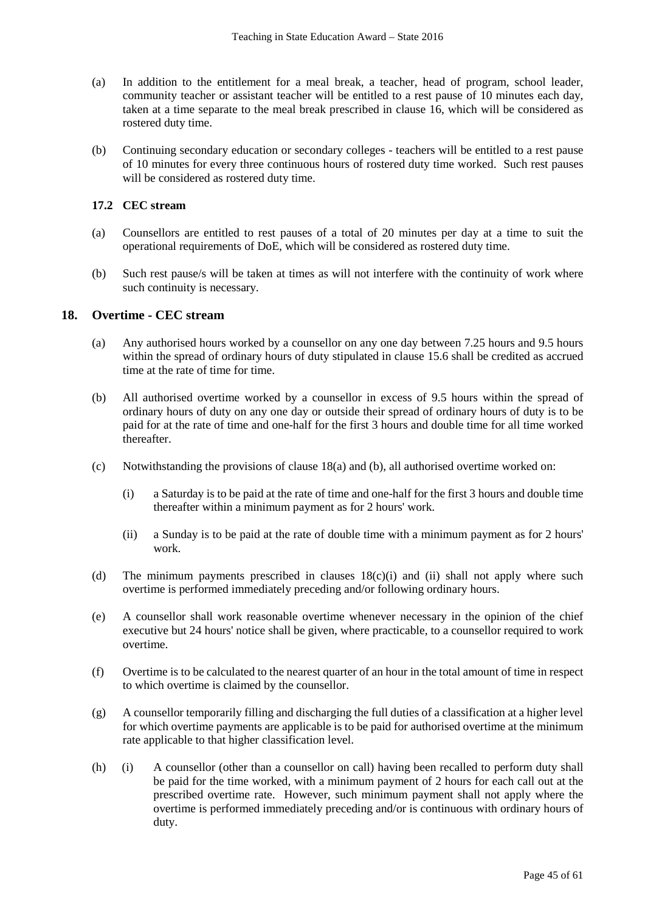(a) In addition to the entitlement for a meal break, a teacher, head of program, school leader, community teacher or assistant teacher will be entitled to a rest pause of 10 minutes each day, taken at a time separate to the meal break prescribed in clause 16, which will be considered as rostered duty time.

(b) Continuing secondary education or secondary colleges - teachers will be entitled to a rest pause of 10 minutes for every three continuous hours of rostered duty time worked. Such rest pauses will be considered as rostered duty time.

### 17.2 CEC stream

(a) Counsellors are entitled to rest pauses of a total of 20 minutes per day at a time to suit the operational requirements of DoE, which will be considered as rostered duty time.

(b) Such rest pause/s will be taken at times as will not interfere with the continuity of work where such continuity is necessary.

## 18. Overtime - CEC stream

(a) Any authorised hours worked by a counsellor on any one day between 7.25 hours and 9.5 hours within the spread of ordinary hours of duty stipulated in clause 15.6 shall be credited as accrued time at the rate of time for time.

(b) All authorised overtime worked by a counsellor in excess of 9.5 hours within the spread of ordinary hours of duty on any one day or outside their spread of ordinary hours of duty is to be paid for at the rate of time and one-half for the first 3 hours and double time for all time worked thereafter.

(c) Notwithstanding the provisions of clause 18(a) and (b), all authorised overtime worked on:

  (i) a Saturday is to be paid at the rate of time and one-half for the first 3 hours and double time thereafter within a minimum payment as for 2 hours' work.

  (ii) a Sunday is to be paid at the rate of double time with a minimum payment as for 2 hours' work.

(d) The minimum payments prescribed in clauses 18(c)(i) and (ii) shall not apply where such overtime is performed immediately preceding and/or following ordinary hours.

(e) A counsellor shall work reasonable overtime whenever necessary in the opinion of the chief executive but 24 hours' notice shall be given, where practicable, to a counsellor required to work overtime.

(f) Overtime is to be calculated to the nearest quarter of an hour in the total amount of time in respect to which overtime is claimed by the counsellor.

(g) A counsellor temporarily filling and discharging the full duties of a classification at a higher level for which overtime payments are applicable is to be paid for authorised overtime at the minimum rate applicable to that higher classification level.

(h) (i) A counsellor (other than a counsellor on call) having been recalled to perform duty shall be paid for the time worked, with a minimum payment of 2 hours for each call out at the prescribed overtime rate. However, such minimum payment shall not apply where the overtime is performed immediately preceding and/or is continuous with ordinary hours of duty.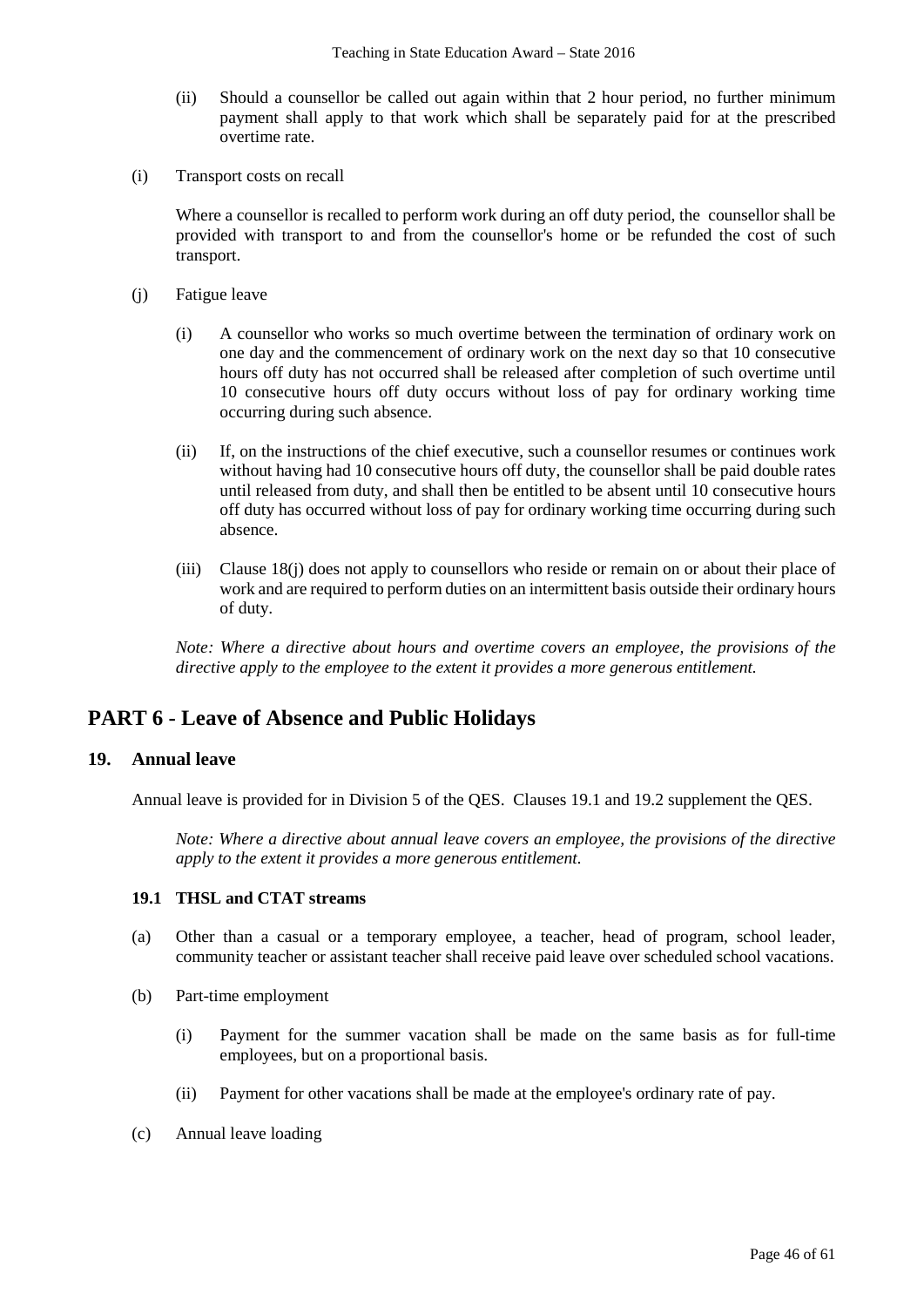(ii) Should a counsellor be called out again within that 2 hour period, no further minimum payment shall apply to that work which shall be separately paid for at the prescribed overtime rate.

(i) Transport costs on recall

Where a counsellor is recalled to perform work during an off duty period, the counsellor shall be provided with transport to and from the counsellor's home or be refunded the cost of such transport.

(j) Fatigue leave

(i) A counsellor who works so much overtime between the termination of ordinary work on one day and the commencement of ordinary work on the next day so that 10 consecutive hours off duty has not occurred shall be released after completion of such overtime until 10 consecutive hours off duty occurs without loss of pay for ordinary working time occurring during such absence.

(ii) If, on the instructions of the chief executive, such a counsellor resumes or continues work without having had 10 consecutive hours off duty, the counsellor shall be paid double rates until released from duty, and shall then be entitled to be absent until 10 consecutive hours off duty has occurred without loss of pay for ordinary working time occurring during such absence.

(iii) Clause 18(j) does not apply to counsellors who reside or remain on or about their place of work and are required to perform duties on an intermittent basis outside their ordinary hours of duty.

*Note: Where a directive about hours and overtime covers an employee, the provisions of the directive apply to the employee to the extent it provides a more generous entitlement.*

# PART 6 - Leave of Absence and Public Holidays

## 19. Annual leave

Annual leave is provided for in Division 5 of the QES. Clauses 19.1 and 19.2 supplement the QES.

*Note: Where a directive about annual leave covers an employee, the provisions of the directive apply to the extent it provides a more generous entitlement.*

### 19.1 THSL and CTAT streams

(a) Other than a casual or a temporary employee, a teacher, head of program, school leader, community teacher or assistant teacher shall receive paid leave over scheduled school vacations.

(b) Part-time employment

(i) Payment for the summer vacation shall be made on the same basis as for full-time employees, but on a proportional basis.

(ii) Payment for other vacations shall be made at the employee's ordinary rate of pay.

(c) Annual leave loading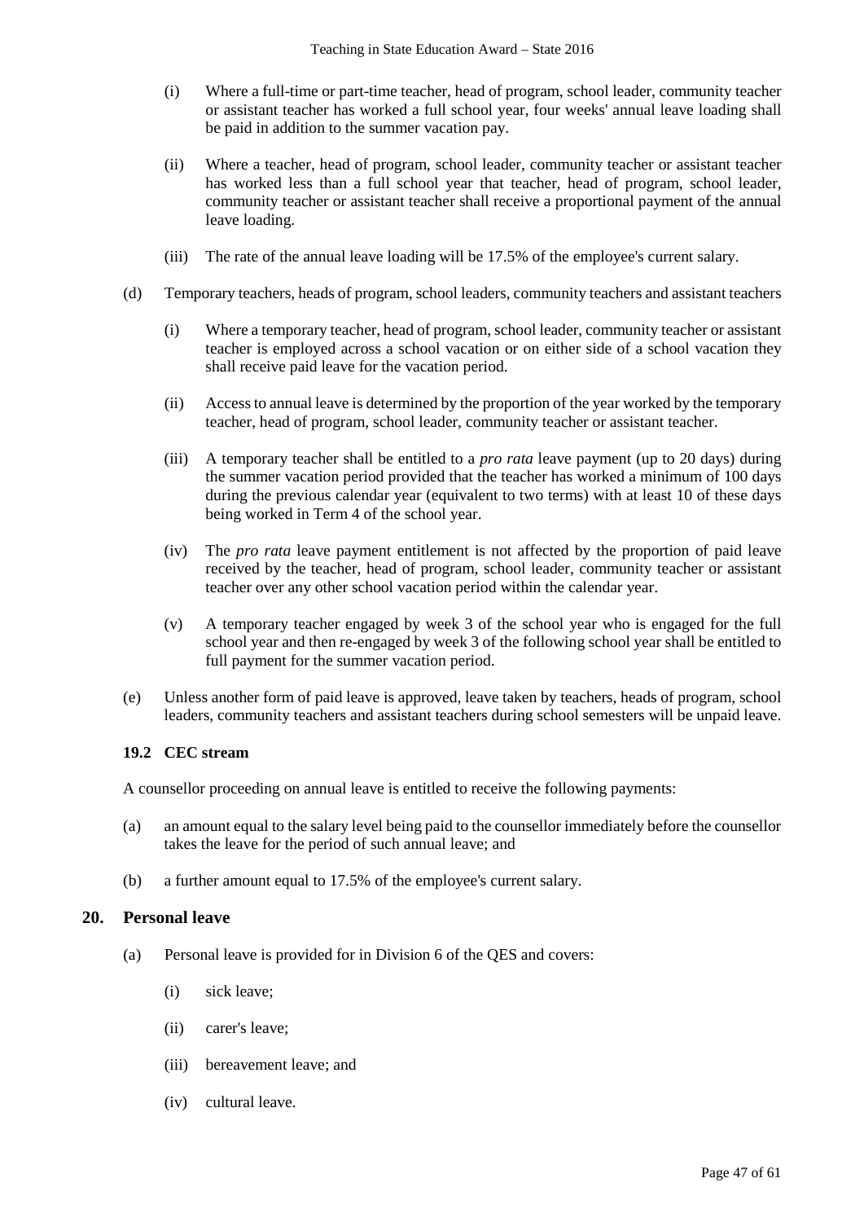(i) Where a full-time or part-time teacher, head of program, school leader, community teacher or assistant teacher has worked a full school year, four weeks' annual leave loading shall be paid in addition to the summer vacation pay.

(ii) Where a teacher, head of program, school leader, community teacher or assistant teacher has worked less than a full school year that teacher, head of program, school leader, community teacher or assistant teacher shall receive a proportional payment of the annual leave loading.

(iii) The rate of the annual leave loading will be 17.5% of the employee's current salary.

(d) Temporary teachers, heads of program, school leaders, community teachers and assistant teachers

(i) Where a temporary teacher, head of program, school leader, community teacher or assistant teacher is employed across a school vacation or on either side of a school vacation they shall receive paid leave for the vacation period.

(ii) Access to annual leave is determined by the proportion of the year worked by the temporary teacher, head of program, school leader, community teacher or assistant teacher.

(iii) A temporary teacher shall be entitled to a *pro rata* leave payment (up to 20 days) during the summer vacation period provided that the teacher has worked a minimum of 100 days during the previous calendar year (equivalent to two terms) with at least 10 of these days being worked in Term 4 of the school year.

(iv) The *pro rata* leave payment entitlement is not affected by the proportion of paid leave received by the teacher, head of program, school leader, community teacher or assistant teacher over any other school vacation period within the calendar year.

(v) A temporary teacher engaged by week 3 of the school year who is engaged for the full school year and then re-engaged by week 3 of the following school year shall be entitled to full payment for the summer vacation period.

(e) Unless another form of paid leave is approved, leave taken by teachers, heads of program, school leaders, community teachers and assistant teachers during school semesters will be unpaid leave.

### 19.2 CEC stream

A counsellor proceeding on annual leave is entitled to receive the following payments:

(a) an amount equal to the salary level being paid to the counsellor immediately before the counsellor takes the leave for the period of such annual leave; and

(b) a further amount equal to 17.5% of the employee's current salary.

## 20. Personal leave

(a) Personal leave is provided for in Division 6 of the QES and covers:

(i) sick leave;

(ii) carer's leave;

(iii) bereavement leave; and

(iv) cultural leave.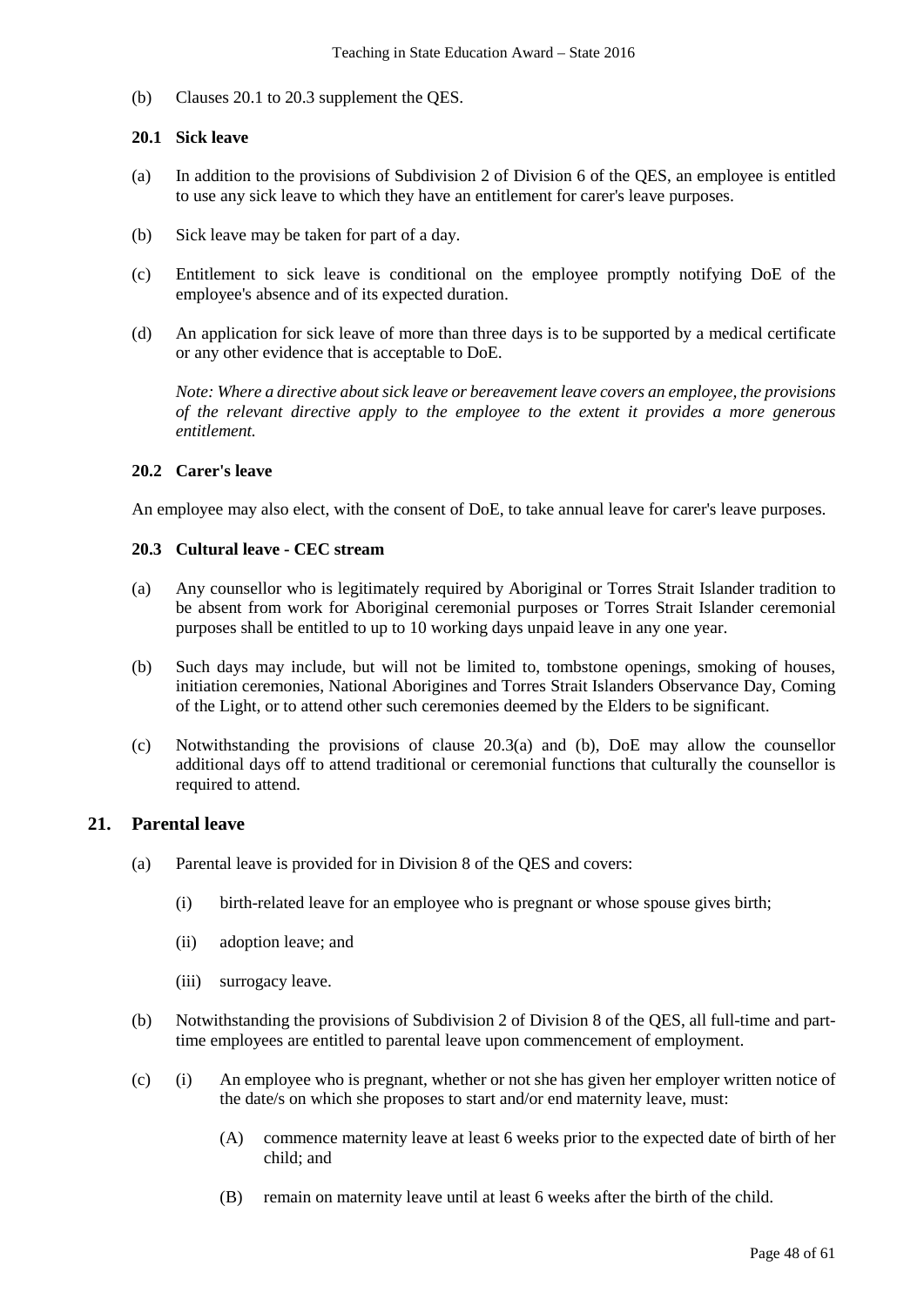(b) Clauses 20.1 to 20.3 supplement the QES.

### 20.1 Sick leave

(a) In addition to the provisions of Subdivision 2 of Division 6 of the QES, an employee is entitled to use any sick leave to which they have an entitlement for carer's leave purposes.

(b) Sick leave may be taken for part of a day.

(c) Entitlement to sick leave is conditional on the employee promptly notifying DoE of the employee's absence and of its expected duration.

(d) An application for sick leave of more than three days is to be supported by a medical certificate or any other evidence that is acceptable to DoE.

*Note: Where a directive about sick leave or bereavement leave covers an employee, the provisions of the relevant directive apply to the employee to the extent it provides a more generous entitlement.*

### 20.2 Carer's leave

An employee may also elect, with the consent of DoE, to take annual leave for carer's leave purposes.

### 20.3 Cultural leave - CEC stream

(a) Any counsellor who is legitimately required by Aboriginal or Torres Strait Islander tradition to be absent from work for Aboriginal ceremonial purposes or Torres Strait Islander ceremonial purposes shall be entitled to up to 10 working days unpaid leave in any one year.

(b) Such days may include, but will not be limited to, tombstone openings, smoking of houses, initiation ceremonies, National Aborigines and Torres Strait Islanders Observance Day, Coming of the Light, or to attend other such ceremonies deemed by the Elders to be significant.

(c) Notwithstanding the provisions of clause 20.3(a) and (b), DoE may allow the counsellor additional days off to attend traditional or ceremonial functions that culturally the counsellor is required to attend.

## 21. Parental leave

(a) Parental leave is provided for in Division 8 of the QES and covers:

- (i) birth-related leave for an employee who is pregnant or whose spouse gives birth;
- (ii) adoption leave; and
- (iii) surrogacy leave.

(b) Notwithstanding the provisions of Subdivision 2 of Division 8 of the QES, all full-time and part-time employees are entitled to parental leave upon commencement of employment.

(c) (i) An employee who is pregnant, whether or not she has given her employer written notice of the date/s on which she proposes to start and/or end maternity leave, must:

- (A) commence maternity leave at least 6 weeks prior to the expected date of birth of her child; and
- (B) remain on maternity leave until at least 6 weeks after the birth of the child.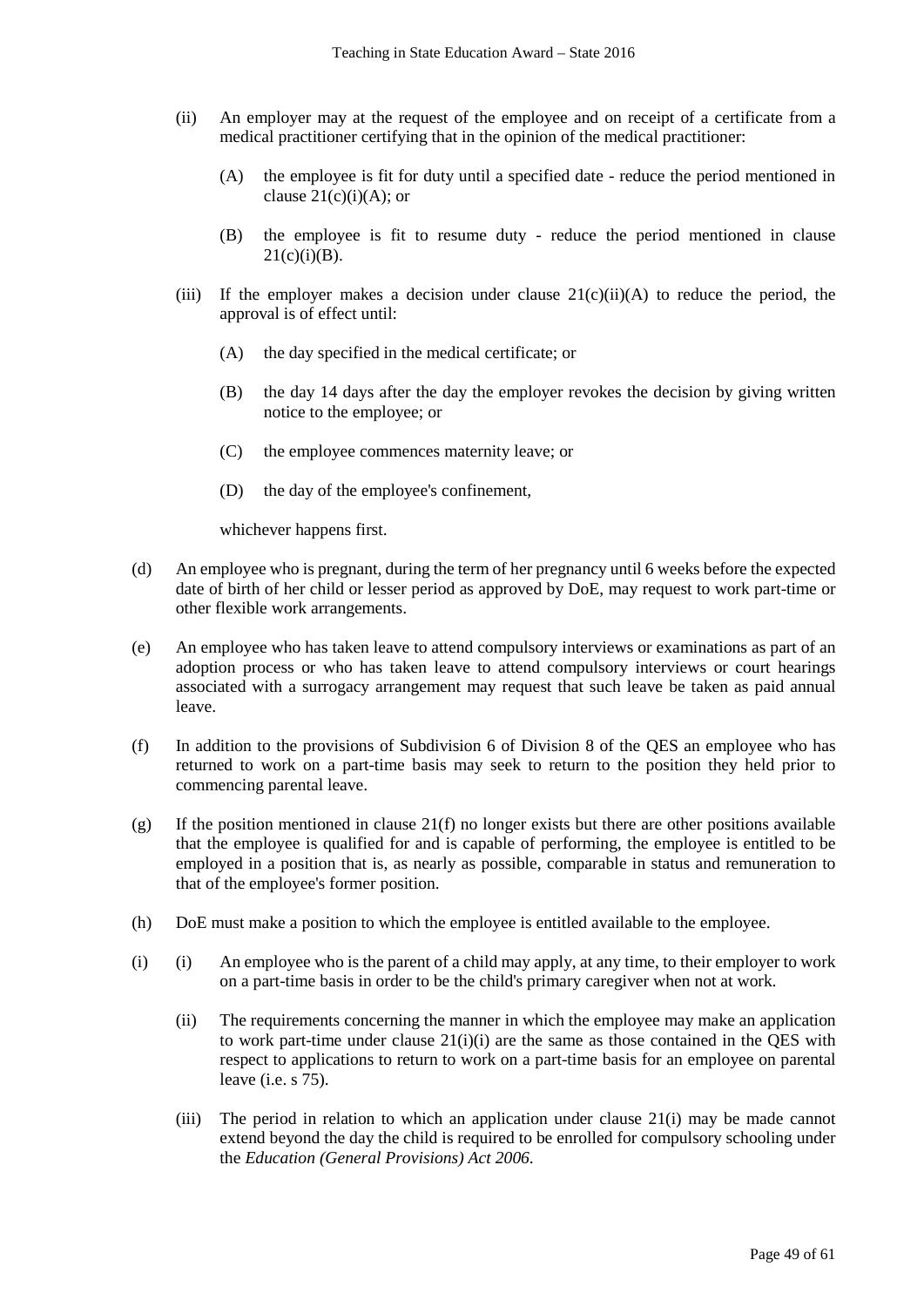(ii) An employer may at the request of the employee and on receipt of a certificate from a medical practitioner certifying that in the opinion of the medical practitioner:

   (A) the employee is fit for duty until a specified date - reduce the period mentioned in clause 21(c)(i)(A); or

   (B) the employee is fit to resume duty - reduce the period mentioned in clause 21(c)(i)(B).

(iii) If the employer makes a decision under clause 21(c)(ii)(A) to reduce the period, the approval is of effect until:

   (A) the day specified in the medical certificate; or

   (B) the day 14 days after the day the employer revokes the decision by giving written notice to the employee; or

   (C) the employee commences maternity leave; or

   (D) the day of the employee's confinement,

   whichever happens first.

(d) An employee who is pregnant, during the term of her pregnancy until 6 weeks before the expected date of birth of her child or lesser period as approved by DoE, may request to work part-time or other flexible work arrangements.

(e) An employee who has taken leave to attend compulsory interviews or examinations as part of an adoption process or who has taken leave to attend compulsory interviews or court hearings associated with a surrogacy arrangement may request that such leave be taken as paid annual leave.

(f) In addition to the provisions of Subdivision 6 of Division 8 of the QES an employee who has returned to work on a part-time basis may seek to return to the position they held prior to commencing parental leave.

(g) If the position mentioned in clause 21(f) no longer exists but there are other positions available that the employee is qualified for and is capable of performing, the employee is entitled to be employed in a position that is, as nearly as possible, comparable in status and remuneration to that of the employee's former position.

(h) DoE must make a position to which the employee is entitled available to the employee.

(i) (i) An employee who is the parent of a child may apply, at any time, to their employer to work on a part-time basis in order to be the child's primary caregiver when not at work.

   (ii) The requirements concerning the manner in which the employee may make an application to work part-time under clause 21(i)(i) are the same as those contained in the QES with respect to applications to return to work on a part-time basis for an employee on parental leave (i.e. s 75).

   (iii) The period in relation to which an application under clause 21(i) may be made cannot extend beyond the day the child is required to be enrolled for compulsory schooling under the *Education (General Provisions) Act 2006*.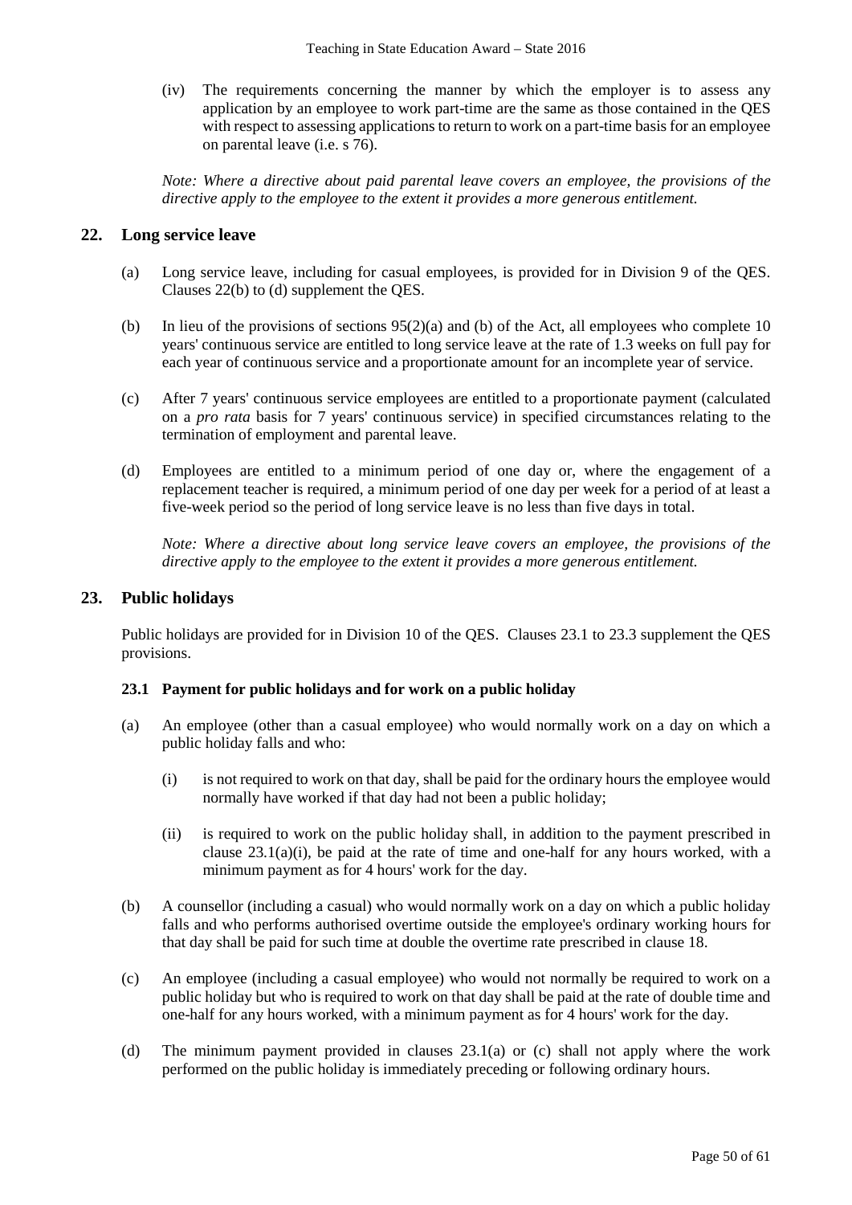(iv) The requirements concerning the manner by which the employer is to assess any application by an employee to work part-time are the same as those contained in the QES with respect to assessing applications to return to work on a part-time basis for an employee on parental leave (i.e. s 76).

*Note: Where a directive about paid parental leave covers an employee, the provisions of the directive apply to the employee to the extent it provides a more generous entitlement.*

## 22. Long service leave

(a) Long service leave, including for casual employees, is provided for in Division 9 of the QES. Clauses 22(b) to (d) supplement the QES.

(b) In lieu of the provisions of sections 95(2)(a) and (b) of the Act, all employees who complete 10 years' continuous service are entitled to long service leave at the rate of 1.3 weeks on full pay for each year of continuous service and a proportionate amount for an incomplete year of service.

(c) After 7 years' continuous service employees are entitled to a proportionate payment (calculated on a *pro rata* basis for 7 years' continuous service) in specified circumstances relating to the termination of employment and parental leave.

(d) Employees are entitled to a minimum period of one day or, where the engagement of a replacement teacher is required, a minimum period of one day per week for a period of at least a five-week period so the period of long service leave is no less than five days in total.

*Note: Where a directive about long service leave covers an employee, the provisions of the directive apply to the employee to the extent it provides a more generous entitlement.*

## 23. Public holidays

Public holidays are provided for in Division 10 of the QES. Clauses 23.1 to 23.3 supplement the QES provisions.

### 23.1 Payment for public holidays and for work on a public holiday

(a) An employee (other than a casual employee) who would normally work on a day on which a public holiday falls and who:

(i) is not required to work on that day, shall be paid for the ordinary hours the employee would normally have worked if that day had not been a public holiday;

(ii) is required to work on the public holiday shall, in addition to the payment prescribed in clause 23.1(a)(i), be paid at the rate of time and one-half for any hours worked, with a minimum payment as for 4 hours' work for the day.

(b) A counsellor (including a casual) who would normally work on a day on which a public holiday falls and who performs authorised overtime outside the employee's ordinary working hours for that day shall be paid for such time at double the overtime rate prescribed in clause 18.

(c) An employee (including a casual employee) who would not normally be required to work on a public holiday but who is required to work on that day shall be paid at the rate of double time and one-half for any hours worked, with a minimum payment as for 4 hours' work for the day.

(d) The minimum payment provided in clauses 23.1(a) or (c) shall not apply where the work performed on the public holiday is immediately preceding or following ordinary hours.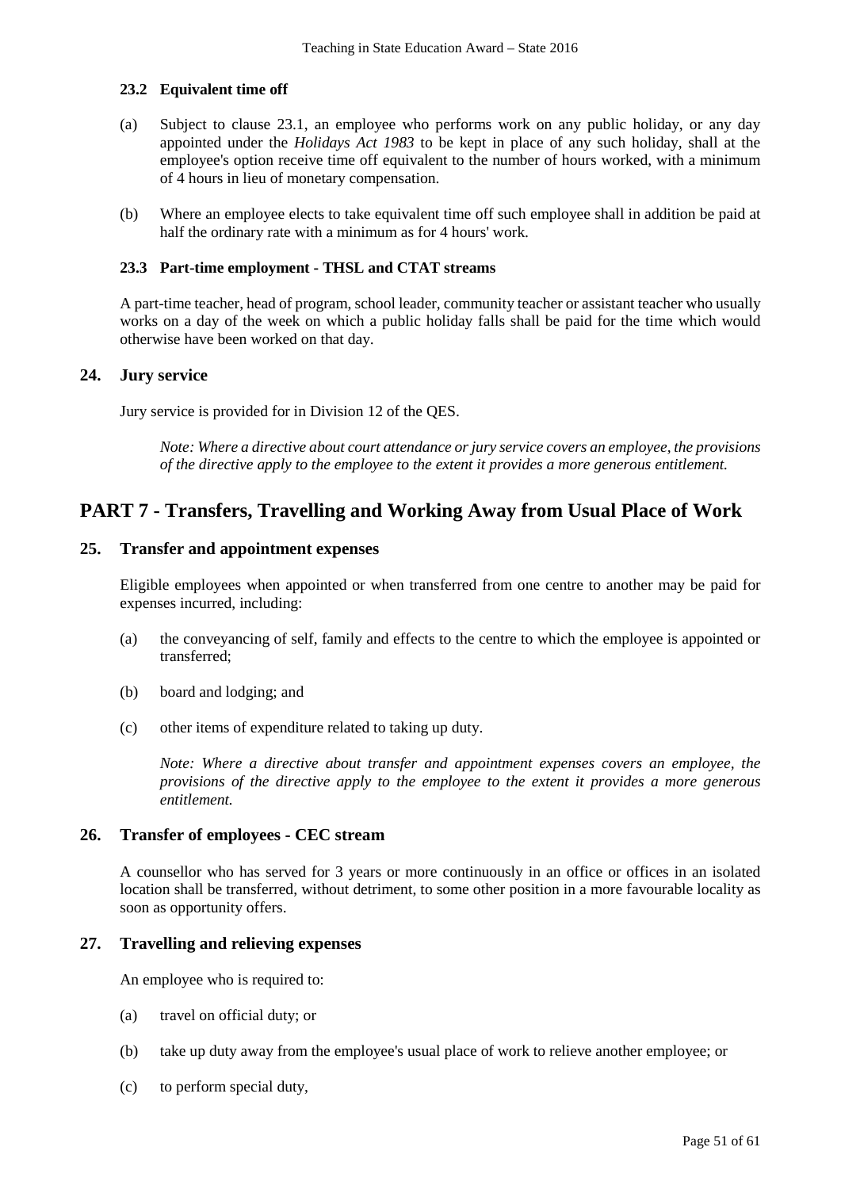### 23.2 Equivalent time off

(a) Subject to clause 23.1, an employee who performs work on any public holiday, or any day appointed under the *Holidays Act 1983* to be kept in place of any such holiday, shall at the employee's option receive time off equivalent to the number of hours worked, with a minimum of 4 hours in lieu of monetary compensation.

(b) Where an employee elects to take equivalent time off such employee shall in addition be paid at half the ordinary rate with a minimum as for 4 hours' work.

### 23.3 Part-time employment - THSL and CTAT streams

A part-time teacher, head of program, school leader, community teacher or assistant teacher who usually works on a day of the week on which a public holiday falls shall be paid for the time which would otherwise have been worked on that day.

## 24. Jury service

Jury service is provided for in Division 12 of the QES.

*Note: Where a directive about court attendance or jury service covers an employee, the provisions of the directive apply to the employee to the extent it provides a more generous entitlement.*

# PART 7 - Transfers, Travelling and Working Away from Usual Place of Work

## 25. Transfer and appointment expenses

Eligible employees when appointed or when transferred from one centre to another may be paid for expenses incurred, including:

(a) the conveyancing of self, family and effects to the centre to which the employee is appointed or transferred;

(b) board and lodging; and

(c) other items of expenditure related to taking up duty.

*Note: Where a directive about transfer and appointment expenses covers an employee, the provisions of the directive apply to the employee to the extent it provides a more generous entitlement.*

## 26. Transfer of employees - CEC stream

A counsellor who has served for 3 years or more continuously in an office or offices in an isolated location shall be transferred, without detriment, to some other position in a more favourable locality as soon as opportunity offers.

## 27. Travelling and relieving expenses

An employee who is required to:

(a) travel on official duty; or

(b) take up duty away from the employee's usual place of work to relieve another employee; or

(c) to perform special duty,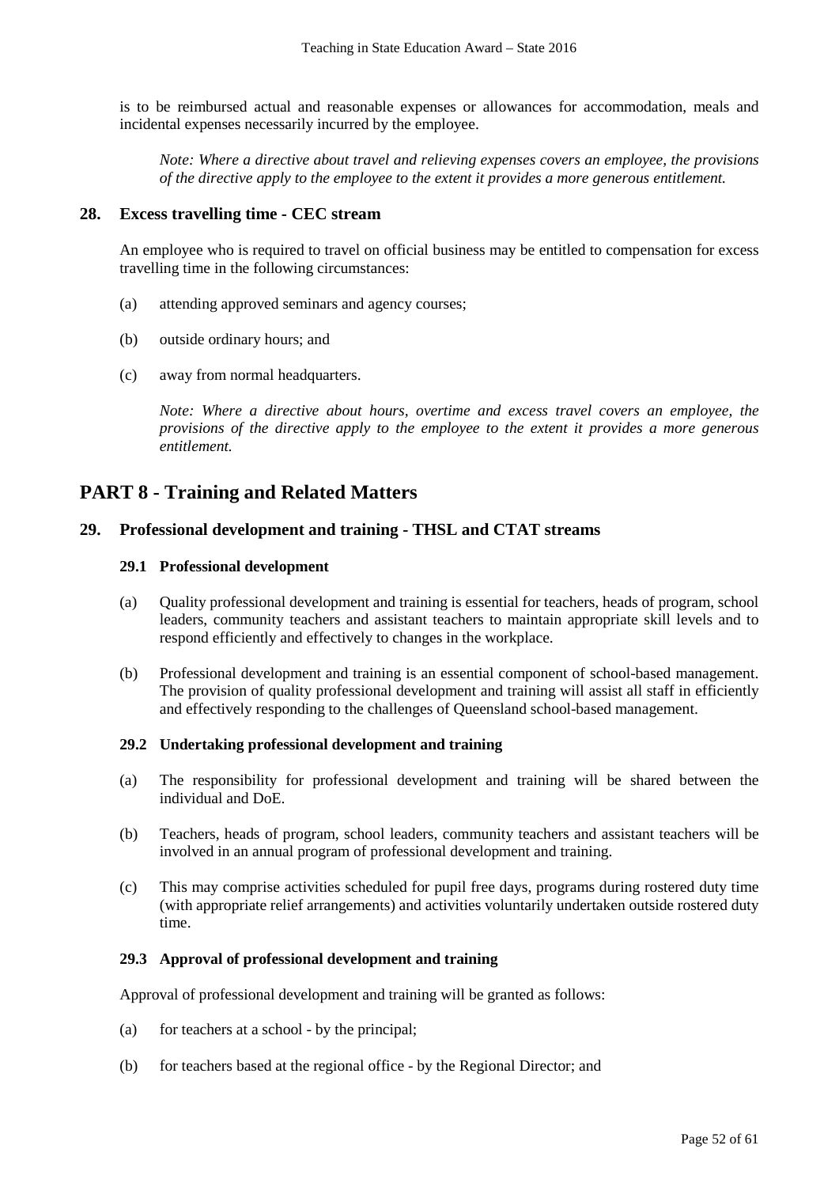is to be reimbursed actual and reasonable expenses or allowances for accommodation, meals and incidental expenses necessarily incurred by the employee.

*Note: Where a directive about travel and relieving expenses covers an employee, the provisions of the directive apply to the employee to the extent it provides a more generous entitlement.*

### 28. Excess travelling time - CEC stream

An employee who is required to travel on official business may be entitled to compensation for excess travelling time in the following circumstances:

(a) attending approved seminars and agency courses;

(b) outside ordinary hours; and

(c) away from normal headquarters.

*Note: Where a directive about hours, overtime and excess travel covers an employee, the provisions of the directive apply to the employee to the extent it provides a more generous entitlement.*

## PART 8 - Training and Related Matters

### 29. Professional development and training - THSL and CTAT streams

#### 29.1 Professional development

(a) Quality professional development and training is essential for teachers, heads of program, school leaders, community teachers and assistant teachers to maintain appropriate skill levels and to respond efficiently and effectively to changes in the workplace.

(b) Professional development and training is an essential component of school-based management. The provision of quality professional development and training will assist all staff in efficiently and effectively responding to the challenges of Queensland school-based management.

#### 29.2 Undertaking professional development and training

(a) The responsibility for professional development and training will be shared between the individual and DoE.

(b) Teachers, heads of program, school leaders, community teachers and assistant teachers will be involved in an annual program of professional development and training.

(c) This may comprise activities scheduled for pupil free days, programs during rostered duty time (with appropriate relief arrangements) and activities voluntarily undertaken outside rostered duty time.

#### 29.3 Approval of professional development and training

Approval of professional development and training will be granted as follows:

(a) for teachers at a school - by the principal;

(b) for teachers based at the regional office - by the Regional Director; and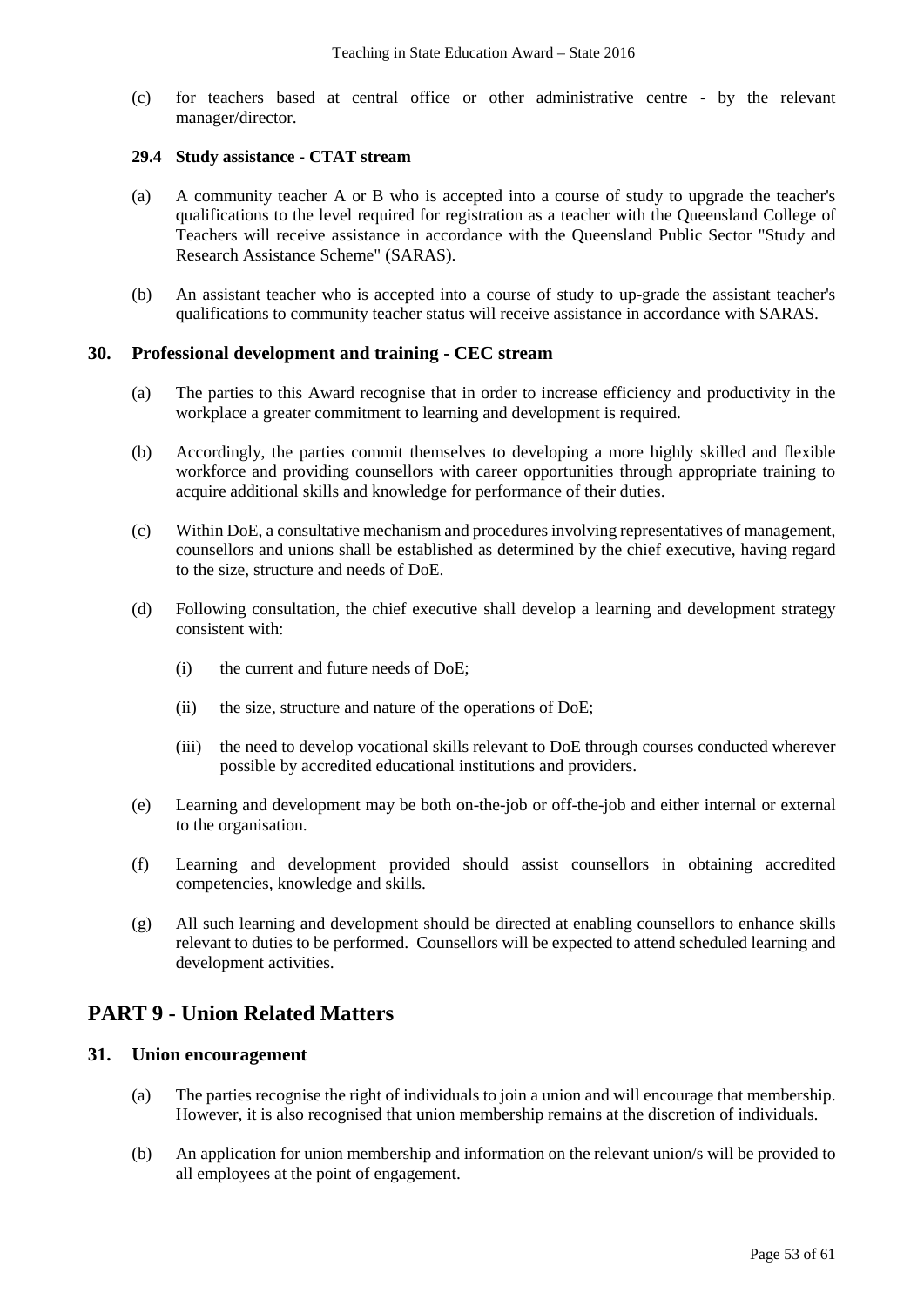(c) for teachers based at central office or other administrative centre - by the relevant manager/director.

### 29.4 Study assistance - CTAT stream

(a) A community teacher A or B who is accepted into a course of study to upgrade the teacher's qualifications to the level required for registration as a teacher with the Queensland College of Teachers will receive assistance in accordance with the Queensland Public Sector "Study and Research Assistance Scheme" (SARAS).

(b) An assistant teacher who is accepted into a course of study to up-grade the assistant teacher's qualifications to community teacher status will receive assistance in accordance with SARAS.

## 30. Professional development and training - CEC stream

(a) The parties to this Award recognise that in order to increase efficiency and productivity in the workplace a greater commitment to learning and development is required.

(b) Accordingly, the parties commit themselves to developing a more highly skilled and flexible workforce and providing counsellors with career opportunities through appropriate training to acquire additional skills and knowledge for performance of their duties.

(c) Within DoE, a consultative mechanism and procedures involving representatives of management, counsellors and unions shall be established as determined by the chief executive, having regard to the size, structure and needs of DoE.

(d) Following consultation, the chief executive shall develop a learning and development strategy consistent with:

(i) the current and future needs of DoE;

(ii) the size, structure and nature of the operations of DoE;

(iii) the need to develop vocational skills relevant to DoE through courses conducted wherever possible by accredited educational institutions and providers.

(e) Learning and development may be both on-the-job or off-the-job and either internal or external to the organisation.

(f) Learning and development provided should assist counsellors in obtaining accredited competencies, knowledge and skills.

(g) All such learning and development should be directed at enabling counsellors to enhance skills relevant to duties to be performed. Counsellors will be expected to attend scheduled learning and development activities.

# PART 9 - Union Related Matters

## 31. Union encouragement

(a) The parties recognise the right of individuals to join a union and will encourage that membership. However, it is also recognised that union membership remains at the discretion of individuals.

(b) An application for union membership and information on the relevant union/s will be provided to all employees at the point of engagement.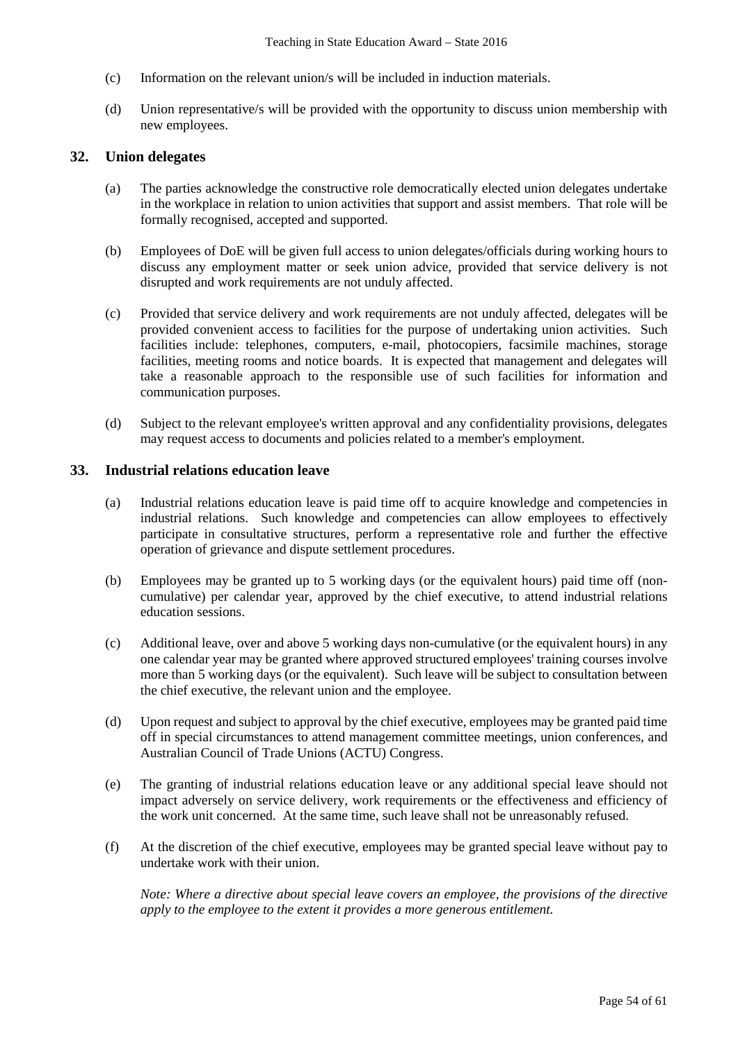(c) Information on the relevant union/s will be included in induction materials.

(d) Union representative/s will be provided with the opportunity to discuss union membership with new employees.

## 32. Union delegates

(a) The parties acknowledge the constructive role democratically elected union delegates undertake in the workplace in relation to union activities that support and assist members. That role will be formally recognised, accepted and supported.

(b) Employees of DoE will be given full access to union delegates/officials during working hours to discuss any employment matter or seek union advice, provided that service delivery is not disrupted and work requirements are not unduly affected.

(c) Provided that service delivery and work requirements are not unduly affected, delegates will be provided convenient access to facilities for the purpose of undertaking union activities. Such facilities include: telephones, computers, e-mail, photocopiers, facsimile machines, storage facilities, meeting rooms and notice boards. It is expected that management and delegates will take a reasonable approach to the responsible use of such facilities for information and communication purposes.

(d) Subject to the relevant employee's written approval and any confidentiality provisions, delegates may request access to documents and policies related to a member's employment.

## 33. Industrial relations education leave

(a) Industrial relations education leave is paid time off to acquire knowledge and competencies in industrial relations. Such knowledge and competencies can allow employees to effectively participate in consultative structures, perform a representative role and further the effective operation of grievance and dispute settlement procedures.

(b) Employees may be granted up to 5 working days (or the equivalent hours) paid time off (non-cumulative) per calendar year, approved by the chief executive, to attend industrial relations education sessions.

(c) Additional leave, over and above 5 working days non-cumulative (or the equivalent hours) in any one calendar year may be granted where approved structured employees' training courses involve more than 5 working days (or the equivalent). Such leave will be subject to consultation between the chief executive, the relevant union and the employee.

(d) Upon request and subject to approval by the chief executive, employees may be granted paid time off in special circumstances to attend management committee meetings, union conferences, and Australian Council of Trade Unions (ACTU) Congress.

(e) The granting of industrial relations education leave or any additional special leave should not impact adversely on service delivery, work requirements or the effectiveness and efficiency of the work unit concerned. At the same time, such leave shall not be unreasonably refused.

(f) At the discretion of the chief executive, employees may be granted special leave without pay to undertake work with their union.

*Note: Where a directive about special leave covers an employee, the provisions of the directive apply to the employee to the extent it provides a more generous entitlement.*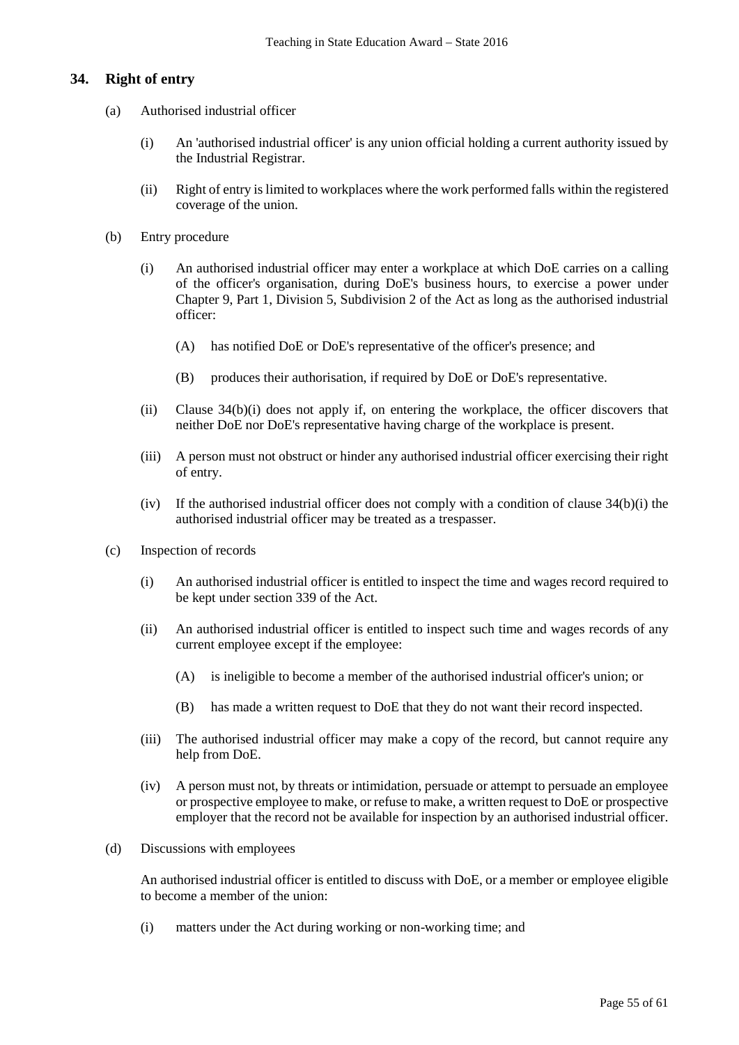## 34. Right of entry

(a) Authorised industrial officer

(i) An 'authorised industrial officer' is any union official holding a current authority issued by the Industrial Registrar.

(ii) Right of entry is limited to workplaces where the work performed falls within the registered coverage of the union.

(b) Entry procedure

(i) An authorised industrial officer may enter a workplace at which DoE carries on a calling of the officer's organisation, during DoE's business hours, to exercise a power under Chapter 9, Part 1, Division 5, Subdivision 2 of the Act as long as the authorised industrial officer:

(A) has notified DoE or DoE's representative of the officer's presence; and

(B) produces their authorisation, if required by DoE or DoE's representative.

(ii) Clause 34(b)(i) does not apply if, on entering the workplace, the officer discovers that neither DoE nor DoE's representative having charge of the workplace is present.

(iii) A person must not obstruct or hinder any authorised industrial officer exercising their right of entry.

(iv) If the authorised industrial officer does not comply with a condition of clause 34(b)(i) the authorised industrial officer may be treated as a trespasser.

(c) Inspection of records

(i) An authorised industrial officer is entitled to inspect the time and wages record required to be kept under section 339 of the Act.

(ii) An authorised industrial officer is entitled to inspect such time and wages records of any current employee except if the employee:

(A) is ineligible to become a member of the authorised industrial officer's union; or

(B) has made a written request to DoE that they do not want their record inspected.

(iii) The authorised industrial officer may make a copy of the record, but cannot require any help from DoE.

(iv) A person must not, by threats or intimidation, persuade or attempt to persuade an employee or prospective employee to make, or refuse to make, a written request to DoE or prospective employer that the record not be available for inspection by an authorised industrial officer.

(d) Discussions with employees

An authorised industrial officer is entitled to discuss with DoE, or a member or employee eligible to become a member of the union:

(i) matters under the Act during working or non-working time; and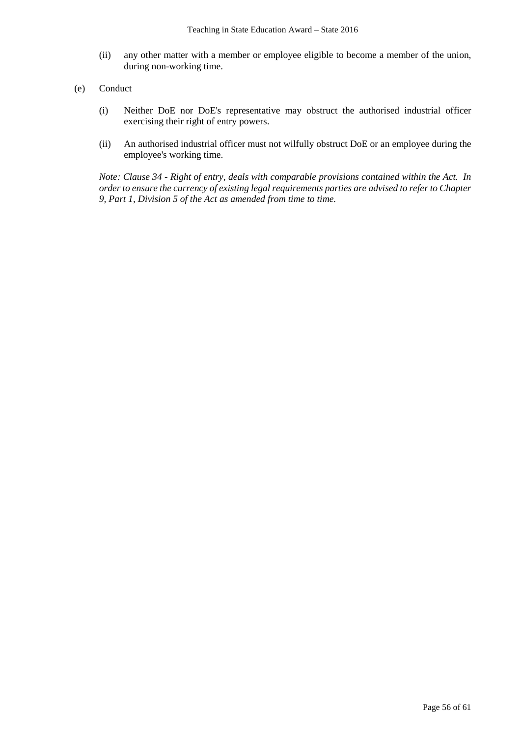(ii) any other matter with a member or employee eligible to become a member of the union, during non-working time.

(e) Conduct

(i) Neither DoE nor DoE's representative may obstruct the authorised industrial officer exercising their right of entry powers.

(ii) An authorised industrial officer must not wilfully obstruct DoE or an employee during the employee's working time.

*Note: Clause 34 - Right of entry, deals with comparable provisions contained within the Act. In order to ensure the currency of existing legal requirements parties are advised to refer to Chapter 9, Part 1, Division 5 of the Act as amended from time to time.*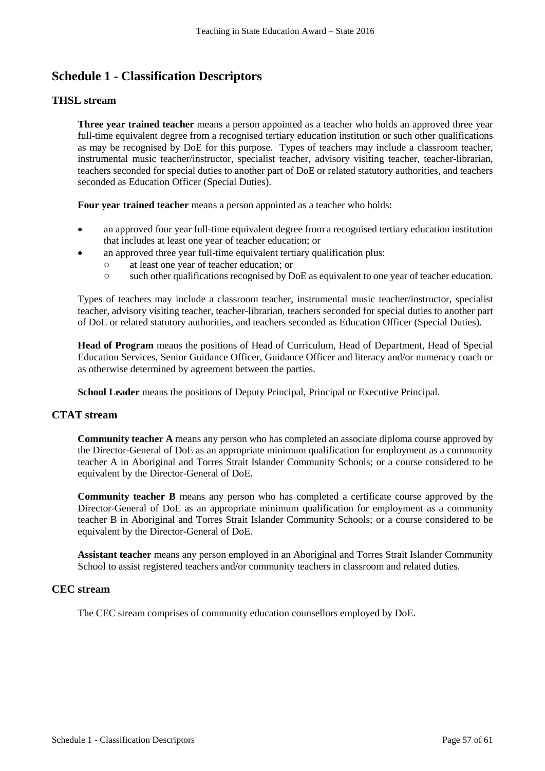# Schedule 1 - Classification Descriptors

## THSL stream

**Three year trained teacher** means a person appointed as a teacher who holds an approved three year full-time equivalent degree from a recognised tertiary education institution or such other qualifications as may be recognised by DoE for this purpose. Types of teachers may include a classroom teacher, instrumental music teacher/instructor, specialist teacher, advisory visiting teacher, teacher-librarian, teachers seconded for special duties to another part of DoE or related statutory authorities, and teachers seconded as Education Officer (Special Duties).

**Four year trained teacher** means a person appointed as a teacher who holds:

- an approved four year full-time equivalent degree from a recognised tertiary education institution that includes at least one year of teacher education; or
- an approved three year full-time equivalent tertiary qualification plus:
  - at least one year of teacher education; or
  - such other qualifications recognised by DoE as equivalent to one year of teacher education.

Types of teachers may include a classroom teacher, instrumental music teacher/instructor, specialist teacher, advisory visiting teacher, teacher-librarian, teachers seconded for special duties to another part of DoE or related statutory authorities, and teachers seconded as Education Officer (Special Duties).

**Head of Program** means the positions of Head of Curriculum, Head of Department, Head of Special Education Services, Senior Guidance Officer, Guidance Officer and literacy and/or numeracy coach or as otherwise determined by agreement between the parties.

**School Leader** means the positions of Deputy Principal, Principal or Executive Principal.

## CTAT stream

**Community teacher A** means any person who has completed an associate diploma course approved by the Director-General of DoE as an appropriate minimum qualification for employment as a community teacher A in Aboriginal and Torres Strait Islander Community Schools; or a course considered to be equivalent by the Director-General of DoE.

**Community teacher B** means any person who has completed a certificate course approved by the Director-General of DoE as an appropriate minimum qualification for employment as a community teacher B in Aboriginal and Torres Strait Islander Community Schools; or a course considered to be equivalent by the Director-General of DoE.

**Assistant teacher** means any person employed in an Aboriginal and Torres Strait Islander Community School to assist registered teachers and/or community teachers in classroom and related duties.

## CEC stream

The CEC stream comprises of community education counsellors employed by DoE.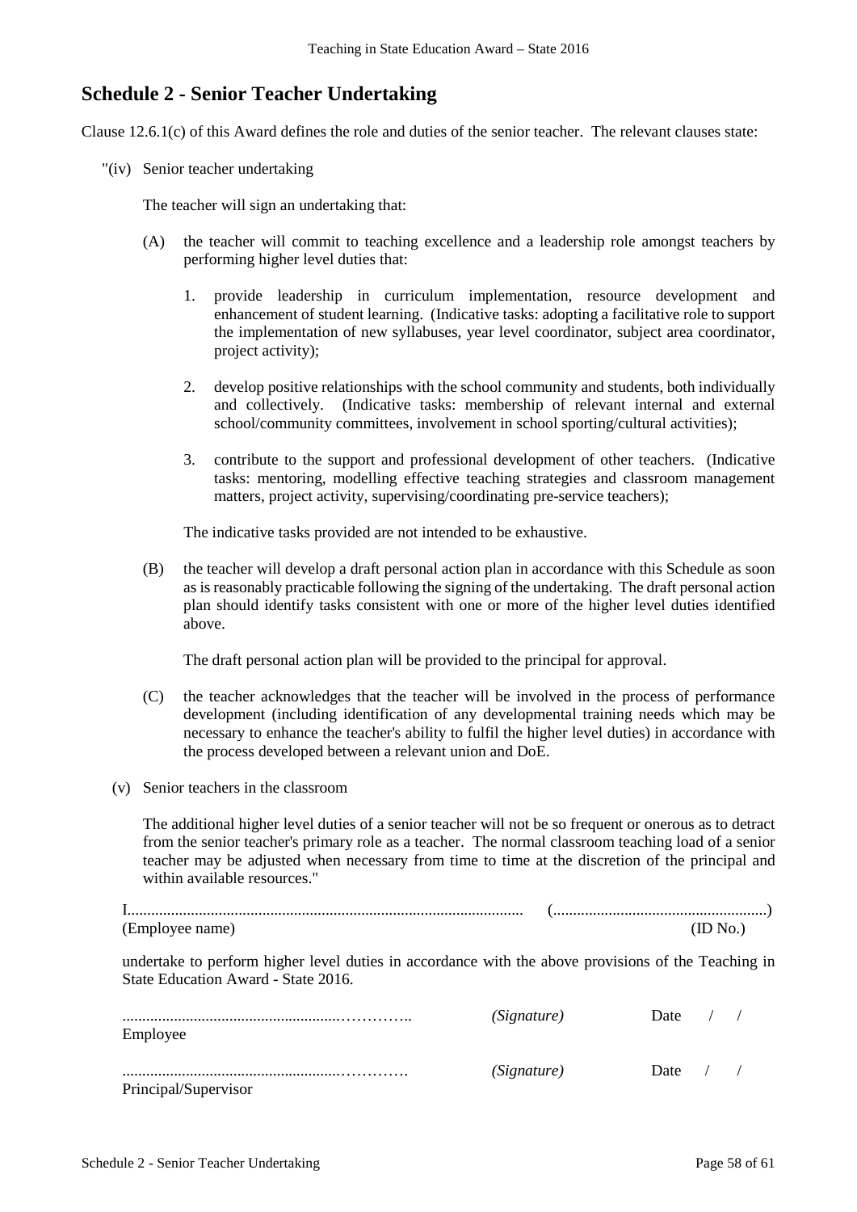## Schedule 2 - Senior Teacher Undertaking

Clause 12.6.1(c) of this Award defines the role and duties of the senior teacher. The relevant clauses state:

"(iv) Senior teacher undertaking

The teacher will sign an undertaking that:

(A) the teacher will commit to teaching excellence and a leadership role amongst teachers by performing higher level duties that:

1. provide leadership in curriculum implementation, resource development and enhancement of student learning. (Indicative tasks: adopting a facilitative role to support the implementation of new syllabuses, year level coordinator, subject area coordinator, project activity);

2. develop positive relationships with the school community and students, both individually and collectively. (Indicative tasks: membership of relevant internal and external school/community committees, involvement in school sporting/cultural activities);

3. contribute to the support and professional development of other teachers. (Indicative tasks: mentoring, modelling effective teaching strategies and classroom management matters, project activity, supervising/coordinating pre-service teachers);

The indicative tasks provided are not intended to be exhaustive.

(B) the teacher will develop a draft personal action plan in accordance with this Schedule as soon as is reasonably practicable following the signing of the undertaking. The draft personal action plan should identify tasks consistent with one or more of the higher level duties identified above.

The draft personal action plan will be provided to the principal for approval.

(C) the teacher acknowledges that the teacher will be involved in the process of performance development (including identification of any developmental training needs which may be necessary to enhance the teacher's ability to fulfil the higher level duties) in accordance with the process developed between a relevant union and DoE.

(v) Senior teachers in the classroom

The additional higher level duties of a senior teacher will not be so frequent or onerous as to detract from the senior teacher's primary role as a teacher. The normal classroom teaching load of a senior teacher may be adjusted when necessary from time to time at the discretion of the principal and within available resources."

I.................................................................................................... (......................................................)
(Employee name) (ID No.)

undertake to perform higher level duties in accordance with the above provisions of the Teaching in State Education Award - State 2016.

.......................................................…………..  *(Signature)*  Date / /
Employee

.......................................................………….  *(Signature)*  Date / /
Principal/Supervisor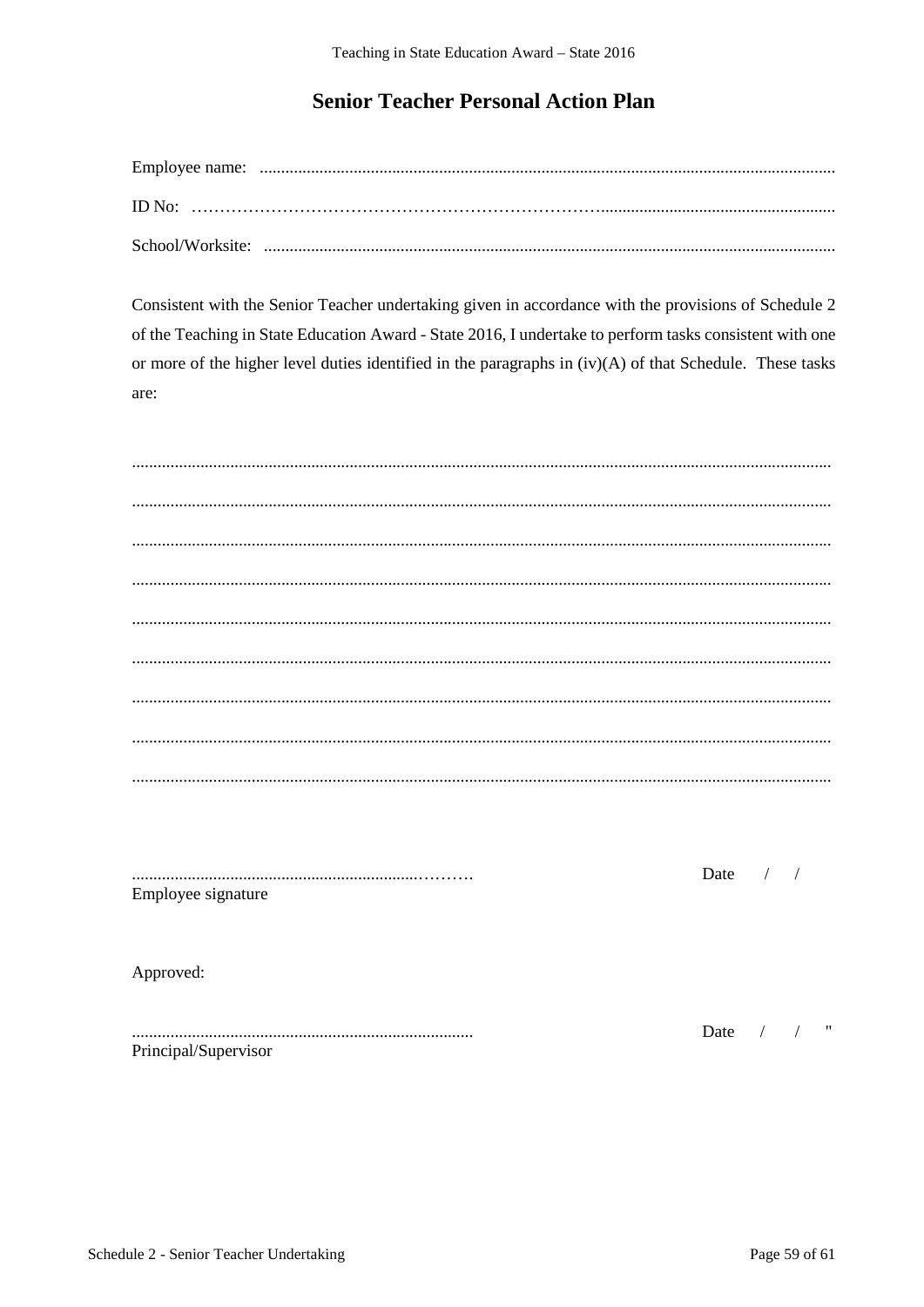# Senior Teacher Personal Action Plan

Employee name: .......................................................................................................................................

ID No: ……………………………………………………………….......................................................

School/Worksite: .....................................................................................................................................

Consistent with the Senior Teacher undertaking given in accordance with the provisions of Schedule 2 of the Teaching in State Education Award - State 2016, I undertake to perform tasks consistent with one or more of the higher level duties identified in the paragraphs in (iv)(A) of that Schedule. These tasks are:

..................................................................................................................................................

..................................................................................................................................................

..................................................................................................................................................

..................................................................................................................................................

..................................................................................................................................................

..................................................................................................................................................

..................................................................................................................................................

..................................................................................................................................................

..................................................................................................................................................

...............................................................……… Date / /

Employee signature

Approved:

................................................................................ Date / / "

Principal/Supervisor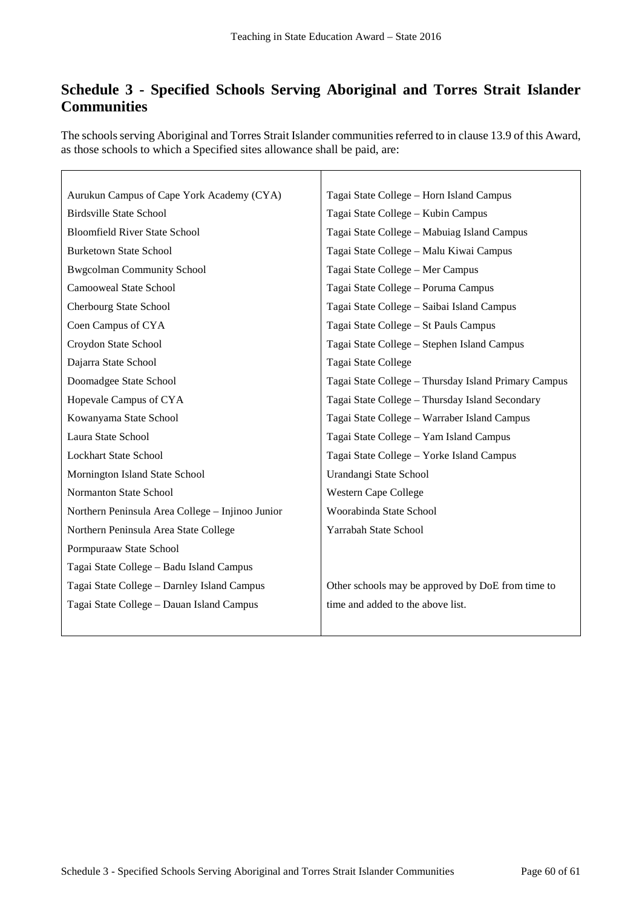## Schedule 3 - Specified Schools Serving Aboriginal and Torres Strait Islander Communities

The schools serving Aboriginal and Torres Strait Islander communities referred to in clause 13.9 of this Award, as those schools to which a Specified sites allowance shall be paid, are:

| | |
|---|---|
| Aurukun Campus of Cape York Academy (CYA) | Tagai State College – Horn Island Campus |
| Birdsville State School | Tagai State College – Kubin Campus |
| Bloomfield River State School | Tagai State College – Mabuiag Island Campus |
| Burketown State School | Tagai State College – Malu Kiwai Campus |
| Bwgcolman Community School | Tagai State College – Mer Campus |
| Camooweal State School | Tagai State College – Poruma Campus |
| Cherbourg State School | Tagai State College – Saibai Island Campus |
| Coen Campus of CYA | Tagai State College – St Pauls Campus |
| Croydon State School | Tagai State College – Stephen Island Campus |
| Dajarra State School | Tagai State College |
| Doomadgee State School | Tagai State College – Thursday Island Primary Campus |
| Hopevale Campus of CYA | Tagai State College – Thursday Island Secondary |
| Kowanyama State School | Tagai State College – Warraber Island Campus |
| Laura State School | Tagai State College – Yam Island Campus |
| Lockhart State School | Tagai State College – Yorke Island Campus |
| Mornington Island State School | Urandangi State School |
| Normanton State School | Western Cape College |
| Northern Peninsula Area College – Injinoo Junior | Woorabinda State School |
| Northern Peninsula Area State College | Yarrabah State School |
| Pormpuraaw State School | |
| Tagai State College – Badu Island Campus | |
| Tagai State College – Darnley Island Campus | Other schools may be approved by DoE from time to |
| Tagai State College – Dauan Island Campus | time and added to the above list. |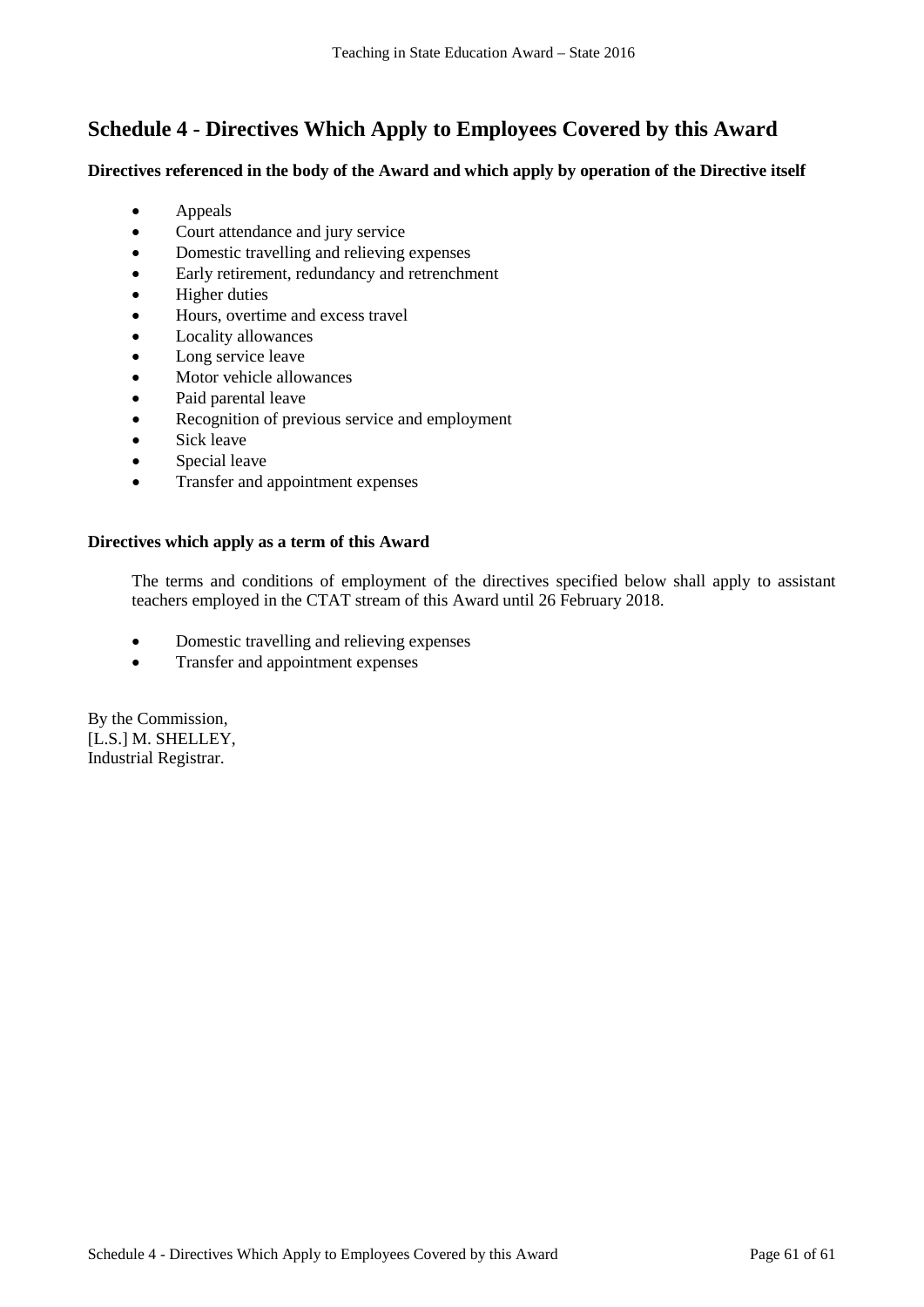## Schedule 4 - Directives Which Apply to Employees Covered by this Award

**Directives referenced in the body of the Award and which apply by operation of the Directive itself**

- Appeals
- Court attendance and jury service
- Domestic travelling and relieving expenses
- Early retirement, redundancy and retrenchment
- Higher duties
- Hours, overtime and excess travel
- Locality allowances
- Long service leave
- Motor vehicle allowances
- Paid parental leave
- Recognition of previous service and employment
- Sick leave
- Special leave
- Transfer and appointment expenses

**Directives which apply as a term of this Award**

The terms and conditions of employment of the directives specified below shall apply to assistant teachers employed in the CTAT stream of this Award until 26 February 2018.

- Domestic travelling and relieving expenses
- Transfer and appointment expenses

By the Commission,
[L.S.] M. SHELLEY,
Industrial Registrar.